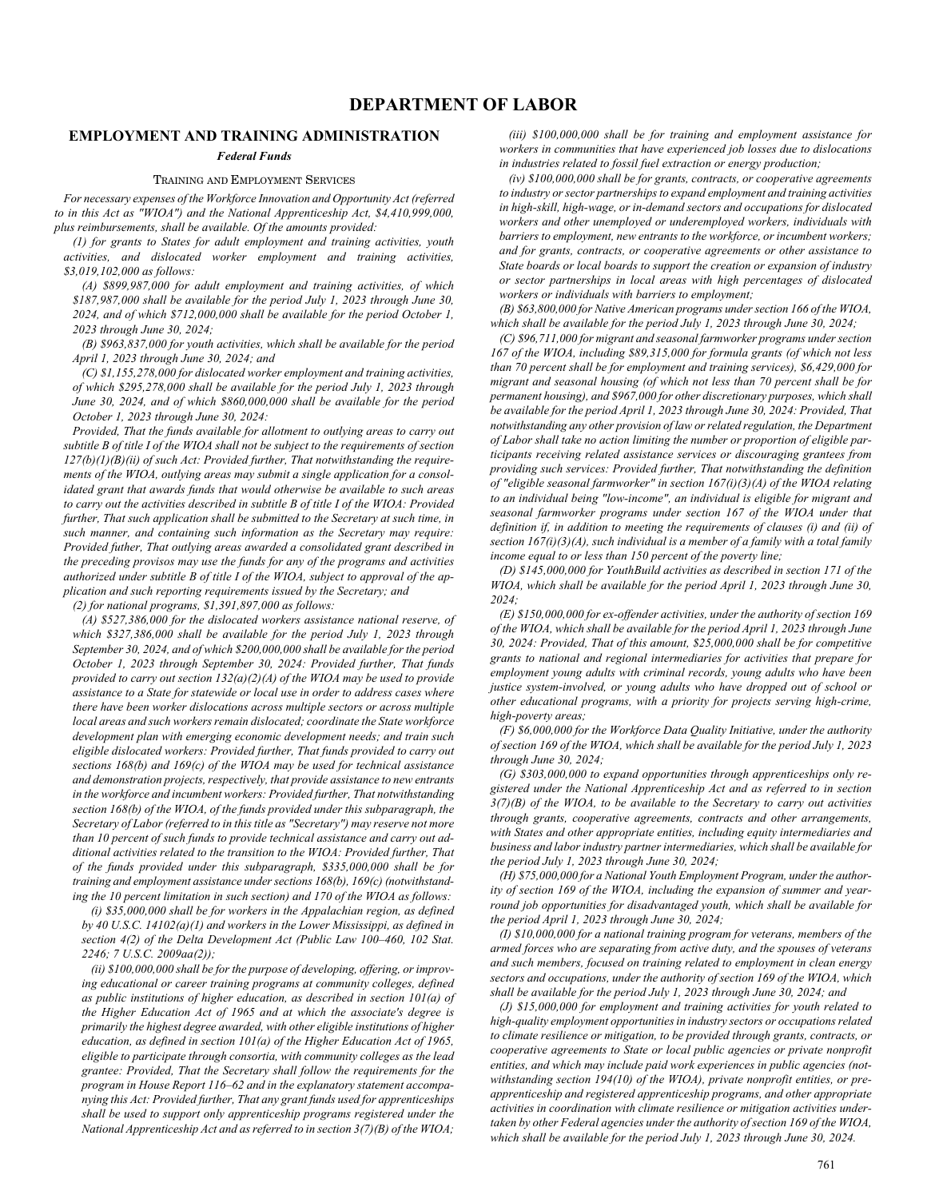# DEPARTMENT OF LABOR

## EMPLOYMENT AND TRAINING ADMINISTRATION

### *Federal Funds*

#### Training and Employment Services

*For necessary expenses of the Workforce Innovation and Opportunity Act (referred to in this Act as "WIOA") and the National Apprenticeship Act, $4,410,999,000, plus reimbursements, shall be available. Of the amounts provided:*

*(1) for grants to States for adult employment and training activities, youth activities, and dislocated worker employment and training activities, $3,019,102,000 as follows:*

*(A) $899,987,000 for adult employment and training activities, of which $187,987,000 shall be available for the period July 1, 2023 through June 30, 2024, and of which $712,000,000 shall be available for the period October 1, 2023 through June 30, 2024;*

*(B) $963,837,000 for youth activities, which shall be available for the period April 1, 2023 through June 30, 2024; and*

*(C) $1,155,278,000 for dislocated worker employment and training activities, of which $295,278,000 shall be available for the period July 1, 2023 through June 30, 2024, and of which $860,000,000 shall be available for the period October 1, 2023 through June 30, 2024:*

*Provided, That the funds available for allotment to outlying areas to carry out subtitle B of title I of the WIOA shall not be subject to the requirements of section 127(b)(1)(B)(ii) of such Act: Provided further, That notwithstanding the requirements of the WIOA, outlying areas may submit a single application for a consolidated grant that awards funds that would otherwise be available to such areas to carry out the activities described in subtitle B of title I of the WIOA: Provided further, That such application shall be submitted to the Secretary at such time, in such manner, and containing such information as the Secretary may require: Provided futher, That outlying areas awarded a consolidated grant described in the preceding provisos may use the funds for any of the programs and activities authorized under subtitle B of title I of the WIOA, subject to approval of the application and such reporting requirements issued by the Secretary; and*

*(2) for national programs, $1,391,897,000 as follows:*

*(A) $527,386,000 for the dislocated workers assistance national reserve, of which $327,386,000 shall be available for the period July 1, 2023 through September 30, 2024, and of which $200,000,000 shall be available for the period October 1, 2023 through September 30, 2024: Provided further, That funds provided to carry out section 132(a)(2)(A) of the WIOA may be used to provide assistance to a State for statewide or local use in order to address cases where there have been worker dislocations across multiple sectors or across multiple local areas and such workers remain dislocated; coordinate the State workforce development plan with emerging economic development needs; and train such eligible dislocated workers: Provided further, That funds provided to carry out sections 168(b) and 169(c) of the WIOA may be used for technical assistance and demonstration projects, respectively, that provide assistance to new entrants in the workforce and incumbent workers: Provided further, That notwithstanding section 168(b) of the WIOA, of the funds provided under this subparagraph, the Secretary of Labor (referred to in this title as "Secretary") may reserve not more than 10 percent of such funds to provide technical assistance and carry out additional activities related to the transition to the WIOA: Provided further, That of the funds provided under this subparagraph, $335,000,000 shall be for training and employment assistance under sections 168(b), 169(c) (notwithstanding the 10 percent limitation in such section) and 170 of the WIOA as follows:*

*(i) $35,000,000 shall be for workers in the Appalachian region, as defined by 40 U.S.C. 14102(a)(1) and workers in the Lower Mississippi, as defined in section 4(2) of the Delta Development Act (Public Law 100–460, 102 Stat. 2246; 7 U.S.C. 2009aa(2));*

*(ii) $100,000,000 shall be for the purpose of developing, offering, or improving educational or career training programs at community colleges, defined as public institutions of higher education, as described in section 101(a) of the Higher Education Act of 1965 and at which the associate's degree is primarily the highest degree awarded, with other eligible institutions of higher education, as defined in section 101(a) of the Higher Education Act of 1965, eligible to participate through consortia, with community colleges as the lead grantee: Provided, That the Secretary shall follow the requirements for the program in House Report 116–62 and in the explanatory statement accompanying this Act: Provided further, That any grant funds used for apprenticeships shall be used to support only apprenticeship programs registered under the National Apprenticeship Act and as referred to in section 3(7)(B) of the WIOA;*

*(iii) $100,000,000 shall be for training and employment assistance for workers in communities that have experienced job losses due to dislocations in industries related to fossil fuel extraction or energy production;*

*(iv) $100,000,000 shall be for grants, contracts, or cooperative agreements to industry or sector partnerships to expand employment and training activities in high-skill, high-wage, or in-demand sectors and occupations for dislocated workers and other unemployed or underemployed workers, individuals with barriers to employment, new entrants to the workforce, or incumbent workers; and for grants, contracts, or cooperative agreements or other assistance to State boards or local boards to support the creation or expansion of industry or sector partnerships in local areas with high percentages of dislocated workers or individuals with barriers to employment;*

*(B) $63,800,000 for Native American programs under section 166 of the WIOA, which shall be available for the period July 1, 2023 through June 30, 2024;*

*(C) $96,711,000 for migrant and seasonal farmworker programs under section 167 of the WIOA, including $89,315,000 for formula grants (of which not less than 70 percent shall be for employment and training services), $6,429,000 for migrant and seasonal housing (of which not less than 70 percent shall be for permanent housing), and $967,000 for other discretionary purposes, which shall be available for the period April 1, 2023 through June 30, 2024: Provided, That notwithstanding any other provision of law or related regulation, the Department of Labor shall take no action limiting the number or proportion of eligible participants receiving related assistance services or discouraging grantees from providing such services: Provided further, That notwithstanding the definition of "eligible seasonal farmworker" in section 167(i)(3)(A) of the WIOA relating to an individual being "low-income", an individual is eligible for migrant and seasonal farmworker programs under section 167 of the WIOA under that definition if, in addition to meeting the requirements of clauses (i) and (ii) of section 167(i)(3)(A), such individual is a member of a family with a total family income equal to or less than 150 percent of the poverty line;*

*(D) $145,000,000 for YouthBuild activities as described in section 171 of the WIOA, which shall be available for the period April 1, 2023 through June 30, 2024;*

*(E) $150,000,000 for ex-offender activities, under the authority of section 169 of the WIOA, which shall be available for the period April 1, 2023 through June 30, 2024: Provided, That of this amount, $25,000,000 shall be for competitive grants to national and regional intermediaries for activities that prepare for employment young adults with criminal records, young adults who have been justice system-involved, or young adults who have dropped out of school or other educational programs, with a priority for projects serving high-crime, high-poverty areas;*

*(F) $6,000,000 for the Workforce Data Quality Initiative, under the authority of section 169 of the WIOA, which shall be available for the period July 1, 2023 through June 30, 2024;*

*(G) $303,000,000 to expand opportunities through apprenticeships only registered under the National Apprenticeship Act and as referred to in section 3(7)(B) of the WIOA, to be available to the Secretary to carry out activities through grants, cooperative agreements, contracts and other arrangements, with States and other appropriate entities, including equity intermediaries and business and labor industry partner intermediaries, which shall be available for the period July 1, 2023 through June 30, 2024;*

*(H) $75,000,000 for a National Youth Employment Program, under the authority of section 169 of the WIOA, including the expansion of summer and year-round job opportunities for disadvantaged youth, which shall be available for the period April 1, 2023 through June 30, 2024;*

*(I) $10,000,000 for a national training program for veterans, members of the armed forces who are separating from active duty, and the spouses of veterans and such members, focused on training related to employment in clean energy sectors and occupations, under the authority of section 169 of the WIOA, which shall be available for the period July 1, 2023 through June 30, 2024; and*

*(J) $15,000,000 for employment and training activities for youth related to high-quality employment opportunities in industry sectors or occupations related to climate resilience or mitigation, to be provided through grants, contracts, or cooperative agreements to State or local public agencies or private nonprofit entities, and which may include paid work experiences in public agencies (notwithstanding section 194(10) of the WIOA), private nonprofit entities, or pre-apprenticeship and registered apprenticeship programs, and other appropriate activities in coordination with climate resilience or mitigation activities undertaken by other Federal agencies under the authority of section 169 of the WIOA, which shall be available for the period July 1, 2023 through June 30, 2024.*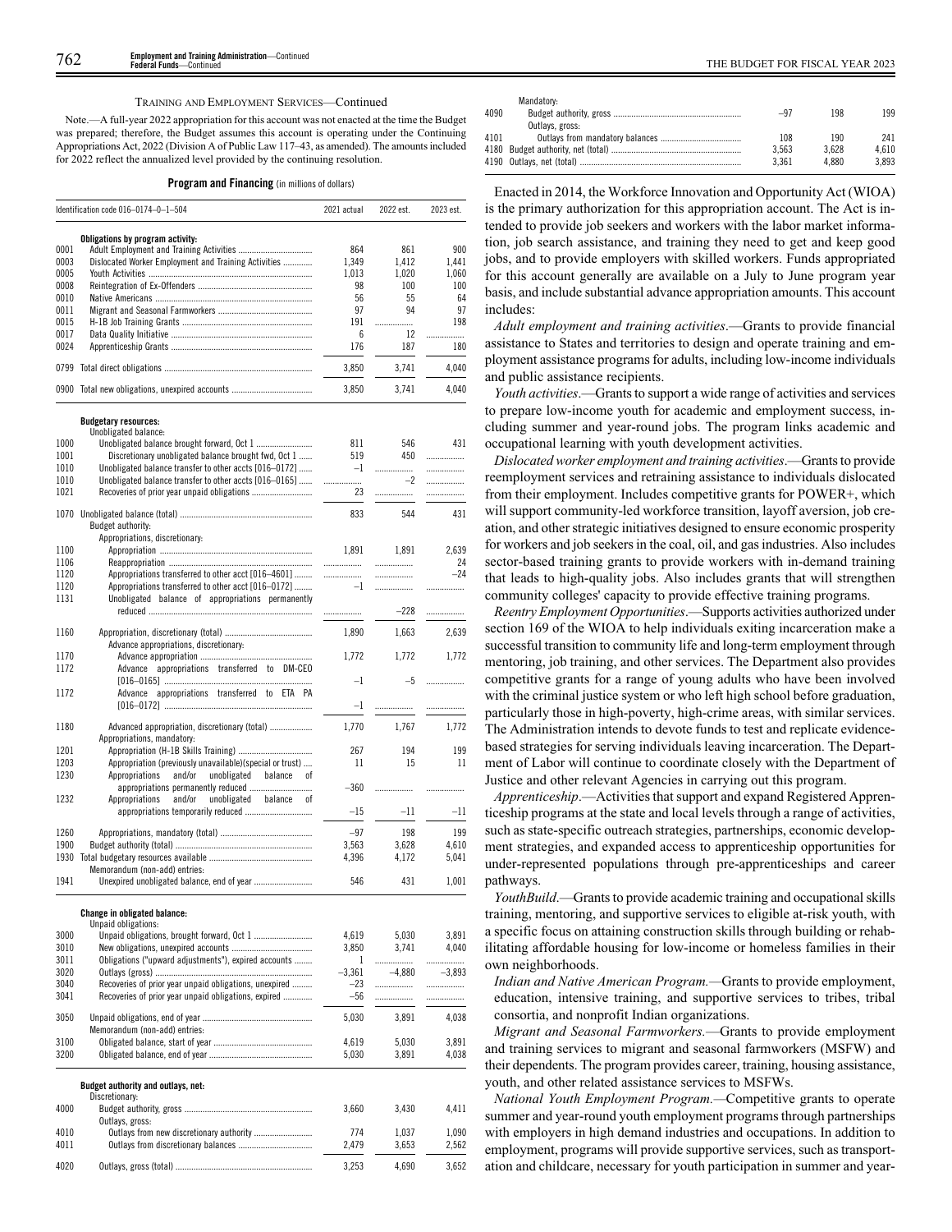TRAINING AND EMPLOYMENT SERVICES—Continued

Note.—A full-year 2022 appropriation for this account was not enacted at the time the Budget was prepared; therefore, the Budget assumes this account is operating under the Continuing Appropriations Act, 2022 (Division A of Public Law 117–43, as amended). The amounts included for 2022 reflect the annualized level provided by the continuing resolution.

**Program and Financing** (in millions of dollars)

| Identification code 016–0174–0–1–504 | | 2021 actual | 2022 est. | 2023 est. |
|---|---|---|---|---|
| | **Obligations by program activity:** | | | |
| 0001 | Adult Employment and Training Activities | 864 | 861 | 900 |
| 0003 | Dislocated Worker Employment and Training Activities | 1,349 | 1,412 | 1,441 |
| 0005 | Youth Activities | 1,013 | 1,020 | 1,060 |
| 0008 | Reintegration of Ex-Offenders | 98 | 100 | 100 |
| 0010 | Native Americans | 56 | 55 | 64 |
| 0011 | Migrant and Seasonal Farmworkers | 97 | 94 | 97 |
| 0015 | H-1B Job Training Grants | 191 | | 198 |
| 0017 | Data Quality Initiative | 6 | 12 | |
| 0024 | Apprenticeship Grants | 176 | 187 | 180 |
| 0799 | Total direct obligations | 3,850 | 3,741 | 4,040 |
| 0900 | Total new obligations, unexpired accounts | 3,850 | 3,741 | 4,040 |
| | **Budgetary resources:** | | | |
| | Unobligated balance: | | | |
| 1000 | Unobligated balance brought forward, Oct 1 | 811 | 546 | 431 |
| 1001 | Discretionary unobligated balance brought fwd, Oct 1 | 519 | 450 | |
| 1010 | Unobligated balance transfer to other accts [016–0172] | –1 | | |
| 1010 | Unobligated balance transfer to other accts [016–0165] | | –2 | |
| 1021 | Recoveries of prior year unpaid obligations | 23 | | |
| 1070 | Unobligated balance (total) | 833 | 544 | 431 |
| | Budget authority: | | | |
| | Appropriations, discretionary: | | | |
| 1100 | Appropriation | 1,891 | 1,891 | 2,639 |
| 1106 | Reappropriation | | | 24 |
| 1120 | Appropriations transferred to other acct [016–4601] | | | –24 |
| 1120 | Appropriations transferred to other acct [016–0172] | –1 | | |
| 1131 | Unobligated balance of appropriations permanently reduced | | –228 | |
| 1160 | Appropriation, discretionary (total) | 1,890 | 1,663 | 2,639 |
| | Advance appropriations, discretionary: | | | |
| 1170 | Advance appropriation | 1,772 | 1,772 | 1,772 |
| 1172 | Advance appropriations transferred to DM-CEO [016–0165] | –1 | –5 | |
| 1172 | Advance appropriations transferred to ETA PA [016–0172] | –1 | | |
| 1180 | Advanced appropriation, discretionary (total) | 1,770 | 1,767 | 1,772 |
| | Appropriations, mandatory: | | | |
| 1201 | Appropriation (H-1B Skills Training) | 267 | 194 | 199 |
| 1203 | Appropriation (previously unavailable)(special or trust) | 11 | 15 | 11 |
| 1230 | Appropriations and/or unobligated balance of appropriations permanently reduced | –360 | | |
| 1232 | Appropriations and/or unobligated balance of appropriations temporarily reduced | –15 | –11 | –11 |
| 1260 | Appropriations, mandatory (total) | –97 | 198 | 199 |
| 1900 | Budget authority (total) | 3,563 | 3,628 | 4,610 |
| 1930 | Total budgetary resources available | 4,396 | 4,172 | 5,041 |
| | Memorandum (non-add) entries: | | | |
| 1941 | Unexpired unobligated balance, end of year | 546 | 431 | 1,001 |
| | **Change in obligated balance:** | | | |
| | Unpaid obligations: | | | |
| 3000 | Unpaid obligations, brought forward, Oct 1 | 4,619 | 5,030 | 3,891 |
| 3010 | New obligations, unexpired accounts | 3,850 | 3,741 | 4,040 |
| 3011 | Obligations ("upward adjustments"), expired accounts | 1 | | |
| 3020 | Outlays (gross) | –3,361 | –4,880 | –3,893 |
| 3040 | Recoveries of prior year unpaid obligations, unexpired | –23 | | |
| 3041 | Recoveries of prior year unpaid obligations, expired | –56 | | |
| 3050 | Unpaid obligations, end of year | 5,030 | 3,891 | 4,038 |
| | Memorandum (non-add) entries: | | | |
| 3100 | Obligated balance, start of year | 4,619 | 5,030 | 3,891 |
| 3200 | Obligated balance, end of year | 5,030 | 3,891 | 4,038 |
| | **Budget authority and outlays, net:** | | | |
| | Discretionary: | | | |
| 4000 | Budget authority, gross | 3,660 | 3,430 | 4,411 |
| | Outlays, gross: | | | |
| 4010 | Outlays from new discretionary authority | 774 | 1,037 | 1,090 |
| 4011 | Outlays from discretionary balances | 2,479 | 3,653 | 2,562 |
| 4020 | Outlays, gross (total) | 3,253 | 4,690 | 3,652 |
| | Mandatory: | | | |
| 4090 | Budget authority, gross | –97 | 198 | 199 |
| | Outlays, gross: | | | |
| 4101 | Outlays from mandatory balances | 108 | 190 | 241 |
| 4180 | Budget authority, net (total) | 3,563 | 3,628 | 4,610 |
| 4190 | Outlays, net (total) | 3,361 | 4,880 | 3,893 |

Enacted in 2014, the Workforce Innovation and Opportunity Act (WIOA) is the primary authorization for this appropriation account. The Act is intended to provide job seekers and workers with the labor market information, job search assistance, and training they need to get and keep good jobs, and to provide employers with skilled workers. Funds appropriated for this account generally are available on a July to June program year basis, and include substantial advance appropriation amounts. This account includes:

*Adult employment and training activities*.—Grants to provide financial assistance to States and territories to design and operate training and employment assistance programs for adults, including low-income individuals and public assistance recipients.

*Youth activities*.—Grants to support a wide range of activities and services to prepare low-income youth for academic and employment success, including summer and year-round jobs. The program links academic and occupational learning with youth development activities.

*Dislocated worker employment and training activities*.—Grants to provide reemployment services and retraining assistance to individuals dislocated from their employment. Includes competitive grants for POWER+, which will support community-led workforce transition, layoff aversion, job creation, and other strategic initiatives designed to ensure economic prosperity for workers and job seekers in the coal, oil, and gas industries. Also includes sector-based training grants to provide workers with in-demand training that leads to high-quality jobs. Also includes grants that will strengthen community colleges' capacity to provide effective training programs.

*Reentry Employment Opportunities*.—Supports activities authorized under section 169 of the WIOA to help individuals exiting incarceration make a successful transition to community life and long-term employment through mentoring, job training, and other services. The Department also provides competitive grants for a range of young adults who have been involved with the criminal justice system or who left high school before graduation, particularly those in high-poverty, high-crime areas, with similar services. The Administration intends to devote funds to test and replicate evidence-based strategies for serving individuals leaving incarceration. The Department of Labor will continue to coordinate closely with the Department of Justice and other relevant Agencies in carrying out this program.

*Apprenticeship*.—Activities that support and expand Registered Apprenticeship programs at the state and local levels through a range of activities, such as state-specific outreach strategies, partnerships, economic development strategies, and expanded access to apprenticeship opportunities for under-represented populations through pre-apprenticeships and career pathways.

*YouthBuild*.—Grants to provide academic training and occupational skills training, mentoring, and supportive services to eligible at-risk youth, with a specific focus on attaining construction skills through building or rehabilitating affordable housing for low-income or homeless families in their own neighborhoods.

*Indian and Native American Program.*—Grants to provide employment, education, intensive training, and supportive services to tribes, tribal consortia, and nonprofit Indian organizations.

*Migrant and Seasonal Farmworkers*.—Grants to provide employment and training services to migrant and seasonal farmworkers (MSFW) and their dependents. The program provides career, training, housing assistance, youth, and other related assistance services to MSFWs.

*National Youth Employment Program.*—Competitive grants to operate summer and year-round youth employment programs through partnerships with employers in high demand industries and occupations. In addition to employment, programs will provide supportive services, such as transportation and childcare, necessary for youth participation in summer and year-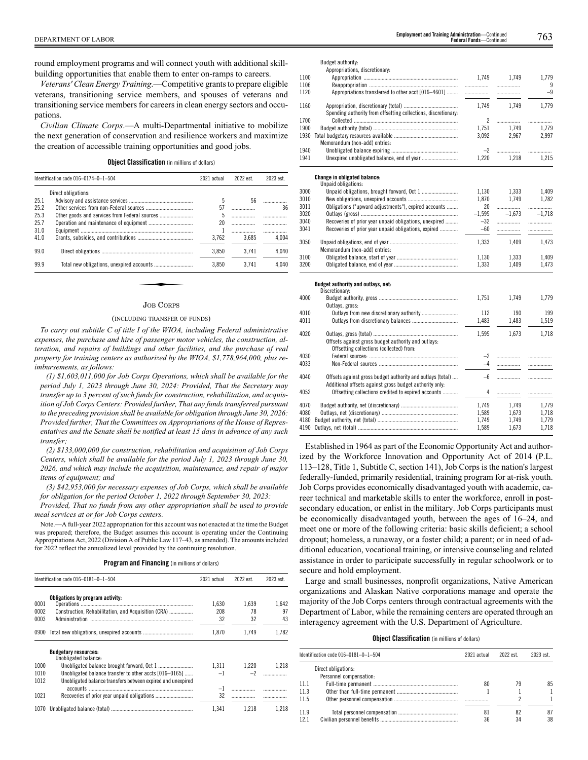round employment programs and will connect youth with additional skill-building opportunities that enable them to enter on-ramps to careers.

*Veterans' Clean Energy Training.*—Competitive grants to prepare eligible veterans, transitioning service members, and spouses of veterans and transitioning service members for careers in clean energy sectors and occupations.

*Civilian Climate Corps.*—A multi-Departmental initiative to mobilize the next generation of conservation and resilience workers and maximize the creation of accessible training opportunities and good jobs.

**Object Classification** (in millions of dollars)

| Identification code 016–0174–0–1–504 | | 2021 actual | 2022 est. | 2023 est. |
|---|---|---|---|---|
| | Direct obligations: | | | |
| 25.1 | Advisory and assistance services | 5 | 56 | |
| 25.2 | Other services from non-Federal sources | 57 | | 36 |
| 25.3 | Other goods and services from Federal sources | 5 | | |
| 25.7 | Operation and maintenance of equipment | 20 | | |
| 31.0 | Equipment | 1 | | |
| 41.0 | Grants, subsidies, and contributions | 3,762 | 3,685 | 4,004 |
| 99.0 | Direct obligations | 3,850 | 3,741 | 4,040 |
| 99.9 | Total new obligations, unexpired accounts | 3,850 | 3,741 | 4,040 |

## Job Corps

(INCLUDING TRANSFER OF FUNDS)

*To carry out subtitle C of title I of the WIOA, including Federal administrative expenses, the purchase and hire of passenger motor vehicles, the construction, alteration, and repairs of buildings and other facilities, and the purchase of real property for training centers as authorized by the WIOA, $1,778,964,000, plus reimbursements, as follows:*

*(1) $1,603,011,000 for Job Corps Operations, which shall be available for the period July 1, 2023 through June 30, 2024: Provided, That the Secretary may transfer up to 3 percent of such funds for construction, rehabilitation, and acquisition of Job Corps Centers: Provided further, That any funds transferred pursuant to the preceding provision shall be available for obligation through June 30, 2026: Provided further, That the Committees on Appropriations of the House of Representatives and the Senate shall be notified at least 15 days in advance of any such transfer;*

*(2) $133,000,000 for construction, rehabilitation and acquisition of Job Corps Centers, which shall be available for the period July 1, 2023 through June 30, 2026, and which may include the acquisition, maintenance, and repair of major items of equipment; and*

*(3) $42,953,000 for necessary expenses of Job Corps, which shall be available for obligation for the period October 1, 2022 through September 30, 2023:*

*Provided, That no funds from any other appropriation shall be used to provide meal services at or for Job Corps centers.*

Note.—A full-year 2022 appropriation for this account was not enacted at the time the Budget was prepared; therefore, the Budget assumes this account is operating under the Continuing Appropriations Act, 2022 (Division A of Public Law 117–43, as amended). The amounts included for 2022 reflect the annualized level provided by the continuing resolution.

**Program and Financing** (in millions of dollars)

| Identification code 016–0181–0–1–504 | | 2021 actual | 2022 est. | 2023 est. |
|---|---|---|---|---|
| | **Obligations by program activity:** | | | |
| 0001 | Operations | 1,630 | 1,639 | 1,642 |
| 0002 | Construction, Rehabilitation, and Acquisition (CRA) | 208 | 78 | 97 |
| 0003 | Administration | 32 | 32 | 43 |
| 0900 | Total new obligations, unexpired accounts | 1,870 | 1,749 | 1,782 |
| | **Budgetary resources:** | | | |
| | Unobligated balance: | | | |
| 1000 | Unobligated balance brought forward, Oct 1 | 1,311 | 1,220 | 1,218 |
| 1010 | Unobligated balance transfer to other accts [016–0165] | –1 | –2 | |
| 1012 | Unobligated balance transfers between expired and unexpired accounts | –1 | | |
| 1021 | Recoveries of prior year unpaid obligations | 32 | | |
| 1070 | Unobligated balance (total) | 1,341 | 1,218 | 1,218 |
| | Budget authority: | | | |
| | Appropriations, discretionary: | | | |
| 1100 | Appropriation | 1,749 | 1,749 | 1,779 |
| 1106 | Reappropriation | | | 9 |
| 1120 | Appropriations transferred to other acct [016–4601] | | | –9 |
| 1160 | Appropriation, discretionary (total) | 1,749 | 1,749 | 1,779 |
| | Spending authority from offsetting collections, discretionary: | | | |
| 1700 | Collected | 2 | | |
| 1900 | Budget authority (total) | 1,751 | 1,749 | 1,779 |
| 1930 | Total budgetary resources available | 3,092 | 2,967 | 2,997 |
| | Memorandum (non-add) entries: | | | |
| 1940 | Unobligated balance expiring | –2 | | |
| 1941 | Unexpired unobligated balance, end of year | 1,220 | 1,218 | 1,215 |
| | **Change in obligated balance:** | | | |
| | Unpaid obligations: | | | |
| 3000 | Unpaid obligations, brought forward, Oct 1 | 1,130 | 1,333 | 1,409 |
| 3010 | New obligations, unexpired accounts | 1,870 | 1,749 | 1,782 |
| 3011 | Obligations ("upward adjustments"), expired accounts | 20 | | |
| 3020 | Outlays (gross) | –1,595 | –1,673 | –1,718 |
| 3040 | Recoveries of prior year unpaid obligations, unexpired | –32 | | |
| 3041 | Recoveries of prior year unpaid obligations, expired | –60 | | |
| 3050 | Unpaid obligations, end of year | 1,333 | 1,409 | 1,473 |
| | Memorandum (non-add) entries: | | | |
| 3100 | Obligated balance, start of year | 1,130 | 1,333 | 1,409 |
| 3200 | Obligated balance, end of year | 1,333 | 1,409 | 1,473 |
| | **Budget authority and outlays, net:** | | | |
| | Discretionary: | | | |
| 4000 | Budget authority, gross | 1,751 | 1,749 | 1,779 |
| | Outlays, gross: | | | |
| 4010 | Outlays from new discretionary authority | 112 | 190 | 199 |
| 4011 | Outlays from discretionary balances | 1,483 | 1,483 | 1,519 |
| 4020 | Outlays, gross (total) | 1,595 | 1,673 | 1,718 |
| | Offsets against gross budget authority and outlays: | | | |
| | Offsetting collections (collected) from: | | | |
| 4030 | Federal sources: | –2 | | |
| 4033 | Non-Federal sources | –4 | | |
| 4040 | Offsets against gross budget authority and outlays (total) | –6 | | |
| | Additional offsets against gross budget authority only: | | | |
| 4052 | Offsetting collections credited to expired accounts | 4 | | |
| 4070 | Budget authority, net (discretionary) | 1,749 | 1,749 | 1,779 |
| 4080 | Outlays, net (discretionary) | 1,589 | 1,673 | 1,718 |
| 4180 | Budget authority, net (total) | 1,749 | 1,749 | 1,779 |
| 4190 | Outlays, net (total) | 1,589 | 1,673 | 1,718 |

Established in 1964 as part of the Economic Opportunity Act and authorized by the Workforce Innovation and Opportunity Act of 2014 (P.L. 113–128, Title 1, Subtitle C, section 141), Job Corps is the nation's largest federally-funded, primarily residential, training program for at-risk youth. Job Corps provides economically disadvantaged youth with academic, career technical and marketable skills to enter the workforce, enroll in post-secondary education, or enlist in the military. Job Corps participants must be economically disadvantaged youth, between the ages of 16–24, and meet one or more of the following criteria: basic skills deficient; a school dropout; homeless, a runaway, or a foster child; a parent; or in need of additional education, vocational training, or intensive counseling and related assistance in order to participate successfully in regular schoolwork or to secure and hold employment.

Large and small businesses, nonprofit organizations, Native American organizations and Alaskan Native corporations manage and operate the majority of the Job Corps centers through contractual agreements with the Department of Labor, while the remaining centers are operated through an interagency agreement with the U.S. Department of Agriculture.

**Object Classification** (in millions of dollars)

| Identification code 016–0181–0–1–504 | | 2021 actual | 2022 est. | 2023 est. |
|---|---|---|---|---|
| | Direct obligations: | | | |
| | Personnel compensation: | | | |
| 11.1 | Full-time permanent | 80 | 79 | 85 |
| 11.3 | Other than full-time permanent | 1 | 1 | 1 |
| 11.5 | Other personnel compensation | | 2 | 1 |
| 11.9 | Total personnel compensation | 81 | 82 | 87 |
| 12.1 | Civilian personnel benefits | 36 | 34 | 38 |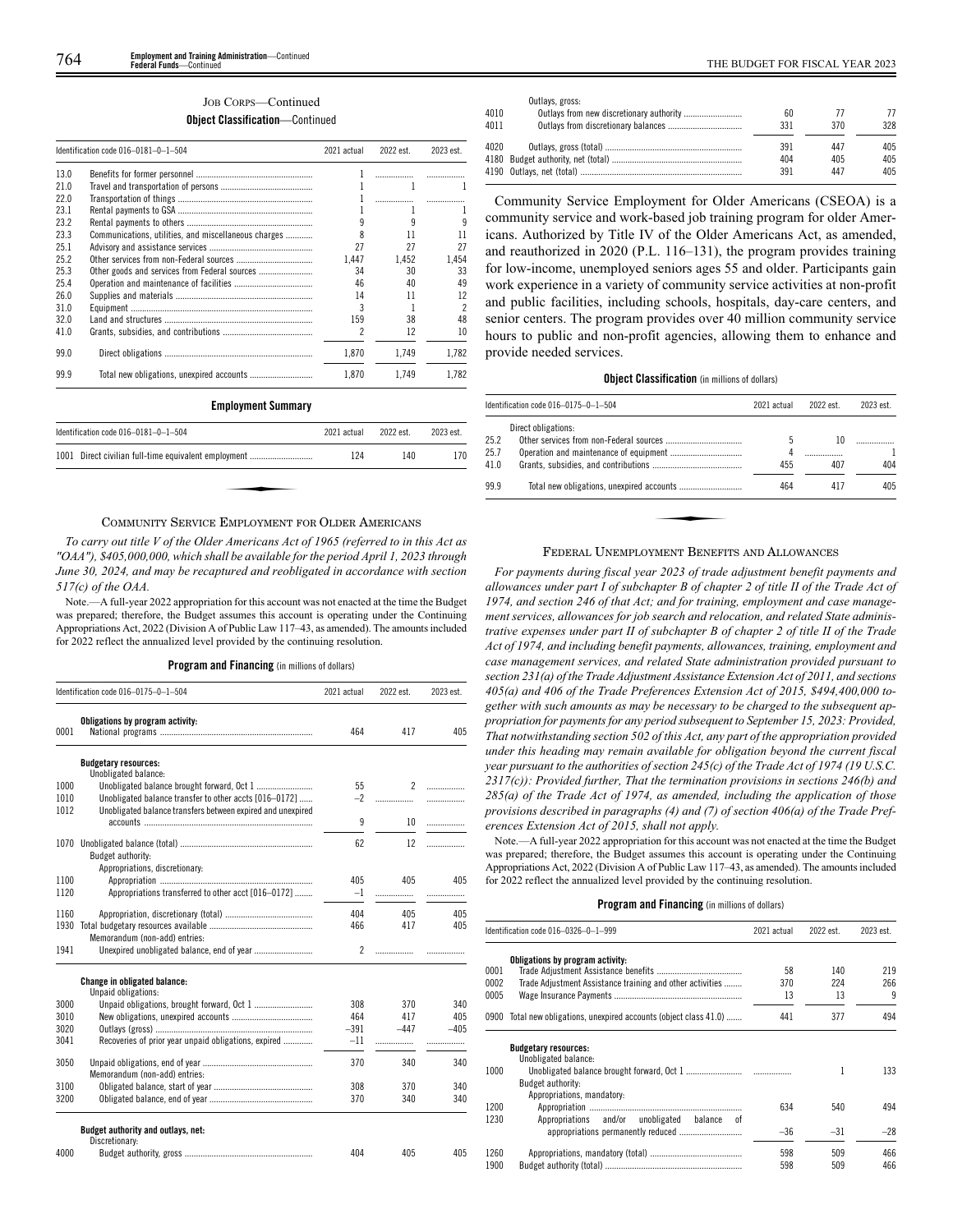### JOB CORPS—Continued

**Object Classification—Continued**

| Identification code 016–0181–0–1–504 | | 2021 actual | 2022 est. | 2023 est. |
|---|---|---|---|---|
| 13.0 | Benefits for former personnel | 1 | | |
| 21.0 | Travel and transportation of persons | 1 | 1 | 1 |
| 22.0 | Transportation of things | 1 | | |
| 23.1 | Rental payments to GSA | 1 | 1 | 1 |
| 23.2 | Rental payments to others | 9 | 9 | 9 |
| 23.3 | Communications, utilities, and miscellaneous charges | 8 | 11 | 11 |
| 25.1 | Advisory and assistance services | 27 | 27 | 27 |
| 25.2 | Other services from non-Federal sources | 1,447 | 1,452 | 1,454 |
| 25.3 | Other goods and services from Federal sources | 34 | 30 | 33 |
| 25.4 | Operation and maintenance of facilities | 46 | 40 | 49 |
| 26.0 | Supplies and materials | 14 | 11 | 12 |
| 31.0 | Equipment | 3 | 1 | 2 |
| 32.0 | Land and structures | 159 | 38 | 48 |
| 41.0 | Grants, subsidies, and contributions | 2 | 12 | 10 |
| 99.0 | Direct obligations | 1,870 | 1,749 | 1,782 |
| 99.9 | Total new obligations, unexpired accounts | 1,870 | 1,749 | 1,782 |

**Employment Summary**

| Identification code 016–0181–0–1–504 | | 2021 actual | 2022 est. | 2023 est. |
|---|---|---|---|---|
| 1001 | Direct civilian full-time equivalent employment | 124 | 140 | 170 |

### COMMUNITY SERVICE EMPLOYMENT FOR OLDER AMERICANS

*To carry out title V of the Older Americans Act of 1965 (referred to in this Act as "OAA"), $405,000,000, which shall be available for the period April 1, 2023 through June 30, 2024, and may be recaptured and reobligated in accordance with section 517(c) of the OAA.*

Note.—A full-year 2022 appropriation for this account was not enacted at the time the Budget was prepared; therefore, the Budget assumes this account is operating under the Continuing Appropriations Act, 2022 (Division A of Public Law 117–43, as amended). The amounts included for 2022 reflect the annualized level provided by the continuing resolution.

**Program and Financing** (in millions of dollars)

| Identification code 016–0175–0–1–504 | | 2021 actual | 2022 est. | 2023 est. |
|---|---|---|---|---|
| | **Obligations by program activity:** | | | |
| 0001 | National programs | 464 | 417 | 405 |
| | **Budgetary resources:** | | | |
| | Unobligated balance: | | | |
| 1000 | Unobligated balance brought forward, Oct 1 | 55 | 2 | |
| 1010 | Unobligated balance transfer to other accts [016–0172] | –2 | | |
| 1012 | Unobligated balance transfers between expired and unexpired accounts | 9 | 10 | |
| 1070 | Unobligated balance (total) | 62 | 12 | |
| | Budget authority: | | | |
| | Appropriations, discretionary: | | | |
| 1100 | Appropriation | 405 | 405 | 405 |
| 1120 | Appropriations transferred to other acct [016–0172] | –1 | | |
| 1160 | Appropriation, discretionary (total) | 404 | 405 | 405 |
| 1930 | Total budgetary resources available | 466 | 417 | 405 |
| | Memorandum (non-add) entries: | | | |
| 1941 | Unexpired unobligated balance, end of year | 2 | | |
| | **Change in obligated balance:** | | | |
| | Unpaid obligations: | | | |
| 3000 | Unpaid obligations, brought forward, Oct 1 | 308 | 370 | 340 |
| 3010 | New obligations, unexpired accounts | 464 | 417 | 405 |
| 3020 | Outlays (gross) | –391 | –447 | –405 |
| 3041 | Recoveries of prior year unpaid obligations, expired | –11 | | |
| 3050 | Unpaid obligations, end of year | 370 | 340 | 340 |
| | Memorandum (non-add) entries: | | | |
| 3100 | Obligated balance, start of year | 308 | 370 | 340 |
| 3200 | Obligated balance, end of year | 370 | 340 | 340 |
| | **Budget authority and outlays, net:** | | | |
| | Discretionary: | | | |
| 4000 | Budget authority, gross | 404 | 405 | 405 |
| | Outlays, gross: | | | |
| 4010 | Outlays from new discretionary authority | 60 | 77 | 77 |
| 4011 | Outlays from discretionary balances | 331 | 370 | 328 |
| 4020 | Outlays, gross (total) | 391 | 447 | 405 |
| 4180 | Budget authority, net (total) | 404 | 405 | 405 |
| 4190 | Outlays, net (total) | 391 | 447 | 405 |

Community Service Employment for Older Americans (CSEOA) is a community service and work-based job training program for older Americans. Authorized by Title IV of the Older Americans Act, as amended, and reauthorized in 2020 (P.L. 116–131), the program provides training for low-income, unemployed seniors ages 55 and older. Participants gain work experience in a variety of community service activities at non-profit and public facilities, including schools, hospitals, day-care centers, and senior centers. The program provides over 40 million community service hours to public and non-profit agencies, allowing them to enhance and provide needed services.

**Object Classification** (in millions of dollars)

| Identification code 016–0175–0–1–504 | | 2021 actual | 2022 est. | 2023 est. |
|---|---|---|---|---|
| | Direct obligations: | | | |
| 25.2 | Other services from non-Federal sources | 5 | 10 | |
| 25.7 | Operation and maintenance of equipment | 4 | | 1 |
| 41.0 | Grants, subsidies, and contributions | 455 | 407 | 404 |
| 99.9 | Total new obligations, unexpired accounts | 464 | 417 | 405 |

### FEDERAL UNEMPLOYMENT BENEFITS AND ALLOWANCES

*For payments during fiscal year 2023 of trade adjustment benefit payments and allowances under part I of subchapter B of chapter 2 of title II of the Trade Act of 1974, and section 246 of that Act; and for training, employment and case management services, allowances for job search and relocation, and related State administrative expenses under part II of subchapter B of chapter 2 of title II of the Trade Act of 1974, and including benefit payments, allowances, training, employment and case management services, and related State administration provided pursuant to section 231(a) of the Trade Adjustment Assistance Extension Act of 2011, and sections 405(a) and 406 of the Trade Preferences Extension Act of 2015, $494,400,000 together with such amounts as may be necessary to be charged to the subsequent appropriation for payments for any period subsequent to September 15, 2023: Provided, That notwithstanding section 502 of this Act, any part of the appropriation provided under this heading may remain available for obligation beyond the current fiscal year pursuant to the authorities of section 245(c) of the Trade Act of 1974 (19 U.S.C. 2317(c)): Provided further, That the termination provisions in sections 246(b) and 285(a) of the Trade Act of 1974, as amended, including the application of those provisions described in paragraphs (4) and (7) of section 406(a) of the Trade Preferences Extension Act of 2015, shall not apply.*

Note.—A full-year 2022 appropriation for this account was not enacted at the time the Budget was prepared; therefore, the Budget assumes this account is operating under the Continuing Appropriations Act, 2022 (Division A of Public Law 117–43, as amended). The amounts included for 2022 reflect the annualized level provided by the continuing resolution.

**Program and Financing** (in millions of dollars)

| Identification code 016–0326–0–1–999 | | 2021 actual | 2022 est. | 2023 est. |
|---|---|---|---|---|
| | **Obligations by program activity:** | | | |
| 0001 | Trade Adjustment Assistance benefits | 58 | 140 | 219 |
| 0002 | Trade Adjustment Assistance training and other activities | 370 | 224 | 266 |
| 0005 | Wage Insurance Payments | 13 | 13 | 9 |
| 0900 | Total new obligations, unexpired accounts (object class 41.0) | 441 | 377 | 494 |
| | **Budgetary resources:** | | | |
| | Unobligated balance: | | | |
| 1000 | Unobligated balance brought forward, Oct 1 | | 1 | 133 |
| | Budget authority: | | | |
| | Appropriations, mandatory: | | | |
| 1200 | Appropriation | 634 | 540 | 494 |
| 1230 | Appropriations and/or unobligated balance of appropriations permanently reduced | –36 | –31 | –28 |
| 1260 | Appropriations, mandatory (total) | 598 | 509 | 466 |
| 1900 | Budget authority (total) | 598 | 509 | 466 |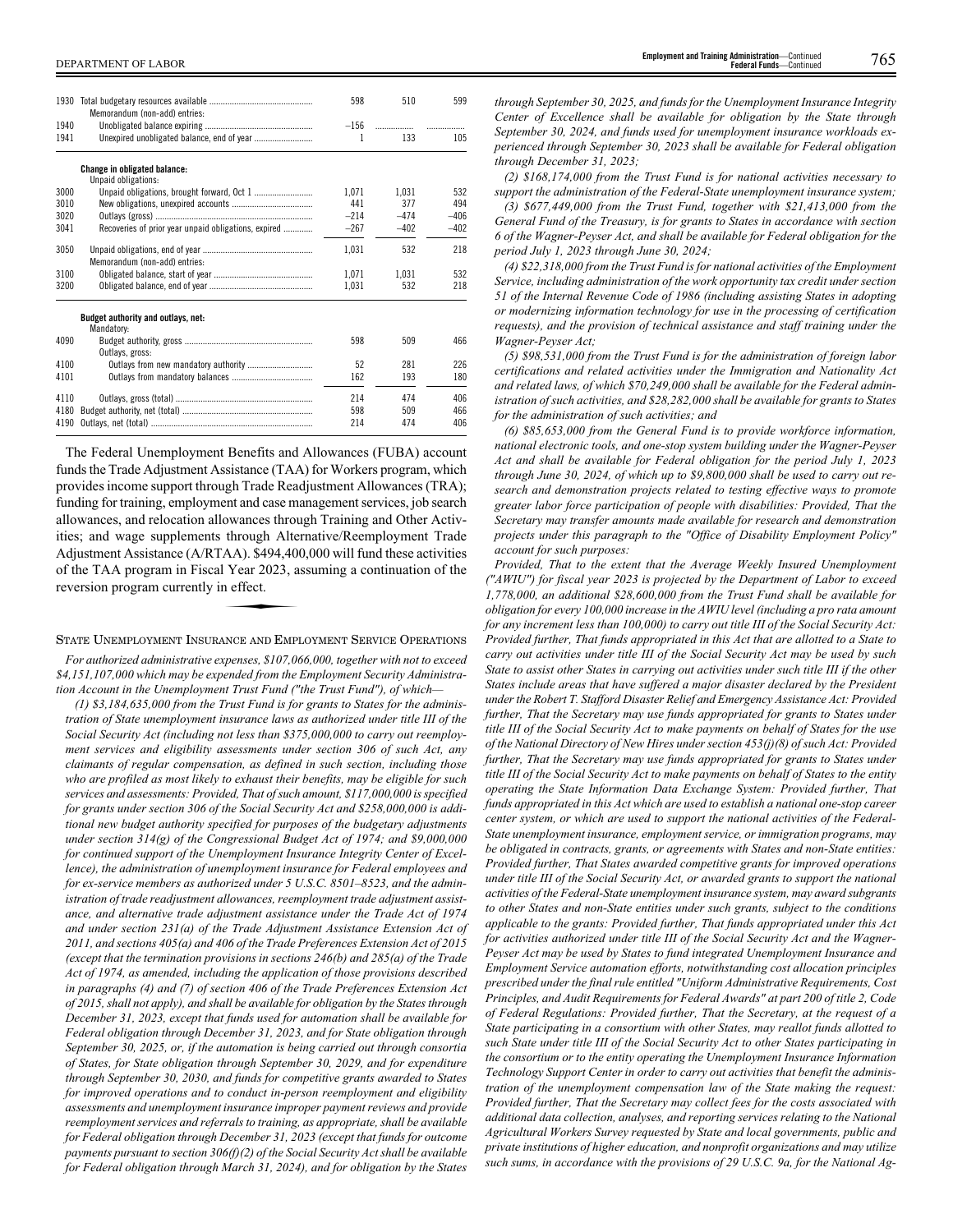| | | | | |
|---|---|---|---|---|
| 1930 | Total budgetary resources available | 598 | 510 | 599 |
| | Memorandum (non-add) entries: | | | |
| 1940 | Unobligated balance expiring | −156 | | |
| 1941 | Unexpired unobligated balance, end of year | 1 | 133 | 105 |
| | **Change in obligated balance:** | | | |
| | Unpaid obligations: | | | |
| 3000 | Unpaid obligations, brought forward, Oct 1 | 1,071 | 1,031 | 532 |
| 3010 | New obligations, unexpired accounts | 441 | 377 | 494 |
| 3020 | Outlays (gross) | −214 | −474 | −406 |
| 3041 | Recoveries of prior year unpaid obligations, expired | −267 | −402 | −402 |
| 3050 | Unpaid obligations, end of year | 1,031 | 532 | 218 |
| | Memorandum (non-add) entries: | | | |
| 3100 | Obligated balance, start of year | 1,071 | 1,031 | 532 |
| 3200 | Obligated balance, end of year | 1,031 | 532 | 218 |
| | **Budget authority and outlays, net:** | | | |
| | Mandatory: | | | |
| 4090 | Budget authority, gross | 598 | 509 | 466 |
| | Outlays, gross: | | | |
| 4100 | Outlays from new mandatory authority | 52 | 281 | 226 |
| 4101 | Outlays from mandatory balances | 162 | 193 | 180 |
| 4110 | Outlays, gross (total) | 214 | 474 | 406 |
| 4180 | Budget authority, net (total) | 598 | 509 | 466 |
| 4190 | Outlays, net (total) | 214 | 474 | 406 |

The Federal Unemployment Benefits and Allowances (FUBA) account funds the Trade Adjustment Assistance (TAA) for Workers program, which provides income support through Trade Readjustment Allowances (TRA); funding for training, employment and case management services, job search allowances, and relocation allowances through Training and Other Activities; and wage supplements through Alternative/Reemployment Trade Adjustment Assistance (A/RTAA). $494,400,000 will fund these activities of the TAA program in Fiscal Year 2023, assuming a continuation of the reversion program currently in effect.

## State Unemployment Insurance and Employment Service Operations

*For authorized administrative expenses, $107,066,000, together with not to exceed $4,151,107,000 which may be expended from the Employment Security Administration Account in the Unemployment Trust Fund ("the Trust Fund"), of which—*

*(1) $3,184,635,000 from the Trust Fund is for grants to States for the administration of State unemployment insurance laws as authorized under title III of the Social Security Act (including not less than $375,000,000 to carry out reemployment services and eligibility assessments under section 306 of such Act, any claimants of regular compensation, as defined in such section, including those who are profiled as most likely to exhaust their benefits, may be eligible for such services and assessments: Provided, That of such amount, $117,000,000 is specified for grants under section 306 of the Social Security Act and $258,000,000 is additional new budget authority specified for purposes of the budgetary adjustments under section 314(g) of the Congressional Budget Act of 1974; and $9,000,000 for continued support of the Unemployment Insurance Integrity Center of Excellence), the administration of unemployment insurance for Federal employees and for ex-service members as authorized under 5 U.S.C. 8501–8523, and the administration of trade readjustment allowances, reemployment trade adjustment assistance, and alternative trade adjustment assistance under the Trade Act of 1974 and under section 231(a) of the Trade Adjustment Assistance Extension Act of 2011, and sections 405(a) and 406 of the Trade Preferences Extension Act of 2015 (except that the termination provisions in sections 246(b) and 285(a) of the Trade Act of 1974, as amended, including the application of those provisions described in paragraphs (4) and (7) of section 406 of the Trade Preferences Extension Act of 2015, shall not apply), and shall be available for obligation by the States through December 31, 2023, except that funds used for automation shall be available for Federal obligation through December 31, 2023, and for State obligation through September 30, 2025, or, if the automation is being carried out through consortia of States, for State obligation through September 30, 2029, and for expenditure through September 30, 2030, and funds for competitive grants awarded to States for improved operations and to conduct in-person reemployment and eligibility assessments and unemployment insurance improper payment reviews and provide reemployment services and referrals to training, as appropriate, shall be available for Federal obligation through December 31, 2023 (except that funds for outcome payments pursuant to section 306(f)(2) of the Social Security Act shall be available for Federal obligation through March 31, 2024), and for obligation by the States through September 30, 2025, and funds for the Unemployment Insurance Integrity Center of Excellence shall be available for obligation by the State through September 30, 2024, and funds used for unemployment insurance workloads experienced through September 30, 2023 shall be available for Federal obligation through December 31, 2023;*

*(2) $168,174,000 from the Trust Fund is for national activities necessary to support the administration of the Federal-State unemployment insurance system;*

*(3) $677,449,000 from the Trust Fund, together with $21,413,000 from the General Fund of the Treasury, is for grants to States in accordance with section 6 of the Wagner-Peyser Act, and shall be available for Federal obligation for the period July 1, 2023 through June 30, 2024;*

*(4) $22,318,000 from the Trust Fund is for national activities of the Employment Service, including administration of the work opportunity tax credit under section 51 of the Internal Revenue Code of 1986 (including assisting States in adopting or modernizing information technology for use in the processing of certification requests), and the provision of technical assistance and staff training under the Wagner-Peyser Act;*

*(5) $98,531,000 from the Trust Fund is for the administration of foreign labor certifications and related activities under the Immigration and Nationality Act and related laws, of which $70,249,000 shall be available for the Federal administration of such activities, and $28,282,000 shall be available for grants to States for the administration of such activities; and*

*(6) $85,653,000 from the General Fund is to provide workforce information, national electronic tools, and one-stop system building under the Wagner-Peyser Act and shall be available for Federal obligation for the period July 1, 2023 through June 30, 2024, of which up to $9,800,000 shall be used to carry out research and demonstration projects related to testing effective ways to promote greater labor force participation of people with disabilities: Provided, That the Secretary may transfer amounts made available for research and demonstration projects under this paragraph to the "Office of Disability Employment Policy" account for such purposes:*

*Provided, That to the extent that the Average Weekly Insured Unemployment ("AWIU") for fiscal year 2023 is projected by the Department of Labor to exceed 1,778,000, an additional $28,600,000 from the Trust Fund shall be available for obligation for every 100,000 increase in the AWIU level (including a pro rata amount for any increment less than 100,000) to carry out title III of the Social Security Act: Provided further, That funds appropriated in this Act that are allotted to a State to carry out activities under title III of the Social Security Act may be used by such State to assist other States in carrying out activities under such title III if the other States include areas that have suffered a major disaster declared by the President under the Robert T. Stafford Disaster Relief and Emergency Assistance Act: Provided further, That the Secretary may use funds appropriated for grants to States under title III of the Social Security Act to make payments on behalf of States for the use of the National Directory of New Hires under section 453(j)(8) of such Act: Provided further, That the Secretary may use funds appropriated for grants to States under title III of the Social Security Act to make payments on behalf of States to the entity operating the State Information Data Exchange System: Provided further, That funds appropriated in this Act which are used to establish a national one-stop career center system, or which are used to support the national activities of the Federal-State unemployment insurance, employment service, or immigration programs, may be obligated in contracts, grants, or agreements with States and non-State entities: Provided further, That States awarded competitive grants for improved operations under title III of the Social Security Act, or awarded grants to support the national activities of the Federal-State unemployment insurance system, may award subgrants to other States and non-State entities under such grants, subject to the conditions applicable to the grants: Provided further, That funds appropriated under this Act for activities authorized under title III of the Social Security Act and the Wagner-Peyser Act may be used by States to fund integrated Unemployment Insurance and Employment Service automation efforts, notwithstanding cost allocation principles prescribed under the final rule entitled "Uniform Administrative Requirements, Cost Principles, and Audit Requirements for Federal Awards" at part 200 of title 2, Code of Federal Regulations: Provided further, That the Secretary, at the request of a State participating in a consortium with other States, may reallot funds allotted to such State under title III of the Social Security Act to other States participating in the consortium or to the entity operating the Unemployment Insurance Information Technology Support Center in order to carry out activities that benefit the administration of the unemployment compensation law of the State making the request: Provided further, That the Secretary may collect fees for the costs associated with additional data collection, analyses, and reporting services relating to the National Agricultural Workers Survey requested by State and local governments, public and private institutions of higher education, and nonprofit organizations and may utilize such sums, in accordance with the provisions of 29 U.S.C. 9a, for the National Ag-*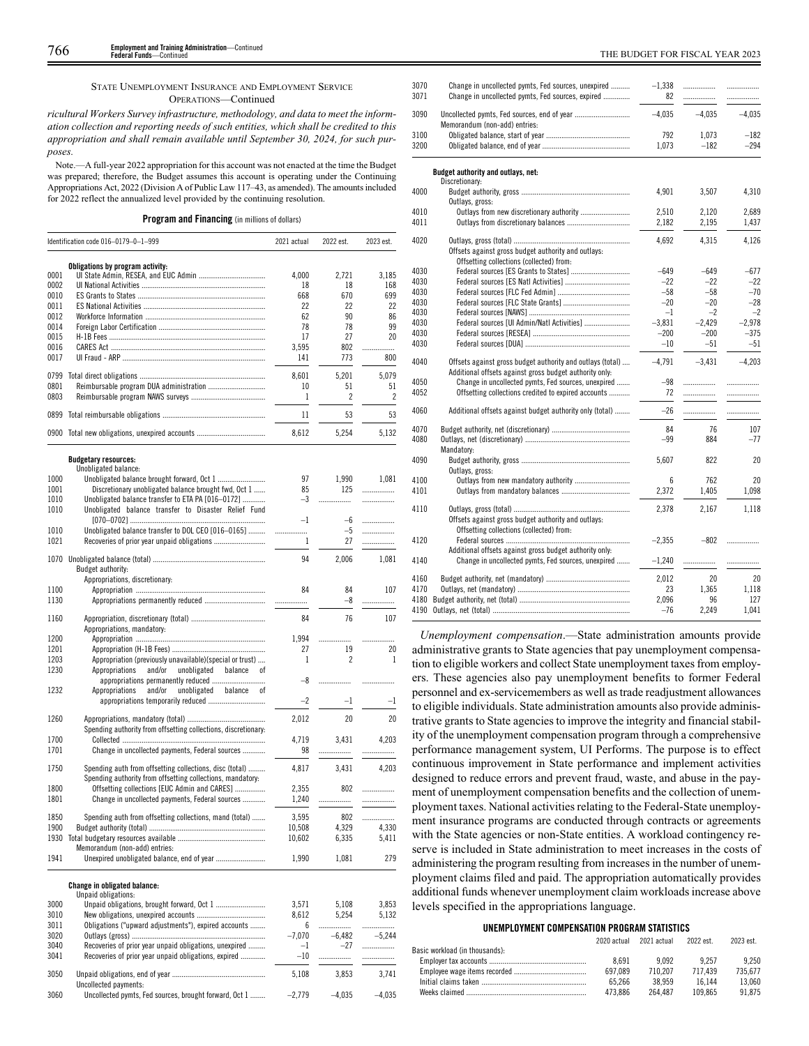STATE UNEMPLOYMENT INSURANCE AND EMPLOYMENT SERVICE OPERATIONS—Continued

*ricultural Workers Survey infrastructure, methodology, and data to meet the information collection and reporting needs of such entities, which shall be credited to this appropriation and shall remain available until September 30, 2024, for such purposes.*

Note.—A full-year 2022 appropriation for this account was not enacted at the time the Budget was prepared; therefore, the Budget assumes this account is operating under the Continuing Appropriations Act, 2022 (Division A of Public Law 117–43, as amended). The amounts included for 2022 reflect the annualized level provided by the continuing resolution.

**Program and Financing** (in millions of dollars)

| Identification code 016–0179–0–1–999 | | 2021 actual | 2022 est. | 2023 est. |
|---|---|---|---|---|
| | **Obligations by program activity:** | | | |
| 0001 | UI State Admin, RESEA, and EUC Admin | 4,000 | 2,721 | 3,185 |
| 0002 | UI National Activities | 18 | 18 | 168 |
| 0010 | ES Grants to States | 668 | 670 | 699 |
| 0011 | ES National Activities | 22 | 22 | 22 |
| 0012 | Workforce Information | 62 | 90 | 86 |
| 0014 | Foreign Labor Certification | 78 | 78 | 99 |
| 0015 | H-1B Fees | 17 | 27 | 20 |
| 0016 | CARES Act | 3,595 | 802 | ................ |
| 0017 | UI Fraud - ARP | 141 | 773 | 800 |
| 0799 | Total direct obligations | 8,601 | 5,201 | 5,079 |
| 0801 | Reimbursable program DUA administration | 10 | 51 | 51 |
| 0803 | Reimbursable program NAWS surveys | 1 | 2 | 2 |
| 0899 | Total reimbursable obligations | 11 | 53 | 53 |
| 0900 | Total new obligations, unexpired accounts | 8,612 | 5,254 | 5,132 |
| | **Budgetary resources:** | | | |
| | Unobligated balance: | | | |
| 1000 | Unobligated balance brought forward, Oct 1 | 97 | 1,990 | 1,081 |
| 1001 | Discretionary unobligated balance brought fwd, Oct 1 | 85 | 125 | ................ |
| 1010 | Unobligated balance transfer to ETA PA [016–0172] | –3 | ................ | ................ |
| 1010 | Unobligated balance transfer to Disaster Relief Fund [070–0702] | –1 | –6 | ................ |
| 1010 | Unobligated balance transfer to DOL CEO [016–0165] | ................ | –5 | ................ |
| 1021 | Recoveries of prior year unpaid obligations | 1 | 27 | ................ |
| 1070 | Unobligated balance (total) | 94 | 2,006 | 1,081 |
| | Budget authority: | | | |
| | Appropriations, discretionary: | | | |
| 1100 | Appropriation | 84 | 84 | 107 |
| 1130 | Appropriations permanently reduced | ................ | –8 | ................ |
| 1160 | Appropriation, discretionary (total) | 84 | 76 | 107 |
| | Appropriations, mandatory: | | | |
| 1200 | Appropriation | 1,994 | ................ | ................ |
| 1201 | Appropriation (H-1B Fees) | 27 | 19 | 20 |
| 1203 | Appropriation (previously unavailable)(special or trust) | 1 | 2 | 1 |
| 1230 | Appropriations and/or unobligated balance of appropriations permanently reduced | –8 | ................ | ................ |
| 1232 | Appropriations and/or unobligated balance of appropriations temporarily reduced | –2 | –1 | –1 |
| 1260 | Appropriations, mandatory (total) | 2,012 | 20 | 20 |
| | Spending authority from offsetting collections, discretionary: | | | |
| 1700 | Collected | 4,719 | 3,431 | 4,203 |
| 1701 | Change in uncollected payments, Federal sources | 98 | ................ | ................ |
| 1750 | Spending auth from offsetting collections, disc (total) | 4,817 | 3,431 | 4,203 |
| | Spending authority from offsetting collections, mandatory: | | | |
| 1800 | Offsetting collections [EUC Admin and CARES] | 2,355 | 802 | ................ |
| 1801 | Change in uncollected payments, Federal sources | 1,240 | ................ | ................ |
| 1850 | Spending auth from offsetting collections, mand (total) | 3,595 | 802 | ................ |
| 1900 | Budget authority (total) | 10,508 | 4,329 | 4,330 |
| 1930 | Total budgetary resources available | 10,602 | 6,335 | 5,411 |
| | Memorandum (non-add) entries: | | | |
| 1941 | Unexpired unobligated balance, end of year | 1,990 | 1,081 | 279 |
| | **Change in obligated balance:** | | | |
| | Unpaid obligations: | | | |
| 3000 | Unpaid obligations, brought forward, Oct 1 | 3,571 | 5,108 | 3,853 |
| 3010 | New obligations, unexpired accounts | 8,612 | 5,254 | 5,132 |
| 3011 | Obligations ("upward adjustments"), expired accounts | 6 | ................ | ................ |
| 3020 | Outlays (gross) | –7,070 | –6,482 | –5,244 |
| 3040 | Recoveries of prior year unpaid obligations, unexpired | –1 | –27 | ................ |
| 3041 | Recoveries of prior year unpaid obligations, expired | –10 | ................ | ................ |
| 3050 | Unpaid obligations, end of year | 5,108 | 3,853 | 3,741 |
| | Uncollected payments: | | | |
| 3060 | Uncollected pymts, Fed sources, brought forward, Oct 1 | –2,779 | –4,035 | –4,035 |
| 3070 | Change in uncollected pymts, Fed sources, unexpired | –1,338 | ................ | ................ |
| 3071 | Change in uncollected pymts, Fed sources, expired | 82 | ................ | ................ |
| 3090 | Uncollected pymts, Fed sources, end of year | –4,035 | –4,035 | –4,035 |
| | Memorandum (non-add) entries: | | | |
| 3100 | Obligated balance, start of year | 792 | 1,073 | –182 |
| 3200 | Obligated balance, end of year | 1,073 | –182 | –294 |
| | **Budget authority and outlays, net:** | | | |
| | Discretionary: | | | |
| 4000 | Budget authority, gross | 4,901 | 3,507 | 4,310 |
| | Outlays, gross: | | | |
| 4010 | Outlays from new discretionary authority | 2,510 | 2,120 | 2,689 |
| 4011 | Outlays from discretionary balances | 2,182 | 2,195 | 1,437 |
| 4020 | Outlays, gross (total) | 4,692 | 4,315 | 4,126 |
| | Offsets against gross budget authority and outlays: | | | |
| | Offsetting collections (collected) from: | | | |
| 4030 | Federal sources [ES Grants to States] | –649 | –649 | –677 |
| 4030 | Federal sources [ES Natl Activities] | –22 | –22 | –22 |
| 4030 | Federal sources [FLC Fed Admin] | –58 | –58 | –70 |
| 4030 | Federal sources [FLC State Grants] | –20 | –20 | –28 |
| 4030 | Federal sources [NAWS] | –1 | –2 | –2 |
| 4030 | Federal sources [UI Admin/Natl Activities] | –3,831 | –2,429 | –2,978 |
| 4030 | Federal sources [RESEA] | –200 | –200 | –375 |
| 4030 | Federal sources [DUA] | –10 | –51 | –51 |
| 4040 | Offsets against gross budget authority and outlays (total) | –4,791 | –3,431 | –4,203 |
| | Additional offsets against gross budget authority only: | | | |
| 4050 | Change in uncollected pymts, Fed sources, unexpired | –98 | ................ | ................ |
| 4052 | Offsetting collections credited to expired accounts | 72 | ................ | ................ |
| 4060 | Additional offsets against budget authority only (total) | –26 | ................ | ................ |
| 4070 | Budget authority, net (discretionary) | 84 | 76 | 107 |
| 4080 | Outlays, net (discretionary) | –99 | 884 | –77 |
| | Mandatory: | | | |
| 4090 | Budget authority, gross | 5,607 | 822 | 20 |
| | Outlays, gross: | | | |
| 4100 | Outlays from new mandatory authority | 6 | 762 | 20 |
| 4101 | Outlays from mandatory balances | 2,372 | 1,405 | 1,098 |
| 4110 | Outlays, gross (total) | 2,378 | 2,167 | 1,118 |
| | Offsets against gross budget authority and outlays: | | | |
| | Offsetting collections (collected) from: | | | |
| 4120 | Federal sources | –2,355 | –802 | ................ |
| | Additional offsets against gross budget authority only: | | | |
| 4140 | Change in uncollected pymts, Fed sources, unexpired | –1,240 | ................ | ................ |
| 4160 | Budget authority, net (mandatory) | 2,012 | 20 | 20 |
| 4170 | Outlays, net (mandatory) | 23 | 1,365 | 1,118 |
| 4180 | Budget authority, net (total) | 2,096 | 96 | 127 |
| 4190 | Outlays, net (total) | –76 | 2,249 | 1,041 |

*Unemployment compensation*.—State administration amounts provide administrative grants to State agencies that pay unemployment compensation to eligible workers and collect State unemployment taxes from employers. These agencies also pay unemployment benefits to former Federal personnel and ex-servicemembers as well as trade readjustment allowances to eligible individuals. State administration amounts also provide administrative grants to State agencies to improve the integrity and financial stability of the unemployment compensation program through a comprehensive performance management system, UI Performs. The purpose is to effect continuous improvement in State performance and implement activities designed to reduce errors and prevent fraud, waste, and abuse in the payment of unemployment compensation benefits and the collection of unemployment taxes. National activities relating to the Federal-State unemployment insurance programs are conducted through contracts or agreements with the State agencies or non-State entities. A workload contingency reserve is included in State administration to meet increases in the costs of administering the program resulting from increases in the number of unemployment claims filed and paid. The appropriation automatically provides additional funds whenever unemployment claim workloads increase above levels specified in the appropriations language.

**UNEMPLOYMENT COMPENSATION PROGRAM STATISTICS**

| | 2020 actual | 2021 actual | 2022 est. | 2023 est. |
|---|---|---|---|---|
| Basic workload (in thousands): | | | | |
| Employer tax accounts | 8,691 | 9,092 | 9,257 | 9,250 |
| Employee wage items recorded | 697,089 | 710,207 | 717,439 | 735,677 |
| Initial claims taken | 65,266 | 38,959 | 16,144 | 13,060 |
| Weeks claimed | 473,886 | 264,487 | 109,865 | 91,875 |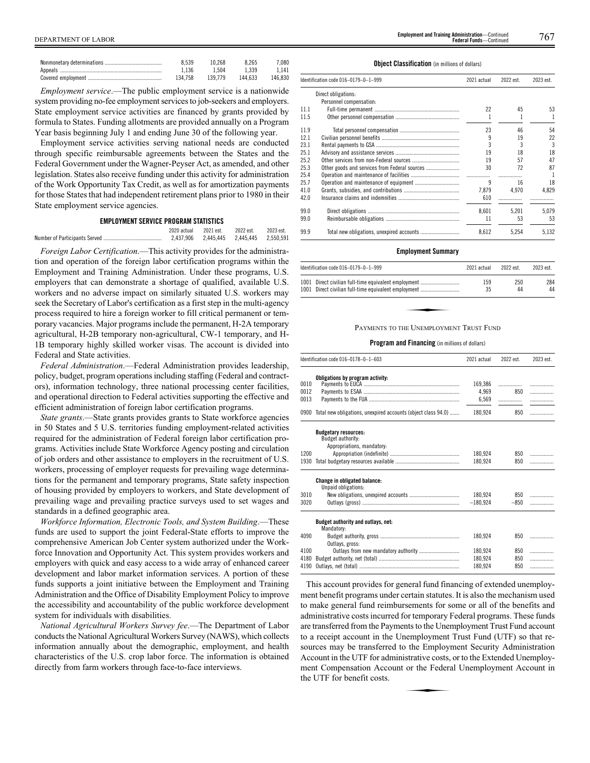| | 2020 actual | 2021 est. | 2022 est. | 2023 est. |
|---|---|---|---|---|
| Nonmonetary determinations | 8,539 | 10,268 | 8,265 | 7,080 |
| Appeals | 1,136 | 1,504 | 1,339 | 1,141 |
| Covered employment | 134,758 | 139,779 | 144,633 | 146,830 |

*Employment service*.—The public employment service is a nationwide system providing no-fee employment services to job-seekers and employers. State employment service activities are financed by grants provided by formula to States. Funding allotments are provided annually on a Program Year basis beginning July 1 and ending June 30 of the following year.

Employment service activities serving national needs are conducted through specific reimbursable agreements between the States and the Federal Government under the Wagner-Peyser Act, as amended, and other legislation. States also receive funding under this activity for administration of the Work Opportunity Tax Credit, as well as for amortization payments for those States that had independent retirement plans prior to 1980 in their State employment service agencies.

**EMPLOYMENT SERVICE PROGRAM STATISTICS**

| | 2020 actual | 2021 est. | 2022 est. | 2023 est. |
|---|---|---|---|---|
| Number of Participants Served | 2,437,906 | 2,445,445 | 2,445,445 | 2,550,591 |

*Foreign Labor Certification*.—This activity provides for the administration and operation of the foreign labor certification programs within the Employment and Training Administration. Under these programs, U.S. employers that can demonstrate a shortage of qualified, available U.S. workers and no adverse impact on similarly situated U.S. workers may seek the Secretary of Labor's certification as a first step in the multi-agency process required to hire a foreign worker to fill critical permanent or temporary vacancies. Major programs include the permanent, H-2A temporary agricultural, H-2B temporary non-agricultural, CW-1 temporary, and H-1B temporary highly skilled worker visas. The account is divided into Federal and State activities.

*Federal Administration*.—Federal Administration provides leadership, policy, budget, program operations including staffing (Federal and contractors), information technology, three national processing center facilities, and operational direction to Federal activities supporting the effective and efficient administration of foreign labor certification programs.

*State grants*.—State grants provides grants to State workforce agencies in 50 States and 5 U.S. territories funding employment-related activities required for the administration of Federal foreign labor certification programs. Activities include State Workforce Agency posting and circulation of job orders and other assistance to employers in the recruitment of U.S. workers, processing of employer requests for prevailing wage determinations for the permanent and temporary programs, State safety inspection of housing provided by employers to workers, and State development of prevailing wage and prevailing practice surveys used to set wages and standards in a defined geographic area.

*Workforce Information, Electronic Tools, and System Building*.—These funds are used to support the joint Federal-State efforts to improve the comprehensive American Job Center system authorized under the Workforce Innovation and Opportunity Act. This system provides workers and employers with quick and easy access to a wide array of enhanced career development and labor market information services. A portion of these funds supports a joint initiative between the Employment and Training Administration and the Office of Disability Employment Policy to improve the accessibility and accountability of the public workforce development system for individuals with disabilities.

*National Agricultural Workers Survey fee*.—The Department of Labor conducts the National Agricultural Workers Survey (NAWS), which collects information annually about the demographic, employment, and health characteristics of the U.S. crop labor force. The information is obtained directly from farm workers through face-to-face interviews.

**Object Classification** (in millions of dollars)

| Identification code 016–0179–0–1–999 | | 2021 actual | 2022 est. | 2023 est. |
|---|---|---|---|---|
| | Direct obligations: | | | |
| | Personnel compensation: | | | |
| 11.1 | Full-time permanent | 22 | 45 | 53 |
| 11.5 | Other personnel compensation | 1 | 1 | 1 |
| 11.9 | Total personnel compensation | 23 | 46 | 54 |
| 12.1 | Civilian personnel benefits | 9 | 19 | 22 |
| 23.1 | Rental payments to GSA | 3 | 3 | 3 |
| 25.1 | Advisory and assistance services | 19 | 18 | 18 |
| 25.2 | Other services from non-Federal sources | 19 | 57 | 47 |
| 25.3 | Other goods and services from Federal sources | 30 | 72 | 87 |
| 25.4 | Operation and maintenance of facilities | | | 1 |
| 25.7 | Operation and maintenance of equipment | 9 | 16 | 18 |
| 41.0 | Grants, subsidies, and contributions | 7,879 | 4,970 | 4,829 |
| 42.0 | Insurance claims and indemnities | 610 | | |
| 99.0 | Direct obligations | 8,601 | 5,201 | 5,079 |
| 99.0 | Reimbursable obligations | 11 | 53 | 53 |
| 99.9 | Total new obligations, unexpired accounts | 8,612 | 5,254 | 5,132 |

**Employment Summary**

| Identification code 016–0179–0–1–999 | | 2021 actual | 2022 est. | 2023 est. |
|---|---|---|---|---|
| 1001 | Direct civilian full-time equivalent employment | 159 | 250 | 284 |
| 1001 | Direct civilian full-time equivalent employment | 35 | 44 | 44 |

## PAYMENTS TO THE UNEMPLOYMENT TRUST FUND

**Program and Financing** (in millions of dollars)

| Identification code 016–0178–0–1–603 | | 2021 actual | 2022 est. | 2023 est. |
|---|---|---|---|---|
| | **Obligations by program activity:** | | | |
| 0010 | Payments to EUCA | 169,386 | | |
| 0012 | Payments to ESAA | 4,969 | 850 | |
| 0013 | Payments to the FUA | 6,569 | | |
| 0900 | Total new obligations, unexpired accounts (object class 94.0) | 180,924 | 850 | |
| | **Budgetary resources:** | | | |
| | Budget authority: | | | |
| | Appropriations, mandatory: | | | |
| 1200 | Appropriation (indefinite) | 180,924 | 850 | |
| 1930 | Total budgetary resources available | 180,924 | 850 | |
| | **Change in obligated balance:** | | | |
| | Unpaid obligations: | | | |
| 3010 | New obligations, unexpired accounts | 180,924 | 850 | |
| 3020 | Outlays (gross) | –180,924 | –850 | |
| | **Budget authority and outlays, net:** | | | |
| | Mandatory: | | | |
| 4090 | Budget authority, gross | 180,924 | 850 | |
| | Outlays, gross: | | | |
| 4100 | Outlays from new mandatory authority | 180,924 | 850 | |
| 4180 | Budget authority, net (total) | 180,924 | 850 | |
| 4190 | Outlays, net (total) | 180,924 | 850 | |

This account provides for general fund financing of extended unemployment benefit programs under certain statutes. It is also the mechanism used to make general fund reimbursements for some or all of the benefits and administrative costs incurred for temporary Federal programs. These funds are transferred from the Payments to the Unemployment Trust Fund account to a receipt account in the Unemployment Trust Fund (UTF) so that resources may be transferred to the Employment Security Administration Account in the UTF for administrative costs, or to the Extended Unemployment Compensation Account or the Federal Unemployment Account in the UTF for benefit costs.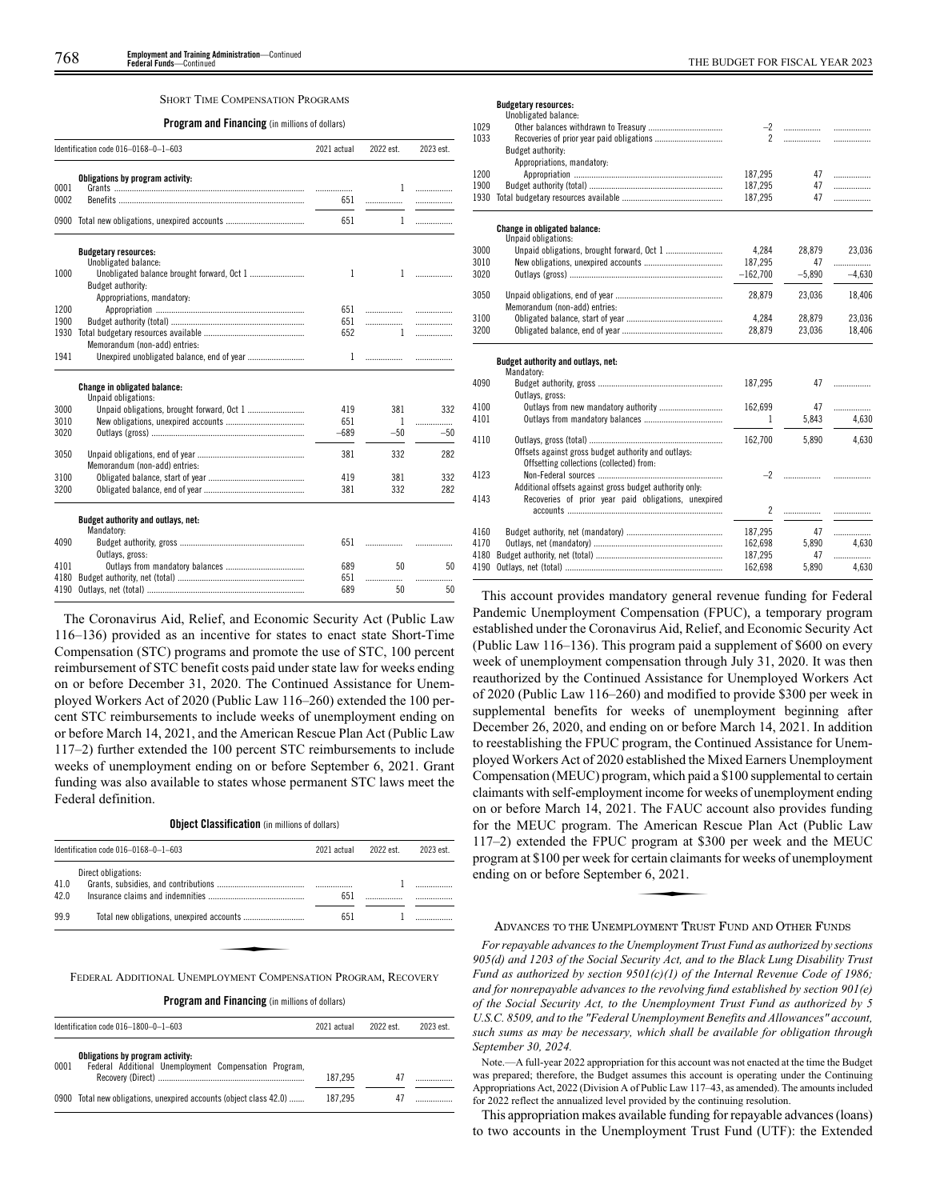## SHORT TIME COMPENSATION PROGRAMS

**Program and Financing** (in millions of dollars)

| Identification code 016–0168–0–1–603 | | 2021 actual | 2022 est. | 2023 est. |
|---|---|---|---|---|
| | **Obligations by program activity:** | | | |
| 0001 | Grants | | 1 | |
| 0002 | Benefits | 651 | | |
| 0900 | Total new obligations, unexpired accounts | 651 | 1 | |
| | **Budgetary resources:** | | | |
| | Unobligated balance: | | | |
| 1000 | Unobligated balance brought forward, Oct 1 | 1 | 1 | |
| | Budget authority: | | | |
| | Appropriations, mandatory: | | | |
| 1200 | Appropriation | 651 | | |
| 1900 | Budget authority (total) | 651 | | |
| 1930 | Total budgetary resources available | 652 | 1 | |
| | Memorandum (non-add) entries: | | | |
| 1941 | Unexpired unobligated balance, end of year | 1 | | |
| | **Change in obligated balance:** | | | |
| | Unpaid obligations: | | | |
| 3000 | Unpaid obligations, brought forward, Oct 1 | 419 | 381 | 332 |
| 3010 | New obligations, unexpired accounts | 651 | 1 | |
| 3020 | Outlays (gross) | –689 | –50 | –50 |
| 3050 | Unpaid obligations, end of year | 381 | 332 | 282 |
| | Memorandum (non-add) entries: | | | |
| 3100 | Obligated balance, start of year | 419 | 381 | 332 |
| 3200 | Obligated balance, end of year | 381 | 332 | 282 |
| | **Budget authority and outlays, net:** | | | |
| | Mandatory: | | | |
| 4090 | Budget authority, gross | 651 | | |
| | Outlays, gross: | | | |
| 4101 | Outlays from mandatory balances | 689 | 50 | 50 |
| 4180 | Budget authority, net (total) | 651 | | |
| 4190 | Outlays, net (total) | 689 | 50 | 50 |

The Coronavirus Aid, Relief, and Economic Security Act (Public Law 116–136) provided as an incentive for states to enact state Short-Time Compensation (STC) programs and promote the use of STC, 100 percent reimbursement of STC benefit costs paid under state law for weeks ending on or before December 31, 2020. The Continued Assistance for Unemployed Workers Act of 2020 (Public Law 116–260) extended the 100 percent STC reimbursements to include weeks of unemployment ending on or before March 14, 2021, and the American Rescue Plan Act (Public Law 117–2) further extended the 100 percent STC reimbursements to include weeks of unemployment ending on or before September 6, 2021. Grant funding was also available to states whose permanent STC laws meet the Federal definition.

**Object Classification** (in millions of dollars)

| Identification code 016–0168–0–1–603 | | 2021 actual | 2022 est. | 2023 est. |
|---|---|---|---|---|
| | Direct obligations: | | | |
| 41.0 | Grants, subsidies, and contributions | | 1 | |
| 42.0 | Insurance claims and indemnities | 651 | | |
| 99.9 | Total new obligations, unexpired accounts | 651 | 1 | |

## FEDERAL ADDITIONAL UNEMPLOYMENT COMPENSATION PROGRAM, RECOVERY

**Program and Financing** (in millions of dollars)

| Identification code 016–1800–0–1–603 | | 2021 actual | 2022 est. | 2023 est. |
|---|---|---|---|---|
| | **Obligations by program activity:** | | | |
| 0001 | Federal Additional Unemployment Compensation Program, Recovery (Direct) | 187,295 | 47 | |
| 0900 | Total new obligations, unexpired accounts (object class 42.0) | 187,295 | 47 | |
| | **Budgetary resources:** | | | |
| | Unobligated balance: | | | |
| 1029 | Other balances withdrawn to Treasury | –2 | | |
| 1033 | Recoveries of prior year paid obligations | 2 | | |
| | Budget authority: | | | |
| | Appropriations, mandatory: | | | |
| 1200 | Appropriation | 187,295 | 47 | |
| 1900 | Budget authority (total) | 187,295 | 47 | |
| 1930 | Total budgetary resources available | 187,295 | 47 | |
| | **Change in obligated balance:** | | | |
| | Unpaid obligations: | | | |
| 3000 | Unpaid obligations, brought forward, Oct 1 | 4,284 | 28,879 | 23,036 |
| 3010 | New obligations, unexpired accounts | 187,295 | 47 | |
| 3020 | Outlays (gross) | –162,700 | –5,890 | –4,630 |
| 3050 | Unpaid obligations, end of year | 28,879 | 23,036 | 18,406 |
| | Memorandum (non-add) entries: | | | |
| 3100 | Obligated balance, start of year | 4,284 | 28,879 | 23,036 |
| 3200 | Obligated balance, end of year | 28,879 | 23,036 | 18,406 |
| | **Budget authority and outlays, net:** | | | |
| | Mandatory: | | | |
| 4090 | Budget authority, gross | 187,295 | 47 | |
| | Outlays, gross: | | | |
| 4100 | Outlays from new mandatory authority | 162,699 | 47 | |
| 4101 | Outlays from mandatory balances | 1 | 5,843 | 4,630 |
| 4110 | Outlays, gross (total) | 162,700 | 5,890 | 4,630 |
| | Offsets against gross budget authority and outlays: | | | |
| | Offsetting collections (collected) from: | | | |
| 4123 | Non-Federal sources | –2 | | |
| | Additional offsets against gross budget authority only: | | | |
| 4143 | Recoveries of prior year paid obligations, unexpired accounts | 2 | | |
| 4160 | Budget authority, net (mandatory) | 187,295 | 47 | |
| 4170 | Outlays, net (mandatory) | 162,698 | 5,890 | 4,630 |
| 4180 | Budget authority, net (total) | 187,295 | 47 | |
| 4190 | Outlays, net (total) | 162,698 | 5,890 | 4,630 |

This account provides mandatory general revenue funding for Federal Pandemic Unemployment Compensation (FPUC), a temporary program established under the Coronavirus Aid, Relief, and Economic Security Act (Public Law 116–136). This program paid a supplement of $600 on every week of unemployment compensation through July 31, 2020. It was then reauthorized by the Continued Assistance for Unemployed Workers Act of 2020 (Public Law 116–260) and modified to provide $300 per week in supplemental benefits for weeks of unemployment beginning after December 26, 2020, and ending on or before March 14, 2021. In addition to reestablishing the FPUC program, the Continued Assistance for Unemployed Workers Act of 2020 established the Mixed Earners Unemployment Compensation (MEUC) program, which paid a $100 supplemental to certain claimants with self-employment income for weeks of unemployment ending on or before March 14, 2021. The FAUC account also provides funding for the MEUC program. The American Rescue Plan Act (Public Law 117–2) extended the FPUC program at $300 per week and the MEUC program at $100 per week for certain claimants for weeks of unemployment ending on or before September 6, 2021.

## ADVANCES TO THE UNEMPLOYMENT TRUST FUND AND OTHER FUNDS

*For repayable advances to the Unemployment Trust Fund as authorized by sections 905(d) and 1203 of the Social Security Act, and to the Black Lung Disability Trust Fund as authorized by section 9501(c)(1) of the Internal Revenue Code of 1986; and for nonrepayable advances to the revolving fund established by section 901(e) of the Social Security Act, to the Unemployment Trust Fund as authorized by 5 U.S.C. 8509, and to the "Federal Unemployment Benefits and Allowances" account, such sums as may be necessary, which shall be available for obligation through September 30, 2024.*

Note.—A full-year 2022 appropriation for this account was not enacted at the time the Budget was prepared; therefore, the Budget assumes this account is operating under the Continuing Appropriations Act, 2022 (Division A of Public Law 117–43, as amended). The amounts included for 2022 reflect the annualized level provided by the continuing resolution.

This appropriation makes available funding for repayable advances (loans) to two accounts in the Unemployment Trust Fund (UTF): the Extended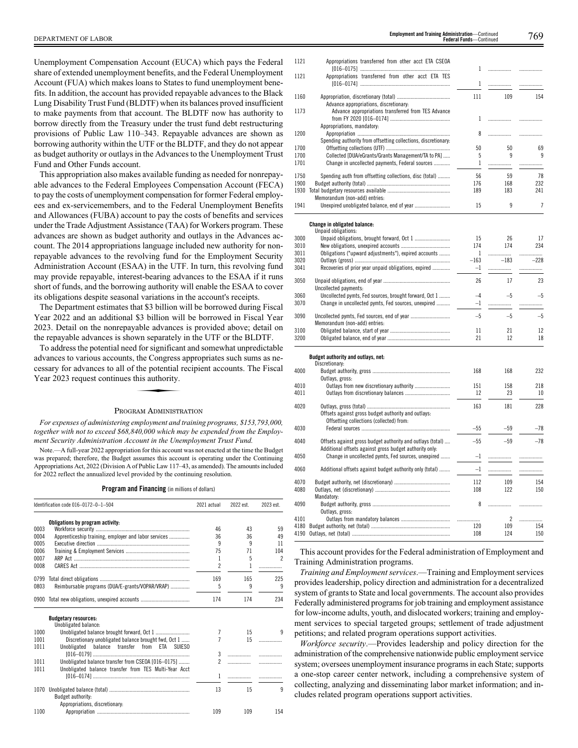Unemployment Compensation Account (EUCA) which pays the Federal share of extended unemployment benefits, and the Federal Unemployment Account (FUA) which makes loans to States to fund unemployment benefits. In addition, the account has provided repayable advances to the Black Lung Disability Trust Fund (BLDTF) when its balances proved insufficient to make payments from that account. The BLDTF now has authority to borrow directly from the Treasury under the trust fund debt restructuring provisions of Public Law 110–343. Repayable advances are shown as borrowing authority within the UTF or the BLDTF, and they do not appear as budget authority or outlays in the Advances to the Unemployment Trust Fund and Other Funds account.

This appropriation also makes available funding as needed for nonrepayable advances to the Federal Employees Compensation Account (FECA) to pay the costs of unemployment compensation for former Federal employees and ex-servicemembers, and to the Federal Unemployment Benefits and Allowances (FUBA) account to pay the costs of benefits and services under the Trade Adjustment Assistance (TAA) for Workers program. These advances are shown as budget authority and outlays in the Advances account. The 2014 appropriations language included new authority for nonrepayable advances to the revolving fund for the Employment Security Administration Account (ESAA) in the UTF. In turn, this revolving fund may provide repayable, interest-bearing advances to the ESAA if it runs short of funds, and the borrowing authority will enable the ESAA to cover its obligations despite seasonal variations in the account's receipts.

The Department estimates that $3 billion will be borrowed during Fiscal Year 2022 and an additional $3 billion will be borrowed in Fiscal Year 2023. Detail on the nonrepayable advances is provided above; detail on the repayable advances is shown separately in the UTF or the BLDTF.

To address the potential need for significant and somewhat unpredictable advances to various accounts, the Congress appropriates such sums as necessary for advances to all of the potential recipient accounts. The Fiscal Year 2023 request continues this authority.

## Program Administration

*For expenses of administering employment and training programs, $153,793,000, together with not to exceed $68,840,000 which may be expended from the Employment Security Administration Account in the Unemployment Trust Fund.*

Note.—A full-year 2022 appropriation for this account was not enacted at the time the Budget was prepared; therefore, the Budget assumes this account is operating under the Continuing Appropriations Act, 2022 (Division A of Public Law 117–43, as amended). The amounts included for 2022 reflect the annualized level provided by the continuing resolution.

**Program and Financing** (in millions of dollars)

| Identification code 016–0172–0–1–504 | | 2021 actual | 2022 est. | 2023 est. |
|---|---|---|---|---|
| | **Obligations by program activity:** | | | |
| 0003 | Workforce security | 46 | 43 | 59 |
| 0004 | Apprenticeship training, employer and labor services | 36 | 36 | 49 |
| 0005 | Executive direction | 9 | 9 | 11 |
| 0006 | Training & Employment Services | 75 | 71 | 104 |
| 0007 | ARP Act | 1 | 5 | 2 |
| 0008 | CARES Act | 2 | 1 | |
| 0799 | Total direct obligations | 169 | 165 | 225 |
| 0803 | Reimbursable programs (DUA/E-grants/VOPAR/VRAP) | 5 | 9 | 9 |
| 0900 | Total new obligations, unexpired accounts | 174 | 174 | 234 |
| | **Budgetary resources:** | | | |
| | Unobligated balance: | | | |
| 1000 | Unobligated balance brought forward, Oct 1 | 7 | 15 | 9 |
| 1001 | Discretionary unobligated balance brought fwd, Oct 1 | 7 | 15 | |
| 1011 | Unobligated balance transfer from ETA SUIESO [016–0179] | 3 | | |
| 1011 | Unobligated balance transfer from CSEOA [016–0175] | 2 | | |
| 1011 | Unobligated balance transfer from TES Multi-Year Acct [016–0174] | 1 | | |
| 1070 | Unobligated balance (total) | 13 | 15 | 9 |
| | Budget authority: | | | |
| | Appropriations, discretionary: | | | |
| 1100 | Appropriation | 109 | 109 | 154 |
| 1121 | Appropriations transferred from other acct ETA CSEOA [016–0175] | 1 | | |
| 1121 | Appropriations transferred from other acct ETA TES [016–0174] | 1 | | |
| 1160 | Appropriation, discretionary (total) | 111 | 109 | 154 |
| | Advance appropriations, discretionary: | | | |
| 1173 | Advance appropriations transferred from TES Advance from FY 2020 [016–0174] | 1 | | |
| | Appropriations, mandatory: | | | |
| 1200 | Appropriation | 8 | | |
| | Spending authority from offsetting collections, discretionary: | | | |
| 1700 | Offsetting collections (UTF) | 50 | 50 | 69 |
| 1700 | Collected [DUA/eGrants/Grants Management/TA to PA] | 5 | 9 | 9 |
| 1701 | Change in uncollected payments, Federal sources | 1 | | |
| 1750 | Spending auth from offsetting collections, disc (total) | 56 | 59 | 78 |
| 1900 | Budget authority (total) | 176 | 168 | 232 |
| 1930 | Total budgetary resources available | 189 | 183 | 241 |
| | Memorandum (non-add) entries: | | | |
| 1941 | Unexpired unobligated balance, end of year | 15 | 9 | 7 |
| | **Change in obligated balance:** | | | |
| | Unpaid obligations: | | | |
| 3000 | Unpaid obligations, brought forward, Oct 1 | 15 | 26 | 17 |
| 3010 | New obligations, unexpired accounts | 174 | 174 | 234 |
| 3011 | Obligations ("upward adjustments"), expired accounts | 1 | | |
| 3020 | Outlays (gross) | –163 | –183 | –228 |
| 3041 | Recoveries of prior year unpaid obligations, expired | –1 | | |
| 3050 | Unpaid obligations, end of year | 26 | 17 | 23 |
| | Uncollected payments: | | | |
| 3060 | Uncollected pymts, Fed sources, brought forward, Oct 1 | –4 | –5 | –5 |
| 3070 | Change in uncollected pymts, Fed sources, unexpired | –1 | | |
| 3090 | Uncollected pymts, Fed sources, end of year | –5 | –5 | –5 |
| | Memorandum (non-add) entries: | | | |
| 3100 | Obligated balance, start of year | 11 | 21 | 12 |
| 3200 | Obligated balance, end of year | 21 | 12 | 18 |
| | **Budget authority and outlays, net:** | | | |
| | Discretionary: | | | |
| 4000 | Budget authority, gross | 168 | 168 | 232 |
| | Outlays, gross: | | | |
| 4010 | Outlays from new discretionary authority | 151 | 158 | 218 |
| 4011 | Outlays from discretionary balances | 12 | 23 | 10 |
| 4020 | Outlays, gross (total) | 163 | 181 | 228 |
| | Offsets against gross budget authority and outlays: | | | |
| | Offsetting collections (collected) from: | | | |
| 4030 | Federal sources | –55 | –59 | –78 |
| 4040 | Offsets against gross budget authority and outlays (total) | –55 | –59 | –78 |
| | Additional offsets against gross budget authority only: | | | |
| 4050 | Change in uncollected pymts, Fed sources, unexpired | –1 | | |
| 4060 | Additional offsets against budget authority only (total) | –1 | | |
| 4070 | Budget authority, net (discretionary) | 112 | 109 | 154 |
| 4080 | Outlays, net (discretionary) | 108 | 122 | 150 |
| | Mandatory: | | | |
| 4090 | Budget authority, gross | 8 | | |
| | Outlays, gross: | | | |
| 4101 | Outlays from mandatory balances | | 2 | |
| 4180 | Budget authority, net (total) | 120 | 109 | 154 |
| 4190 | Outlays, net (total) | 108 | 124 | 150 |

This account provides for the Federal administration of Employment and Training Administration programs.

*Training and Employment services*.—Training and Employment services provides leadership, policy direction and administration for a decentralized system of grants to State and local governments. The account also provides Federally administered programs for job training and employment assistance for low-income adults, youth, and dislocated workers; training and employment services to special targeted groups; settlement of trade adjustment petitions; and related program operations support activities.

*Workforce security*.—Provides leadership and policy direction for the administration of the comprehensive nationwide public employment service system; oversees unemployment insurance programs in each State; supports a one-stop career center network, including a comprehensive system of collecting, analyzing and disseminating labor market information; and includes related program operations support activities.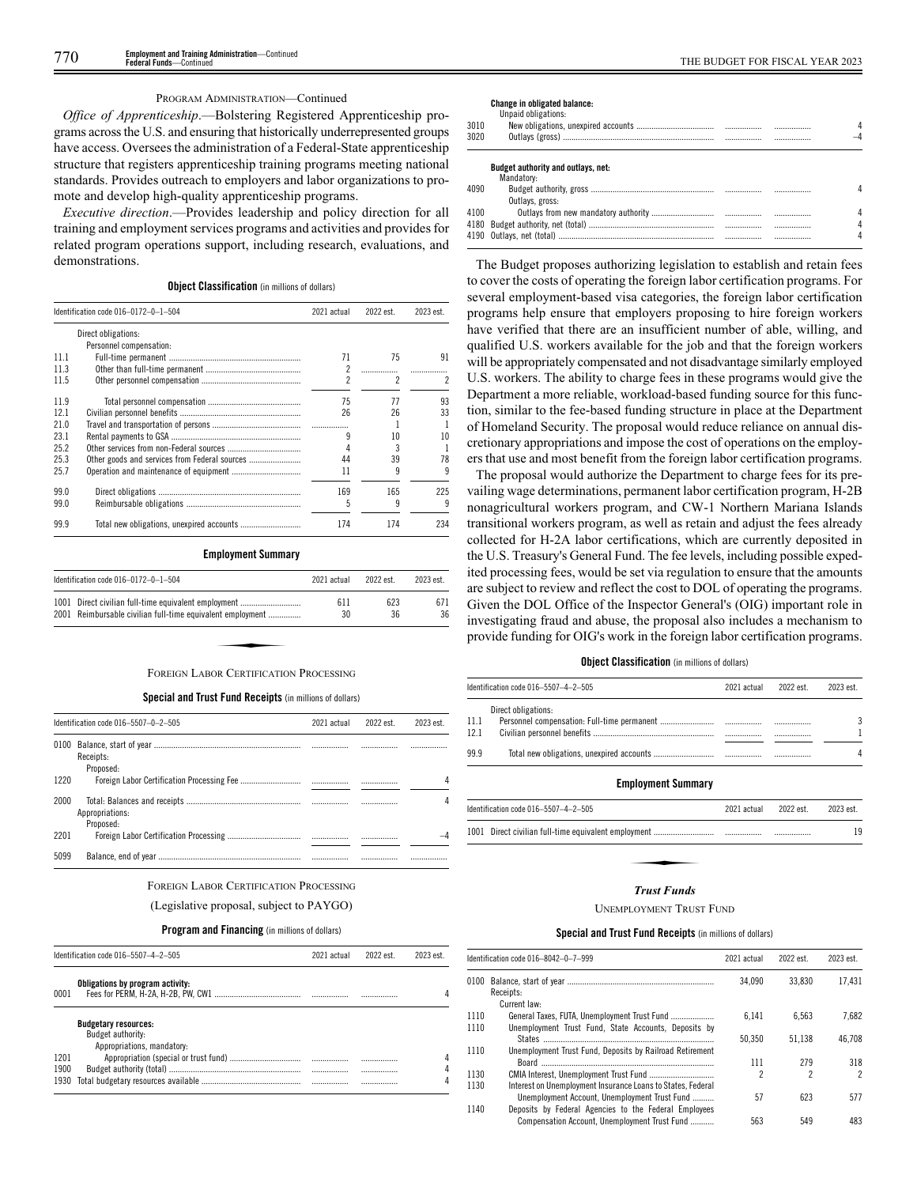PROGRAM ADMINISTRATION—Continued

*Office of Apprenticeship*.—Bolstering Registered Apprenticeship programs across the U.S. and ensuring that historically underrepresented groups have access. Oversees the administration of a Federal-State apprenticeship structure that registers apprenticeship training programs meeting national standards. Provides outreach to employers and labor organizations to promote and develop high-quality apprenticeship programs.

*Executive direction*.—Provides leadership and policy direction for all training and employment services programs and activities and provides for related program operations support, including research, evaluations, and demonstrations.

**Object Classification** (in millions of dollars)

| Identification code 016–0172–0–1–504 | | 2021 actual | 2022 est. | 2023 est. |
|---|---|---|---|---|
| | Direct obligations: | | | |
| | Personnel compensation: | | | |
| 11.1 | Full-time permanent | 71 | 75 | 91 |
| 11.3 | Other than full-time permanent | 2 | | |
| 11.5 | Other personnel compensation | 2 | 2 | 2 |
| 11.9 | Total personnel compensation | 75 | 77 | 93 |
| 12.1 | Civilian personnel benefits | 26 | 26 | 33 |
| 21.0 | Travel and transportation of persons | | 1 | 1 |
| 23.1 | Rental payments to GSA | 9 | 10 | 10 |
| 25.2 | Other services from non-Federal sources | 4 | 3 | 1 |
| 25.3 | Other goods and services from Federal sources | 44 | 39 | 78 |
| 25.7 | Operation and maintenance of equipment | 11 | 9 | 9 |
| 99.0 | Direct obligations | 169 | 165 | 225 |
| 99.0 | Reimbursable obligations | 5 | 9 | 9 |
| 99.9 | Total new obligations, unexpired accounts | 174 | 174 | 234 |

**Employment Summary**

| Identification code 016–0172–0–1–504 | | 2021 actual | 2022 est. | 2023 est. |
|---|---|---|---|---|
| 1001 | Direct civilian full-time equivalent employment | 611 | 623 | 671 |
| 2001 | Reimbursable civilian full-time equivalent employment | 30 | 36 | 36 |

FOREIGN LABOR CERTIFICATION PROCESSING

**Special and Trust Fund Receipts** (in millions of dollars)

| Identification code 016–5507–0–2–505 | | 2021 actual | 2022 est. | 2023 est. |
|---|---|---|---|---|
| 0100 | Balance, start of year | | | |
| | Receipts: | | | |
| | Proposed: | | | |
| 1220 | Foreign Labor Certification Processing Fee | | | 4 |
| 2000 | Total: Balances and receipts | | | 4 |
| | Appropriations: | | | |
| | Proposed: | | | |
| 2201 | Foreign Labor Certification Processing | | | –4 |
| 5099 | Balance, end of year | | | |

FOREIGN LABOR CERTIFICATION PROCESSING

(Legislative proposal, subject to PAYGO)

**Program and Financing** (in millions of dollars)

| Identification code 016–5507–4–2–505 | | 2021 actual | 2022 est. | 2023 est. |
|---|---|---|---|---|
| | **Obligations by program activity:** | | | |
| 0001 | Fees for PERM, H-2A, H-2B, PW, CW1 | | | 4 |
| | **Budgetary resources:** | | | |
| | Budget authority: | | | |
| | Appropriations, mandatory: | | | |
| 1201 | Appropriation (special or trust fund) | | | 4 |
| 1900 | Budget authority (total) | | | 4 |
| 1930 | Total budgetary resources available | | | 4 |
| | **Change in obligated balance:** | | | |
| | Unpaid obligations: | | | |
| 3010 | New obligations, unexpired accounts | | | 4 |
| 3020 | Outlays (gross) | | | –4 |
| | **Budget authority and outlays, net:** | | | |
| | Mandatory: | | | |
| 4090 | Budget authority, gross | | | 4 |
| | Outlays, gross: | | | |
| 4100 | Outlays from new mandatory authority | | | 4 |
| 4180 | Budget authority, net (total) | | | 4 |
| 4190 | Outlays, net (total) | | | 4 |

The Budget proposes authorizing legislation to establish and retain fees to cover the costs of operating the foreign labor certification programs. For several employment-based visa categories, the foreign labor certification programs help ensure that employers proposing to hire foreign workers have verified that there are an insufficient number of able, willing, and qualified U.S. workers available for the job and that the foreign workers will be appropriately compensated and not disadvantage similarly employed U.S. workers. The ability to charge fees in these programs would give the Department a more reliable, workload-based funding source for this function, similar to the fee-based funding structure in place at the Department of Homeland Security. The proposal would reduce reliance on annual discretionary appropriations and impose the cost of operations on the employers that use and most benefit from the foreign labor certification programs.

The proposal would authorize the Department to charge fees for its prevailing wage determinations, permanent labor certification program, H-2B nonagricultural workers program, and CW-1 Northern Mariana Islands transitional workers program, as well as retain and adjust the fees already collected for H-2A labor certifications, which are currently deposited in the U.S. Treasury's General Fund. The fee levels, including possible expedited processing fees, would be set via regulation to ensure that the amounts are subject to review and reflect the cost to DOL of operating the programs. Given the DOL Office of the Inspector General's (OIG) important role in investigating fraud and abuse, the proposal also includes a mechanism to provide funding for OIG's work in the foreign labor certification programs.

**Object Classification** (in millions of dollars)

| Identification code 016–5507–4–2–505 | | 2021 actual | 2022 est. | 2023 est. |
|---|---|---|---|---|
| | Direct obligations: | | | |
| 11.1 | Personnel compensation: Full-time permanent | | | 3 |
| 12.1 | Civilian personnel benefits | | | 1 |
| 99.9 | Total new obligations, unexpired accounts | | | 4 |

**Employment Summary**

| Identification code 016–5507–4–2–505 | | 2021 actual | 2022 est. | 2023 est. |
|---|---|---|---|---|
| 1001 | Direct civilian full-time equivalent employment | | | 19 |

## *Trust Funds*

UNEMPLOYMENT TRUST FUND

**Special and Trust Fund Receipts** (in millions of dollars)

| Identification code 016–8042–0–7–999 | | 2021 actual | 2022 est. | 2023 est. |
|---|---|---|---|---|
| 0100 | Balance, start of year | 34,090 | 33,830 | 17,431 |
| | Receipts: | | | |
| | Current law: | | | |
| 1110 | General Taxes, FUTA, Unemployment Trust Fund | 6,141 | 6,563 | 7,682 |
| 1110 | Unemployment Trust Fund, State Accounts, Deposits by States | 50,350 | 51,138 | 46,708 |
| 1110 | Unemployment Trust Fund, Deposits by Railroad Retirement Board | 111 | 279 | 318 |
| 1130 | CMIA Interest, Unemployment Trust Fund | 2 | 2 | 2 |
| 1130 | Interest on Unemployment Insurance Loans to States, Federal Unemployment Account, Unemployment Trust Fund | 57 | 623 | 577 |
| 1140 | Deposits by Federal Agencies to the Federal Employees Compensation Account, Unemployment Trust Fund | 563 | 549 | 483 |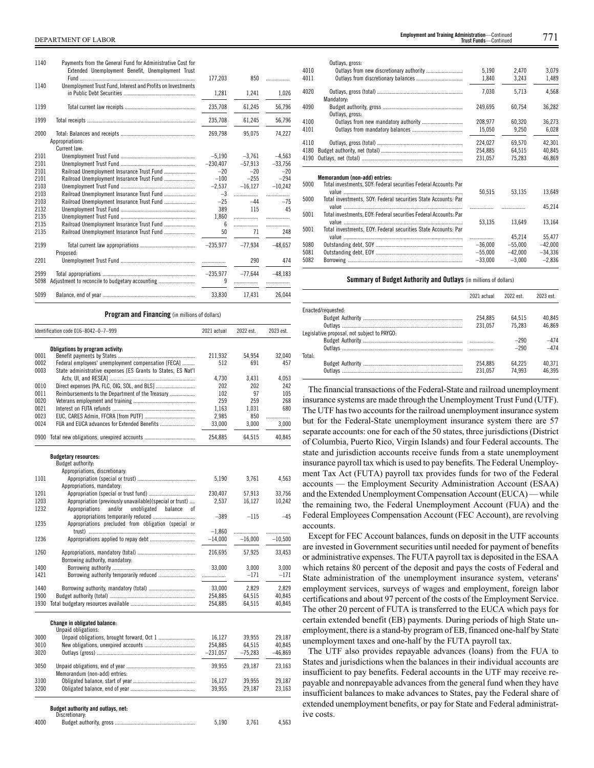| | | | | |
|---|---|---|---|---|
| 1140 | Payments from the General Fund for Administrative Cost for Extended Unemployment Benefit, Unemployment Trust Fund | 177,203 | 850 | ........ |
| 1140 | Unemployment Trust Fund, Interest and Profits on Investments in Public Debt Securities | 1,281 | 1,241 | 1,026 |
| 1199 | Total current law receipts | 235,708 | 61,245 | 56,796 |
| 1999 | Total receipts | 235,708 | 61,245 | 56,796 |
| 2000 | Total: Balances and receipts | 269,798 | 95,075 | 74,227 |
| | Appropriations: | | | |
| | Current law: | | | |
| 2101 | Unemployment Trust Fund | −5,190 | −3,761 | −4,563 |
| 2101 | Unemployment Trust Fund | −230,407 | −57,913 | −33,756 |
| 2101 | Railroad Unemployment Insurance Trust Fund | −20 | −20 | −20 |
| 2101 | Railroad Unemployment Insurance Trust Fund | −100 | −255 | −294 |
| 2103 | Unemployment Trust Fund | −2,537 | −16,127 | −10,242 |
| 2103 | Railroad Unemployment Insurance Trust Fund | −3 | ........ | ........ |
| 2103 | Railroad Unemployment Insurance Trust Fund | −25 | −44 | −75 |
| 2132 | Unemployment Trust Fund | 389 | 115 | 45 |
| 2135 | Unemployment Trust Fund | 1,860 | ........ | ........ |
| 2135 | Railroad Unemployment Insurance Trust Fund | 6 | ........ | ........ |
| 2135 | Railroad Unemployment Insurance Trust Fund | 50 | 71 | 248 |
| 2199 | Total current law appropriations | −235,977 | −77,934 | −48,657 |
| | Proposed: | | | |
| 2201 | Unemployment Trust Fund | ........ | 290 | 474 |
| 2999 | Total appropriations | −235,977 | −77,644 | −48,183 |
| 5098 | Adjustment to reconcile to budgetary accounting | 9 | ........ | ........ |
| 5099 | Balance, end of year | 33,830 | 17,431 | 26,044 |

**Program and Financing** (in millions of dollars)

| Identification code 016–8042–0–7–999 | | 2021 actual | 2022 est. | 2023 est. |
|---|---|---|---|---|
| | **Obligations by program activity:** | | | |
| 0001 | Benefit payments by States | 211,932 | 54,954 | 32,040 |
| 0002 | Federal employees' unemployment compensation [FECA] | 512 | 691 | 457 |
| 0003 | State administrative expenses [ES Grants to States, ES Nat'l Actv, UI, and RESEA] | 4,730 | 3,431 | 4,053 |
| 0010 | Direct expenses [PA, FLC, OIG, SOL, and BLS] | 202 | 202 | 242 |
| 0011 | Reimbursements to the Department of the Treasury | 102 | 97 | 105 |
| 0020 | Veterans employment and training | 259 | 259 | 268 |
| 0021 | Interest on FUTA refunds | 1,163 | 1,031 | 680 |
| 0023 | EUC, CARES Admin, FFCRA [from PUTF] | 2,985 | 850 | ........ |
| 0024 | FUA and EUCA advances for Extended Benefits | 33,000 | 3,000 | 3,000 |
| 0900 | Total new obligations, unexpired accounts | 254,885 | 64,515 | 40,845 |
| | **Budgetary resources:** | | | |
| | Budget authority: | | | |
| | Appropriations, discretionary: | | | |
| 1101 | Appropriation (special or trust) | 5,190 | 3,761 | 4,563 |
| | Appropriations, mandatory: | | | |
| 1201 | Appropriation (special or trust fund) | 230,407 | 57,913 | 33,756 |
| 1203 | Appropriation (previously unavailable)(special or trust) | 2,537 | 16,127 | 10,242 |
| 1232 | Appropriations and/or unobligated balance of appropriations temporarily reduced | −389 | −115 | −45 |
| 1235 | Appropriations precluded from obligation (special or trust) | −1,860 | ........ | ........ |
| 1236 | Appropriations applied to repay debt | −14,000 | −16,000 | −10,500 |
| 1260 | Appropriations, mandatory (total) | 216,695 | 57,925 | 33,453 |
| | Borrowing authority, mandatory: | | | |
| 1400 | Borrowing authority | 33,000 | 3,000 | 3,000 |
| 1421 | Borrowing authority temporarily reduced | ........ | −171 | −171 |
| 1440 | Borrowing authority, mandatory (total) | 33,000 | 2,829 | 2,829 |
| 1900 | Budget authority (total) | 254,885 | 64,515 | 40,845 |
| 1930 | Total budgetary resources available | 254,885 | 64,515 | 40,845 |
| | **Change in obligated balance:** | | | |
| | Unpaid obligations: | | | |
| 3000 | Unpaid obligations, brought forward, Oct 1 | 16,127 | 39,955 | 29,187 |
| 3010 | New obligations, unexpired accounts | 254,885 | 64,515 | 40,845 |
| 3020 | Outlays (gross) | −231,057 | −75,283 | −46,869 |
| 3050 | Unpaid obligations, end of year | 39,955 | 29,187 | 23,163 |
| | Memorandum (non-add) entries: | | | |
| 3100 | Obligated balance, start of year | 16,127 | 39,955 | 29,187 |
| 3200 | Obligated balance, end of year | 39,955 | 29,187 | 23,163 |
| | **Budget authority and outlays, net:** | | | |
| | Discretionary: | | | |
| 4000 | Budget authority, gross | 5,190 | 3,761 | 4,563 |
| | Outlays, gross: | | | |
| 4010 | Outlays from new discretionary authority | 5,190 | 2,470 | 3,079 |
| 4011 | Outlays from discretionary balances | 1,840 | 3,243 | 1,489 |
| 4020 | Outlays, gross (total) | 7,030 | 5,713 | 4,568 |
| | Mandatory: | | | |
| 4090 | Budget authority, gross | 249,695 | 60,754 | 36,282 |
| | Outlays, gross: | | | |
| 4100 | Outlays from new mandatory authority | 208,977 | 60,320 | 36,273 |
| 4101 | Outlays from mandatory balances | 15,050 | 9,250 | 6,028 |
| 4110 | Outlays, gross (total) | 224,027 | 69,570 | 42,301 |
| 4180 | Budget authority, net (total) | 254,885 | 64,515 | 40,845 |
| 4190 | Outlays, net (total) | 231,057 | 75,283 | 46,869 |
| | **Memorandum (non-add) entries:** | | | |
| 5000 | Total investments, SOY: Federal securities Federal Accounts: Par value | 50,515 | 53,135 | 13,649 |
| 5000 | Total investments, SOY: Federal securities State Accounts: Par value | ........ | ........ | 45,214 |
| 5001 | Total investments, EOY: Federal securities Federal Accounts: Par value | 53,135 | 13,649 | 13,164 |
| 5001 | Total investments, EOY: Federal securities State Accounts: Par value | ........ | 45,214 | 55,477 |
| 5080 | Outstanding debt, SOY | −36,000 | −55,000 | −42,000 |
| 5081 | Outstanding debt, EOY | −55,000 | −42,000 | −34,336 |
| 5082 | Borrowing | −33,000 | −3,000 | −2,836 |

**Summary of Budget Authority and Outlays** (in millions of dollars)

| | 2021 actual | 2022 est. | 2023 est. |
|---|---|---|---|
| Enacted/requested: | | | |
| Budget Authority | 254,885 | 64,515 | 40,845 |
| Outlays | 231,057 | 75,283 | 46,869 |
| Legislative proposal, not subject to PAYGO: | | | |
| Budget Authority | ........ | −290 | −474 |
| Outlays | ........ | −290 | −474 |
| Total: | | | |
| Budget Authority | 254,885 | 64,225 | 40,371 |
| Outlays | 231,057 | 74,993 | 46,395 |

The financial transactions of the Federal-State and railroad unemployment insurance systems are made through the Unemployment Trust Fund (UTF). The UTF has two accounts for the railroad unemployment insurance system but for the Federal-State unemployment insurance system there are 57 separate accounts: one for each of the 50 states, three jurisdictions (District of Columbia, Puerto Rico, Virgin Islands) and four Federal accounts. The state and jurisdiction accounts receive funds from a state unemployment insurance payroll tax which is used to pay benefits. The Federal Unemployment Tax Act (FUTA) payroll tax provides funds for two of the Federal accounts — the Employment Security Administration Account (ESAA) and the Extended Unemployment Compensation Account (EUCA) — while the remaining two, the Federal Unemployment Account (FUA) and the Federal Employees Compensation Account (FEC Account), are revolving accounts.

Except for FEC Account balances, funds on deposit in the UTF accounts are invested in Government securities until needed for payment of benefits or administrative expenses. The FUTA payroll tax is deposited in the ESAA which retains 80 percent of the deposit and pays the costs of Federal and State administration of the unemployment insurance system, veterans' employment services, surveys of wages and employment, foreign labor certifications and about 97 percent of the costs of the Employment Service. The other 20 percent of FUTA is transferred to the EUCA which pays for certain extended benefit (EB) payments. During periods of high State unemployment, there is a stand-by program of EB, financed one-half by State unemployment taxes and one-half by the FUTA payroll tax.

The UTF also provides repayable advances (loans) from the FUA to States and jurisdictions when the balances in their individual accounts are insufficient to pay benefits. Federal accounts in the UTF may receive repayable and nonrepayable advances from the general fund when they have insufficient balances to make advances to States, pay the Federal share of extended unemployment benefits, or pay for State and Federal administrative costs.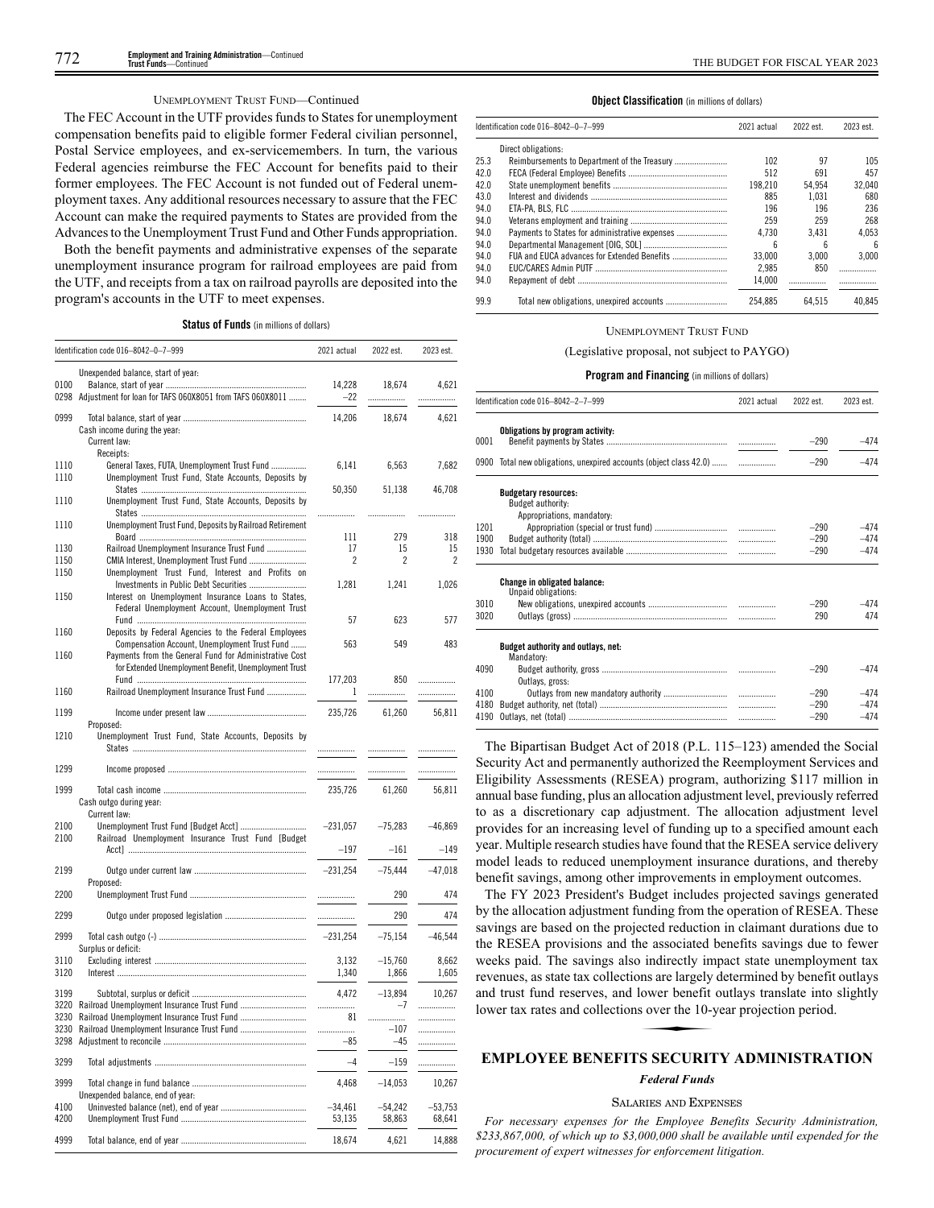UNEMPLOYMENT TRUST FUND—Continued

The FEC Account in the UTF provides funds to States for unemployment compensation benefits paid to eligible former Federal civilian personnel, Postal Service employees, and ex-servicemembers. In turn, the various Federal agencies reimburse the FEC Account for benefits paid to their former employees. The FEC Account is not funded out of Federal unemployment taxes. Any additional resources necessary to assure that the FEC Account can make the required payments to States are provided from the Advances to the Unemployment Trust Fund and Other Funds appropriation.

Both the benefit payments and administrative expenses of the separate unemployment insurance program for railroad employees are paid from the UTF, and receipts from a tax on railroad payrolls are deposited into the program's accounts in the UTF to meet expenses.

**Status of Funds** (in millions of dollars)

| Identification code 016–8042–0–7–999 | | 2021 actual | 2022 est. | 2023 est. |
|---|---|---|---|---|
| | Unexpended balance, start of year: | | | |
| 0100 | Balance, start of year | 14,228 | 18,674 | 4,621 |
| 0298 | Adjustment for loan for TAFS 060X8051 from TAFS 060X8011 | –22 | | |
| 0999 | Total balance, start of year | 14,206 | 18,674 | 4,621 |
| | Cash income during the year: | | | |
| | Current law: | | | |
| | Receipts: | | | |
| 1110 | General Taxes, FUTA, Unemployment Trust Fund | 6,141 | 6,563 | 7,682 |
| 1110 | Unemployment Trust Fund, State Accounts, Deposits by States | 50,350 | 51,138 | 46,708 |
| 1110 | Unemployment Trust Fund, State Accounts, Deposits by States | | | |
| 1110 | Unemployment Trust Fund, Deposits by Railroad Retirement Board | 111 | 279 | 318 |
| 1130 | Railroad Unemployment Insurance Trust Fund | 17 | 15 | 15 |
| 1150 | CMIA Interest, Unemployment Trust Fund | 2 | 2 | 2 |
| 1150 | Unemployment Trust Fund, Interest and Profits on Investments in Public Debt Securities | 1,281 | 1,241 | 1,026 |
| 1150 | Interest on Unemployment Insurance Loans to States, Federal Unemployment Account, Unemployment Trust Fund | 57 | 623 | 577 |
| 1160 | Deposits by Federal Agencies to the Federal Employees Compensation Account, Unemployment Trust Fund | 563 | 549 | 483 |
| 1160 | Payments from the General Fund for Administrative Cost for Extended Unemployment Benefit, Unemployment Trust Fund | 177,203 | 850 | |
| 1160 | Railroad Unemployment Insurance Trust Fund | 1 | | |
| 1199 | Income under present law | 235,726 | 61,260 | 56,811 |
| | Proposed: | | | |
| 1210 | Unemployment Trust Fund, State Accounts, Deposits by States | | | |
| 1299 | Income proposed | | | |
| 1999 | Total cash income | 235,726 | 61,260 | 56,811 |
| | Cash outgo during year: | | | |
| | Current law: | | | |
| 2100 | Unemployment Trust Fund [Budget Acct] | –231,057 | –75,283 | –46,869 |
| 2100 | Railroad Unemployment Insurance Trust Fund [Budget Acct] | –197 | –161 | –149 |
| 2199 | Outgo under current law | –231,254 | –75,444 | –47,018 |
| | Proposed: | | | |
| 2200 | Unemployment Trust Fund | | 290 | 474 |
| 2299 | Outgo under proposed legislation | | 290 | 474 |
| 2999 | Total cash outgo (-) | –231,254 | –75,154 | –46,544 |
| | Surplus or deficit: | | | |
| 3110 | Excluding interest | 3,132 | –15,760 | 8,662 |
| 3120 | Interest | 1,340 | 1,866 | 1,605 |
| 3199 | Subtotal, surplus or deficit | 4,472 | –13,894 | 10,267 |
| 3220 | Railroad Unemployment Insurance Trust Fund | | –7 | |
| 3230 | Railroad Unemployment Insurance Trust Fund | 81 | | |
| 3230 | Railroad Unemployment Insurance Trust Fund | | –107 | |
| 3298 | Adjustment to reconcile | –85 | –45 | |
| 3299 | Total adjustments | –4 | –159 | |
| 3999 | Total change in fund balance | 4,468 | –14,053 | 10,267 |
| | Unexpended balance, end of year: | | | |
| 4100 | Uninvested balance (net), end of year | –34,461 | –54,242 | –53,753 |
| 4200 | Unemployment Trust Fund | 53,135 | 58,863 | 68,641 |
| 4999 | Total balance, end of year | 18,674 | 4,621 | 14,888 |

**Object Classification** (in millions of dollars)

| Identification code 016–8042–0–7–999 | | 2021 actual | 2022 est. | 2023 est. |
|---|---|---|---|---|
| | Direct obligations: | | | |
| 25.3 | Reimbursements to Department of the Treasury | 102 | 97 | 105 |
| 42.0 | FECA (Federal Employee) Benefits | 512 | 691 | 457 |
| 42.0 | State unemployment benefits | 198,210 | 54,954 | 32,040 |
| 43.0 | Interest and dividends | 885 | 1,031 | 680 |
| 94.0 | ETA-PA, BLS, FLC | 196 | 196 | 236 |
| 94.0 | Veterans employment and training | 259 | 259 | 268 |
| 94.0 | Payments to States for administrative expenses | 4,730 | 3,431 | 4,053 |
| 94.0 | Departmental Management [OIG, SOL] | 6 | 6 | 6 |
| 94.0 | FUA and EUCA advances for Extended Benefits | 33,000 | 3,000 | 3,000 |
| 94.0 | EUC/CARES Admin PUTF | 2,985 | 850 | |
| 94.0 | Repayment of debt | 14,000 | | |
| 99.9 | Total new obligations, unexpired accounts | 254,885 | 64,515 | 40,845 |

UNEMPLOYMENT TRUST FUND

(Legislative proposal, not subject to PAYGO)

**Program and Financing** (in millions of dollars)

| Identification code 016–8042–2–7–999 | | 2021 actual | 2022 est. | 2023 est. |
|---|---|---|---|---|
| | **Obligations by program activity:** | | | |
| 0001 | Benefit payments by States | | –290 | –474 |
| 0900 | Total new obligations, unexpired accounts (object class 42.0) | | –290 | –474 |
| | **Budgetary resources:** | | | |
| | Budget authority: | | | |
| | Appropriations, mandatory: | | | |
| 1201 | Appropriation (special or trust fund) | | –290 | –474 |
| 1900 | Budget authority (total) | | –290 | –474 |
| 1930 | Total budgetary resources available | | –290 | –474 |
| | **Change in obligated balance:** | | | |
| | Unpaid obligations: | | | |
| 3010 | New obligations, unexpired accounts | | –290 | –474 |
| 3020 | Outlays (gross) | | 290 | 474 |
| | **Budget authority and outlays, net:** | | | |
| | Mandatory: | | | |
| 4090 | Budget authority, gross | | –290 | –474 |
| | Outlays, gross: | | | |
| 4100 | Outlays from new mandatory authority | | –290 | –474 |
| 4180 | Budget authority, net (total) | | –290 | –474 |
| 4190 | Outlays, net (total) | | –290 | –474 |

The Bipartisan Budget Act of 2018 (P.L. 115–123) amended the Social Security Act and permanently authorized the Reemployment Services and Eligibility Assessments (RESEA) program, authorizing $117 million in annual base funding, plus an allocation adjustment level, previously referred to as a discretionary cap adjustment. The allocation adjustment level provides for an increasing level of funding up to a specified amount each year. Multiple research studies have found that the RESEA service delivery model leads to reduced unemployment insurance durations, and thereby benefit savings, among other improvements in employment outcomes.

The FY 2023 President's Budget includes projected savings generated by the allocation adjustment funding from the operation of RESEA. These savings are based on the projected reduction in claimant durations due to the RESEA provisions and the associated benefits savings due to fewer weeks paid. The savings also indirectly impact state unemployment tax revenues, as state tax collections are largely determined by benefit outlays and trust fund reserves, and lower benefit outlays translate into slightly lower tax rates and collections over the 10-year projection period.

## EMPLOYEE BENEFITS SECURITY ADMINISTRATION

### *Federal Funds*

SALARIES AND EXPENSES

*For necessary expenses for the Employee Benefits Security Administration, $233,867,000, of which up to $3,000,000 shall be available until expended for the procurement of expert witnesses for enforcement litigation.*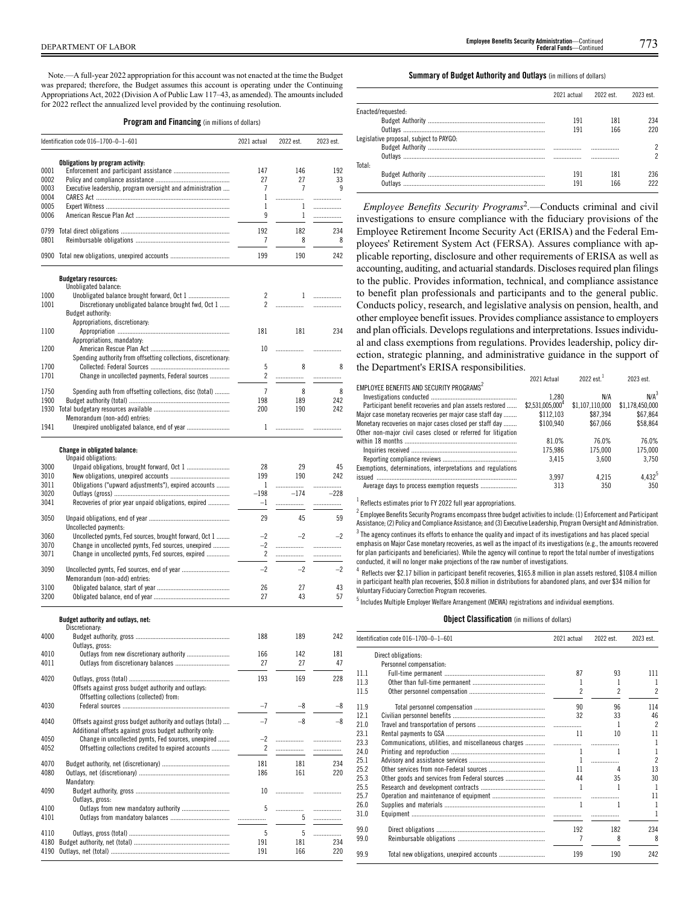Note.—A full-year 2022 appropriation for this account was not enacted at the time the Budget was prepared; therefore, the Budget assumes this account is operating under the Continuing Appropriations Act, 2022 (Division A of Public Law 117–43, as amended). The amounts included for 2022 reflect the annualized level provided by the continuing resolution.

**Program and Financing** (in millions of dollars)

| Identification code 016–1700–0–1–601 | | 2021 actual | 2022 est. | 2023 est. |
|---|---|---|---|---|
| | **Obligations by program activity:** | | | |
| 0001 | Enforcement and participant assistance | 147 | 146 | 192 |
| 0002 | Policy and compliance assistance | 27 | 27 | 33 |
| 0003 | Executive leadership, program oversight and administration | 7 | 7 | 9 |
| 0004 | CARES Act | 1 | | |
| 0005 | Expert Witness | 1 | 1 | |
| 0006 | American Rescue Plan Act | 9 | 1 | |
| 0799 | Total direct obligations | 192 | 182 | 234 |
| 0801 | Reimbursable obligations | 7 | 8 | 8 |
| 0900 | Total new obligations, unexpired accounts | 199 | 190 | 242 |
| | **Budgetary resources:** | | | |
| | Unobligated balance: | | | |
| 1000 | Unobligated balance brought forward, Oct 1 | 2 | 1 | |
| 1001 | Discretionary unobligated balance brought fwd, Oct 1 | 2 | | |
| | Budget authority: | | | |
| | Appropriations, discretionary: | | | |
| 1100 | Appropriation | 181 | 181 | 234 |
| | Appropriations, mandatory: | | | |
| 1200 | American Rescue Plan Act | 10 | | |
| | Spending authority from offsetting collections, discretionary: | | | |
| 1700 | Collected: Federal Sources | 5 | 8 | 8 |
| 1701 | Change in uncollected payments, Federal sources | 2 | | |
| 1750 | Spending auth from offsetting collections, disc (total) | 7 | 8 | 8 |
| 1900 | Budget authority (total) | 198 | 189 | 242 |
| 1930 | Total budgetary resources available | 200 | 190 | 242 |
| | Memorandum (non-add) entries: | | | |
| 1941 | Unexpired unobligated balance, end of year | 1 | | |
| | **Change in obligated balance:** | | | |
| | Unpaid obligations: | | | |
| 3000 | Unpaid obligations, brought forward, Oct 1 | 28 | 29 | 45 |
| 3010 | New obligations, unexpired accounts | 199 | 190 | 242 |
| 3011 | Obligations ("upward adjustments"), expired accounts | 1 | | |
| 3020 | Outlays (gross) | –198 | –174 | –228 |
| 3041 | Recoveries of prior year unpaid obligations, expired | –1 | | |
| 3050 | Unpaid obligations, end of year | 29 | 45 | 59 |
| | Uncollected payments: | | | |
| 3060 | Uncollected pymts, Fed sources, brought forward, Oct 1 | –2 | –2 | –2 |
| 3070 | Change in uncollected pymts, Fed sources, unexpired | –2 | | |
| 3071 | Change in uncollected pymts, Fed sources, expired | 2 | | |
| 3090 | Uncollected pymts, Fed sources, end of year | –2 | –2 | –2 |
| | Memorandum (non-add) entries: | | | |
| 3100 | Obligated balance, start of year | 26 | 27 | 43 |
| 3200 | Obligated balance, end of year | 27 | 43 | 57 |
| | **Budget authority and outlays, net:** | | | |
| | Discretionary: | | | |
| 4000 | Budget authority, gross | 188 | 189 | 242 |
| | Outlays, gross: | | | |
| 4010 | Outlays from new discretionary authority | 166 | 142 | 181 |
| 4011 | Outlays from discretionary balances | 27 | 27 | 47 |
| 4020 | Outlays, gross (total) | 193 | 169 | 228 |
| | Offsets against gross budget authority and outlays: | | | |
| | Offsetting collections (collected) from: | | | |
| 4030 | Federal sources | –7 | –8 | –8 |
| 4040 | Offsets against gross budget authority and outlays (total) | –7 | –8 | –8 |
| | Additional offsets against gross budget authority only: | | | |
| 4050 | Change in uncollected pymts, Fed sources, unexpired | –2 | | |
| 4052 | Offsetting collections credited to expired accounts | 2 | | |
| 4070 | Budget authority, net (discretionary) | 181 | 181 | 234 |
| 4080 | Outlays, net (discretionary) | 186 | 161 | 220 |
| | Mandatory: | | | |
| 4090 | Budget authority, gross | 10 | | |
| | Outlays, gross: | | | |
| 4100 | Outlays from new mandatory authority | 5 | | |
| 4101 | Outlays from mandatory balances | | 5 | |
| 4110 | Outlays, gross (total) | 5 | 5 | |
| 4180 | Budget authority, net (total) | 191 | 181 | 234 |
| 4190 | Outlays, net (total) | 191 | 166 | 220 |

**Summary of Budget Authority and Outlays** (in millions of dollars)

| | 2021 actual | 2022 est. | 2023 est. |
|---|---|---|---|
| Enacted/requested: | | | |
| Budget Authority | 191 | 181 | 234 |
| Outlays | 191 | 166 | 220 |
| Legislative proposal, subject to PAYGO: | | | |
| Budget Authority | | | 2 |
| Outlays | | | 2 |
| Total: | | | |
| Budget Authority | 191 | 181 | 236 |
| Outlays | 191 | 166 | 222 |

*Employee Benefits Security Programs*[2].—Conducts criminal and civil investigations to ensure compliance with the fiduciary provisions of the Employee Retirement Income Security Act (ERISA) and the Federal Employees' Retirement System Act (FERSA). Assures compliance with applicable reporting, disclosure and other requirements of ERISA as well as accounting, auditing, and actuarial standards. Discloses required plan filings to the public. Provides information, technical, and compliance assistance to benefit plan professionals and participants and to the general public. Conducts policy, research, and legislative analysis on pension, health, and other employee benefit issues. Provides compliance assistance to employers and plan officials. Develops regulations and interpretations. Issues individual and class exemptions from regulations. Provides leadership, policy direction, strategic planning, and administrative guidance in the support of the Department's ERISA responsibilities.

| | 2021 Actual | 2022 est.[1] | 2023 est. |
|---|---|---|---|
| EMPLOYEE BENEFITS AND SECURITY PROGRAMS[2] | | | |
| Investigations conducted | 1,280 | N/A | N/A[3] |
| Participant benefit recoveries and plan assets restored | $2,531,005,000[4] | $1,107,110,000 | $1,178,450,000 |
| Major case monetary recoveries per major case staff day | $112,103 | $87,394 | $67,864 |
| Monetary recoveries on major cases closed per staff day | $100,940 | $67,066 | $58,864 |
| Other non-major civil cases closed or referred for litigation within 18 months | 81.0% | 76.0% | 76.0% |
| Inquiries received | 175,986 | 175,000 | 175,000 |
| Reporting compliance reviews | 3,415 | 3,600 | 3,750 |
| Exemptions, determinations, interpretations and regulations issued | 3,997 | 4,215 | 4,432[5] |
| Average days to process exemption requests | 313 | 350 | 350 |

[1] Reflects estimates prior to FY 2022 full year appropriations.

[2] Employee Benefits Security Programs encompass three budget activities to include: (1) Enforcement and Participant Assistance; (2) Policy and Compliance Assistance; and (3) Executive Leadership, Program Oversight and Administration.

[3] The agency continues its efforts to enhance the quality and impact of its investigations and has placed special emphasis on Major Case monetary recoveries, as well as the impact of its investigations (e.g., the amounts recovered for plan participants and beneficiaries). While the agency will continue to report the total number of investigations conducted, it will no longer make projections of the raw number of investigations.

[4] Reflects over $2.17 billion in participant benefit recoveries, $165.8 million in plan assets restored, $108.4 million in participant health plan recoveries, $50.8 million in distributions for abandoned plans, and over $34 million for Voluntary Fiduciary Correction Program recoveries.

[5] Includes Multiple Employer Welfare Arrangement (MEWA) registrations and individual exemptions.

**Object Classification** (in millions of dollars)

| Identification code 016–1700–0–1–601 | | 2021 actual | 2022 est. | 2023 est. |
|---|---|---|---|---|
| | Direct obligations: | | | |
| | Personnel compensation: | | | |
| 11.1 | Full-time permanent | 87 | 93 | 111 |
| 11.3 | Other than full-time permanent | 1 | 1 | 1 |
| 11.5 | Other personnel compensation | 2 | 2 | 2 |
| 11.9 | Total personnel compensation | 90 | 96 | 114 |
| 12.1 | Civilian personnel benefits | 32 | 33 | 46 |
| 21.0 | Travel and transportation of persons | | 1 | 2 |
| 23.1 | Rental payments to GSA | 11 | 10 | 11 |
| 23.3 | Communications, utilities, and miscellaneous charges | | | 1 |
| 24.0 | Printing and reproduction | 1 | 1 | 1 |
| 25.1 | Advisory and assistance services | 1 | | 2 |
| 25.2 | Other services from non-Federal sources | 11 | 4 | 13 |
| 25.3 | Other goods and services from Federal sources | 44 | 35 | 30 |
| 25.5 | Research and development contracts | 1 | 1 | 1 |
| 25.7 | Operation and maintenance of equipment | | | 11 |
| 26.0 | Supplies and materials | 1 | 1 | 1 |
| 31.0 | Equipment | | | 1 |
| 99.0 | Direct obligations | 192 | 182 | 234 |
| 99.0 | Reimbursable obligations | 7 | 8 | 8 |
| 99.9 | Total new obligations, unexpired accounts | 199 | 190 | 242 |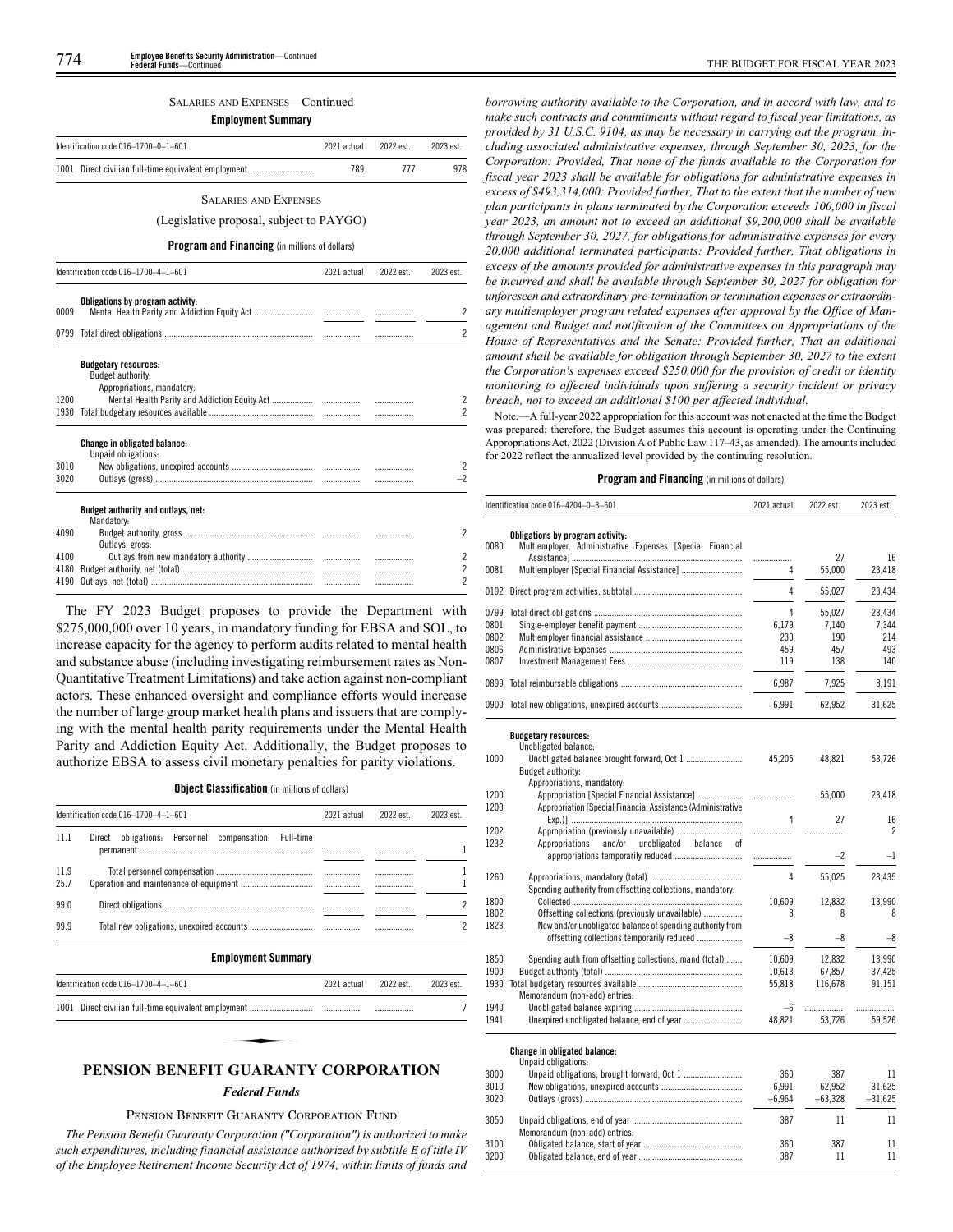SALARIES AND EXPENSES—Continued

**Employment Summary**

| Identification code 016–1700–0–1–601 | 2021 actual | 2022 est. | 2023 est. |
|---|---|---|---|
| 1001 Direct civilian full-time equivalent employment | 789 | 777 | 978 |

SALARIES AND EXPENSES

(Legislative proposal, subject to PAYGO)

**Program and Financing** (in millions of dollars)

| Identification code 016–1700–4–1–601 | 2021 actual | 2022 est. | 2023 est. |
|---|---|---|---|
| **Obligations by program activity:** | | | |
| 0009 Mental Health Parity and Addiction Equity Act | | | 2 |
| 0799 Total direct obligations | | | 2 |
| **Budgetary resources:** | | | |
| Budget authority: | | | |
| Appropriations, mandatory: | | | |
| 1200 Mental Health Parity and Addiction Equity Act | | | 2 |
| 1930 Total budgetary resources available | | | 2 |
| **Change in obligated balance:** | | | |
| Unpaid obligations: | | | |
| 3010 New obligations, unexpired accounts | | | 2 |
| 3020 Outlays (gross) | | | –2 |
| **Budget authority and outlays, net:** | | | |
| Mandatory: | | | |
| 4090 Budget authority, gross | | | 2 |
| Outlays, gross: | | | |
| 4100 Outlays from new mandatory authority | | | 2 |
| 4180 Budget authority, net (total) | | | 2 |
| 4190 Outlays, net (total) | | | 2 |

The FY 2023 Budget proposes to provide the Department with $275,000,000 over 10 years, in mandatory funding for EBSA and SOL, to increase capacity for the agency to perform audits related to mental health and substance abuse (including investigating reimbursement rates as Non-Quantitative Treatment Limitations) and take action against non-compliant actors. These enhanced oversight and compliance efforts would increase the number of large group market health plans and issuers that are complying with the mental health parity requirements under the Mental Health Parity and Addiction Equity Act. Additionally, the Budget proposes to authorize EBSA to assess civil monetary penalties for parity violations.

**Object Classification** (in millions of dollars)

| Identification code 016–1700–4–1–601 | 2021 actual | 2022 est. | 2023 est. |
|---|---|---|---|
| 11.1 Direct obligations: Personnel compensation: Full-time permanent | | | 1 |
| 11.9 Total personnel compensation | | | 1 |
| 25.7 Operation and maintenance of equipment | | | 1 |
| 99.0 Direct obligations | | | 2 |
| 99.9 Total new obligations, unexpired accounts | | | 2 |

**Employment Summary**

| Identification code 016–1700–4–1–601 | 2021 actual | 2022 est. | 2023 est. |
|---|---|---|---|
| 1001 Direct civilian full-time equivalent employment | | | 7 |

## PENSION BENEFIT GUARANTY CORPORATION

### *Federal Funds*

PENSION BENEFIT GUARANTY CORPORATION FUND

*The Pension Benefit Guaranty Corporation ("Corporation") is authorized to make such expenditures, including financial assistance authorized by subtitle E of title IV of the Employee Retirement Income Security Act of 1974, within limits of funds and borrowing authority available to the Corporation, and in accord with law, and to make such contracts and commitments without regard to fiscal year limitations, as provided by 31 U.S.C. 9104, as may be necessary in carrying out the program, including associated administrative expenses, through September 30, 2023, for the Corporation: Provided, That none of the funds available to the Corporation for fiscal year 2023 shall be available for obligations for administrative expenses in excess of $493,314,000: Provided further, That to the extent that the number of new plan participants in plans terminated by the Corporation exceeds 100,000 in fiscal year 2023, an amount not to exceed an additional $9,200,000 shall be available through September 30, 2027, for obligations for administrative expenses for every 20,000 additional terminated participants: Provided further, That obligations in excess of the amounts provided for administrative expenses in this paragraph may be incurred and shall be available through September 30, 2027 for obligation for unforeseen and extraordinary pre-termination or termination expenses or extraordinary multiemployer program related expenses after approval by the Office of Management and Budget and notification of the Committees on Appropriations of the House of Representatives and the Senate: Provided further, That an additional amount shall be available for obligation through September 30, 2027 to the extent the Corporation's expenses exceed $250,000 for the provision of credit or identity monitoring to affected individuals upon suffering a security incident or privacy breach, not to exceed an additional $100 per affected individual.*

Note.—A full-year 2022 appropriation for this account was not enacted at the time the Budget was prepared; therefore, the Budget assumes this account is operating under the Continuing Appropriations Act, 2022 (Division A of Public Law 117–43, as amended). The amounts included for 2022 reflect the annualized level provided by the continuing resolution.

**Program and Financing** (in millions of dollars)

| Identification code 016–4204–0–3–601 | 2021 actual | 2022 est. | 2023 est. |
|---|---|---|---|
| **Obligations by program activity:** | | | |
| 0080 Multiemployer, Administrative Expenses [Special Financial Assistance] | | 27 | 16 |
| 0081 Multiemployer [Special Financial Assistance] | 4 | 55,000 | 23,418 |
| 0192 Direct program activities, subtotal | 4 | 55,027 | 23,434 |
| 0799 Total direct obligations | 4 | 55,027 | 23,434 |
| 0801 Single-employer benefit payment | 6,179 | 7,140 | 7,344 |
| 0802 Multiemployer financial assistance | 230 | 190 | 214 |
| 0806 Administrative Expenses | 459 | 457 | 493 |
| 0807 Investment Management Fees | 119 | 138 | 140 |
| 0899 Total reimbursable obligations | 6,987 | 7,925 | 8,191 |
| 0900 Total new obligations, unexpired accounts | 6,991 | 62,952 | 31,625 |
| **Budgetary resources:** | | | |
| Unobligated balance: | | | |
| 1000 Unobligated balance brought forward, Oct 1 | 45,205 | 48,821 | 53,726 |
| Budget authority: | | | |
| Appropriations, mandatory: | | | |
| 1200 Appropriation [Special Financial Assistance] | | 55,000 | 23,418 |
| 1200 Appropriation [Special Financial Assistance (Administrative Exp.)] | 4 | 27 | 16 |
| 1202 Appropriation (previously unavailable) | | | 2 |
| 1232 Appropriations and/or unobligated balance of appropriations temporarily reduced | | –2 | –1 |
| 1260 Appropriations, mandatory (total) | 4 | 55,025 | 23,435 |
| Spending authority from offsetting collections, mandatory: | | | |
| 1800 Collected | 10,609 | 12,832 | 13,990 |
| 1802 Offsetting collections (previously unavailable) | 8 | 8 | 8 |
| 1823 New and/or unobligated balance of spending authority from offsetting collections temporarily reduced | –8 | –8 | –8 |
| 1850 Spending auth from offsetting collections, mand (total) | 10,609 | 12,832 | 13,990 |
| 1900 Budget authority (total) | 10,613 | 67,857 | 37,425 |
| 1930 Total budgetary resources available | 55,818 | 116,678 | 91,151 |
| Memorandum (non-add) entries: | | | |
| 1940 Unobligated balance expiring | –6 | | |
| 1941 Unexpired unobligated balance, end of year | 48,821 | 53,726 | 59,526 |
| **Change in obligated balance:** | | | |
| Unpaid obligations: | | | |
| 3000 Unpaid obligations, brought forward, Oct 1 | 360 | 387 | 11 |
| 3010 New obligations, unexpired accounts | 6,991 | 62,952 | 31,625 |
| 3020 Outlays (gross) | –6,964 | –63,328 | –31,625 |
| 3050 Unpaid obligations, end of year | 387 | 11 | 11 |
| Memorandum (non-add) entries: | | | |
| 3100 Obligated balance, start of year | 360 | 387 | 11 |
| 3200 Obligated balance, end of year | 387 | 11 | 11 |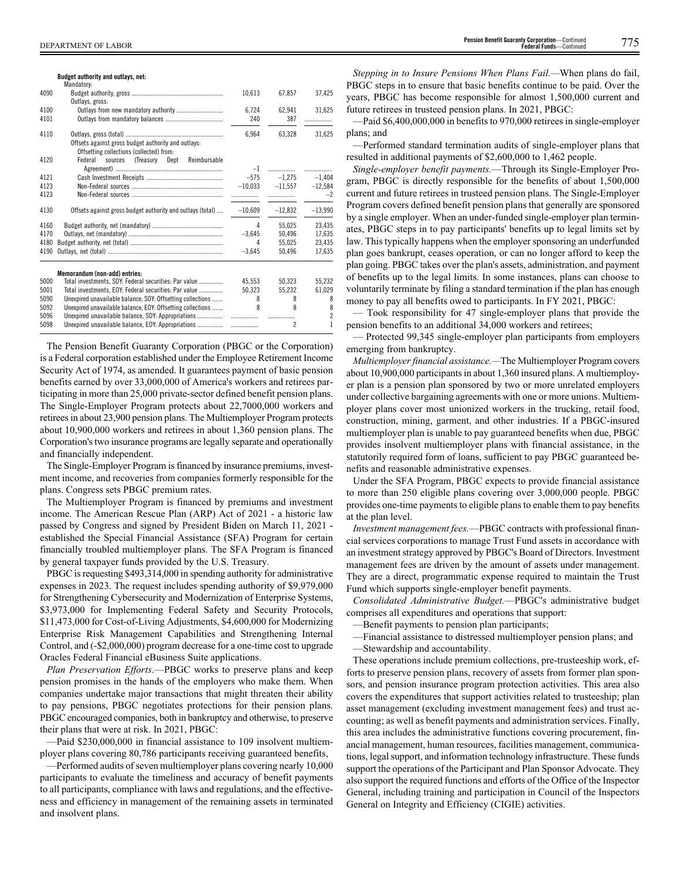**Budget authority and outlays, net:**

| | | | | |
|---|---|---|---|---|
| | Mandatory: | | | |
| 4090 | Budget authority, gross | 10,613 | 67,857 | 37,425 |
| | Outlays, gross: | | | |
| 4100 | Outlays from new mandatory authority | 6,724 | 62,941 | 31,625 |
| 4101 | Outlays from mandatory balances | 240 | 387 | |
| 4110 | Outlays, gross (total) | 6,964 | 63,328 | 31,625 |
| | Offsets against gross budget authority and outlays: | | | |
| | Offsetting collections (collected) from: | | | |
| 4120 | Federal sources (Treasury Dept Reimbursable Agreement) | –1 | | |
| 4121 | Cash Investment Receipts | –575 | –1,275 | –1,404 |
| 4123 | Non-Federal sources | –10,033 | –11,557 | –12,584 |
| 4123 | Non-Federal sources | | | –2 |
| 4130 | Offsets against gross budget authority and outlays (total) | –10,609 | –12,832 | –13,990 |
| 4160 | Budget authority, net (mandatory) | 4 | 55,025 | 23,435 |
| 4170 | Outlays, net (mandatory) | –3,645 | 50,496 | 17,635 |
| 4180 | Budget authority, net (total) | 4 | 55,025 | 23,435 |
| 4190 | Outlays, net (total) | –3,645 | 50,496 | 17,635 |
| | **Memorandum (non-add) entries:** | | | |
| 5000 | Total investments, SOY: Federal securities: Par value | 45,553 | 50,323 | 55,232 |
| 5001 | Total investments, EOY: Federal securities: Par value | 50,323 | 55,232 | 61,029 |
| 5090 | Unexpired unavailable balance, SOY: Offsetting collections | 8 | 8 | 8 |
| 5092 | Unexpired unavailable balance, EOY: Offsetting collections | 8 | 8 | 8 |
| 5096 | Unexpired unavailable balance, SOY: Appropriations | | | 2 |
| 5098 | Unexpired unavailable balance, EOY: Appropriations | | 2 | 1 |

The Pension Benefit Guaranty Corporation (PBGC or the Corporation) is a Federal corporation established under the Employee Retirement Income Security Act of 1974, as amended. It guarantees payment of basic pension benefits earned by over 33,000,000 of America's workers and retirees participating in more than 25,000 private-sector defined benefit pension plans. The Single-Employer Program protects about 22,7000,000 workers and retirees in about 23,900 pension plans. The Multiemployer Program protects about 10,900,000 workers and retirees in about 1,360 pension plans. The Corporation's two insurance programs are legally separate and operationally and financially independent.

The Single-Employer Program is financed by insurance premiums, investment income, and recoveries from companies formerly responsible for the plans. Congress sets PBGC premium rates.

The Multiemployer Program is financed by premiums and investment income. The American Rescue Plan (ARP) Act of 2021 - a historic law passed by Congress and signed by President Biden on March 11, 2021 - established the Special Financial Assistance (SFA) Program for certain financially troubled multiemployer plans. The SFA Program is financed by general taxpayer funds provided by the U.S. Treasury.

PBGC is requesting $493,314,000 in spending authority for administrative expenses in 2023. The request includes spending authority of $9,979,000 for Strengthening Cybersecurity and Modernization of Enterprise Systems, $3,973,000 for Implementing Federal Safety and Security Protocols, $11,473,000 for Cost-of-Living Adjustments, $4,600,000 for Modernizing Enterprise Risk Management Capabilities and Strengthening Internal Control, and (-$2,000,000) program decrease for a one-time cost to upgrade Oracles Federal Financial eBusiness Suite applications.

*Plan Preservation Efforts*.—PBGC works to preserve plans and keep pension promises in the hands of the employers who make them. When companies undertake major transactions that might threaten their ability to pay pensions, PBGC negotiates protections for their pension plans. PBGC encouraged companies, both in bankruptcy and otherwise, to preserve their plans that were at risk. In 2021, PBGC:

—Paid $230,000,000 in financial assistance to 109 insolvent multiemployer plans covering 80,786 participants receiving guaranteed benefits,

—Performed audits of seven multiemployer plans covering nearly 10,000 participants to evaluate the timeliness and accuracy of benefit payments to all participants, compliance with laws and regulations, and the effectiveness and efficiency in management of the remaining assets in terminated and insolvent plans.

*Stepping in to Insure Pensions When Plans Fail.*—When plans do fail, PBGC steps in to ensure that basic benefits continue to be paid. Over the years, PBGC has become responsible for almost 1,500,000 current and future retirees in trusteed pension plans. In 2021, PBGC:

—Paid $6,400,000,000 in benefits to 970,000 retirees in single-employer plans; and

—Performed standard termination audits of single-employer plans that resulted in additional payments of $2,600,000 to 1,462 people.

*Single-employer benefit payments.*—Through its Single-Employer Program, PBGC is directly responsible for the benefits of about 1,500,000 current and future retirees in trusteed pension plans. The Single-Employer Program covers defined benefit pension plans that generally are sponsored by a single employer. When an under-funded single-employer plan terminates, PBGC steps in to pay participants' benefits up to legal limits set by law. This typically happens when the employer sponsoring an underfunded plan goes bankrupt, ceases operation, or can no longer afford to keep the plan going. PBGC takes over the plan's assets, administration, and payment of benefits up to the legal limits. In some instances, plans can choose to voluntarily terminate by filing a standard termination if the plan has enough money to pay all benefits owed to participants. In FY 2021, PBGC:

— Took responsibility for 47 single-employer plans that provide the pension benefits to an additional 34,000 workers and retirees;

— Protected 99,345 single-employer plan participants from employers emerging from bankruptcy.

*Multiemployer financial assistance.*—The Multiemployer Program covers about 10,900,000 participants in about 1,360 insured plans. A multiemployer plan is a pension plan sponsored by two or more unrelated employers under collective bargaining agreements with one or more unions. Multiemployer plans cover most unionized workers in the trucking, retail food, construction, mining, garment, and other industries. If a PBGC-insured multiemployer plan is unable to pay guaranteed benefits when due, PBGC provides insolvent multiemployer plans with financial assistance, in the statutorily required form of loans, sufficient to pay PBGC guaranteed benefits and reasonable administrative expenses.

Under the SFA Program, PBGC expects to provide financial assistance to more than 250 eligible plans covering over 3,000,000 people. PBGC provides one-time payments to eligible plans to enable them to pay benefits at the plan level.

*Investment management fees.*—PBGC contracts with professional financial services corporations to manage Trust Fund assets in accordance with an investment strategy approved by PBGC's Board of Directors. Investment management fees are driven by the amount of assets under management. They are a direct, programmatic expense required to maintain the Trust Fund which supports single-employer benefit payments.

*Consolidated Administrative Budget.*—PBGC's administrative budget comprises all expenditures and operations that support:

—Benefit payments to pension plan participants;

—Financial assistance to distressed multiemployer pension plans; and

—Stewardship and accountability.

These operations include premium collections, pre-trusteeship work, efforts to preserve pension plans, recovery of assets from former plan sponsors, and pension insurance program protection activities. This area also covers the expenditures that support activities related to trusteeship; plan asset management (excluding investment management fees) and trust accounting; as well as benefit payments and administration services. Finally, this area includes the administrative functions covering procurement, financial management, human resources, facilities management, communications, legal support, and information technology infrastructure. These funds support the operations of the Participant and Plan Sponsor Advocate. They also support the required functions and efforts of the Office of the Inspector General, including training and participation in Council of the Inspectors General on Integrity and Efficiency (CIGIE) activities.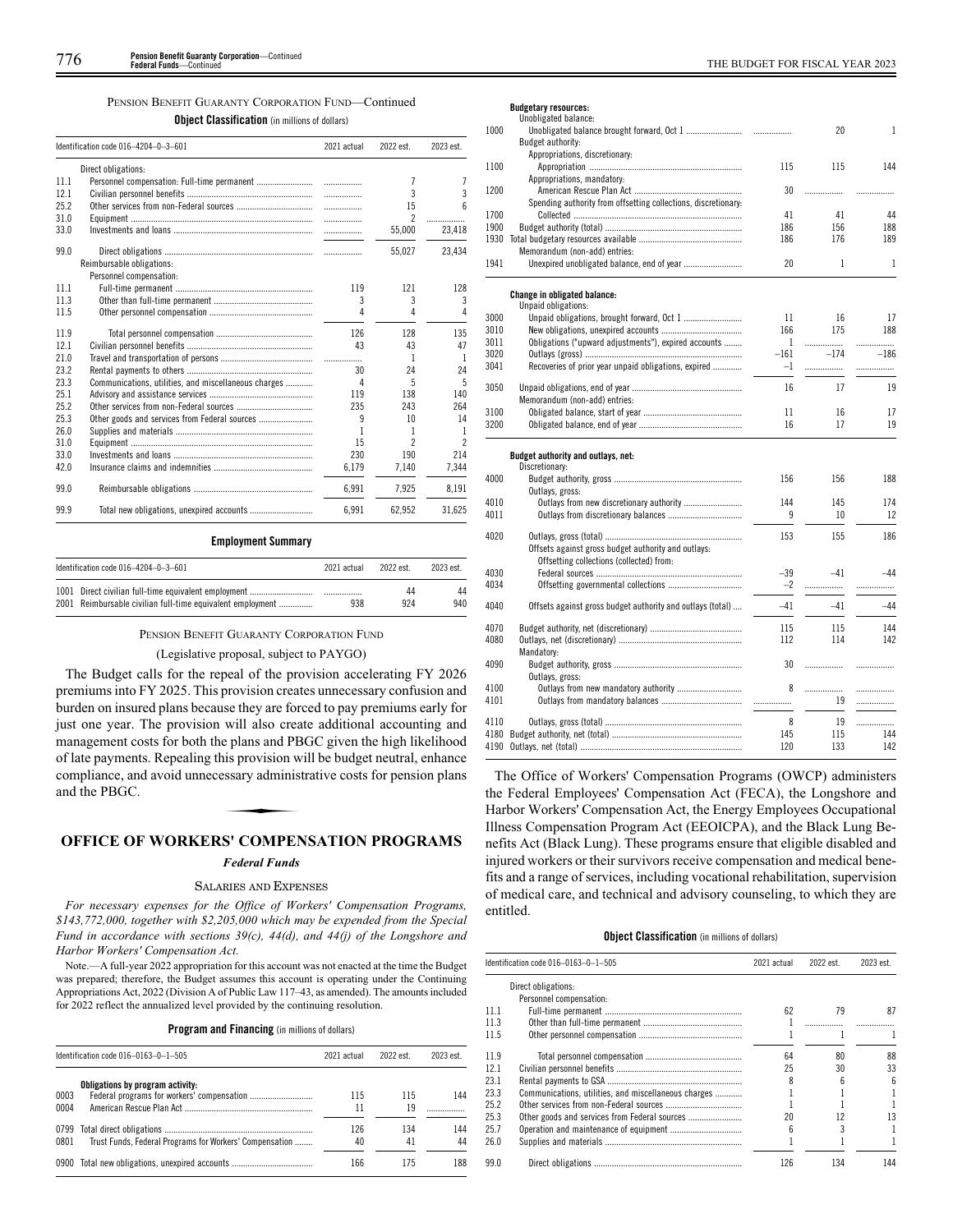PENSION BENEFIT GUARANTY CORPORATION FUND—Continued

**Object Classification** (in millions of dollars)

| Identification code 016–4204–0–3–601 | | 2021 actual | 2022 est. | 2023 est. |
|---|---|---|---|---|
| | Direct obligations: | | | |
| 11.1 | Personnel compensation: Full-time permanent | ................ | 7 | 7 |
| 12.1 | Civilian personnel benefits | ................ | 3 | 3 |
| 25.2 | Other services from non-Federal sources | ................ | 15 | 6 |
| 31.0 | Equipment | ................ | 2 | ................ |
| 33.0 | Investments and loans | ................ | 55,000 | 23,418 |
| 99.0 | Direct obligations | ................ | 55,027 | 23,434 |
| | Reimbursable obligations: | | | |
| | Personnel compensation: | | | |
| 11.1 | Full-time permanent | 119 | 121 | 128 |
| 11.3 | Other than full-time permanent | 3 | 3 | 3 |
| 11.5 | Other personnel compensation | 4 | 4 | 4 |
| 11.9 | Total personnel compensation | 126 | 128 | 135 |
| 12.1 | Civilian personnel benefits | 43 | 43 | 47 |
| 21.0 | Travel and transportation of persons | ................ | 1 | 1 |
| 23.2 | Rental payments to others | 30 | 24 | 24 |
| 23.3 | Communications, utilities, and miscellaneous charges | 4 | 5 | 5 |
| 25.1 | Advisory and assistance services | 119 | 138 | 140 |
| 25.2 | Other services from non-Federal sources | 235 | 243 | 264 |
| 25.3 | Other goods and services from Federal sources | 9 | 10 | 14 |
| 26.0 | Supplies and materials | 1 | 1 | 1 |
| 31.0 | Equipment | 15 | 2 | 2 |
| 33.0 | Investments and loans | 230 | 190 | 214 |
| 42.0 | Insurance claims and indemnities | 6,179 | 7,140 | 7,344 |
| 99.0 | Reimbursable obligations | 6,991 | 7,925 | 8,191 |
| 99.9 | Total new obligations, unexpired accounts | 6,991 | 62,952 | 31,625 |

**Employment Summary**

| Identification code 016–4204–0–3–601 | | 2021 actual | 2022 est. | 2023 est. |
|---|---|---|---|---|
| 1001 | Direct civilian full-time equivalent employment | ................ | 44 | 44 |
| 2001 | Reimbursable civilian full-time equivalent employment | 938 | 924 | 940 |

PENSION BENEFIT GUARANTY CORPORATION FUND

(Legislative proposal, subject to PAYGO)

The Budget calls for the repeal of the provision accelerating FY 2026 premiums into FY 2025. This provision creates unnecessary confusion and burden on insured plans because they are forced to pay premiums early for just one year. The provision will also create additional accounting and management costs for both the plans and PBGC given the high likelihood of late payments. Repealing this provision will be budget neutral, enhance compliance, and avoid unnecessary administrative costs for pension plans and the PBGC.

## OFFICE OF WORKERS' COMPENSATION PROGRAMS

### *Federal Funds*

SALARIES AND EXPENSES

*For necessary expenses for the Office of Workers' Compensation Programs, $143,772,000, together with $2,205,000 which may be expended from the Special Fund in accordance with sections 39(c), 44(d), and 44(j) of the Longshore and Harbor Workers' Compensation Act.*

Note.—A full-year 2022 appropriation for this account was not enacted at the time the Budget was prepared; therefore, the Budget assumes this account is operating under the Continuing Appropriations Act, 2022 (Division A of Public Law 117–43, as amended). The amounts included for 2022 reflect the annualized level provided by the continuing resolution.

**Program and Financing** (in millions of dollars)

| Identification code 016–0163–0–1–505 | | 2021 actual | 2022 est. | 2023 est. |
|---|---|---|---|---|
| | Obligations by program activity: | | | |
| 0003 | Federal programs for workers' compensation | 115 | 115 | 144 |
| 0004 | American Rescue Plan Act | 11 | 19 | ................ |
| 0799 | Total direct obligations | 126 | 134 | 144 |
| 0801 | Trust Funds, Federal Programs for Workers' Compensation | 40 | 41 | 44 |
| 0900 | Total new obligations, unexpired accounts | 166 | 175 | 188 |
| | **Budgetary resources:** | | | |
| | Unobligated balance: | | | |
| 1000 | Unobligated balance brought forward, Oct 1 | ................ | 20 | 1 |
| | Budget authority: | | | |
| | Appropriations, discretionary: | | | |
| 1100 | Appropriation | 115 | 115 | 144 |
| | Appropriations, mandatory: | | | |
| 1200 | American Rescue Plan Act | 30 | ................ | ................ |
| | Spending authority from offsetting collections, discretionary: | | | |
| 1700 | Collected | 41 | 41 | 44 |
| 1900 | Budget authority (total) | 186 | 156 | 188 |
| 1930 | Total budgetary resources available | 186 | 176 | 189 |
| | Memorandum (non-add) entries: | | | |
| 1941 | Unexpired unobligated balance, end of year | 20 | 1 | 1 |
| | **Change in obligated balance:** | | | |
| | Unpaid obligations: | | | |
| 3000 | Unpaid obligations, brought forward, Oct 1 | 11 | 16 | 17 |
| 3010 | New obligations, unexpired accounts | 166 | 175 | 188 |
| 3011 | Obligations ("upward adjustments"), expired accounts | 1 | ................ | ................ |
| 3020 | Outlays (gross) | –161 | –174 | –186 |
| 3041 | Recoveries of prior year unpaid obligations, expired | –1 | ................ | ................ |
| 3050 | Unpaid obligations, end of year | 16 | 17 | 19 |
| | Memorandum (non-add) entries: | | | |
| 3100 | Obligated balance, start of year | 11 | 16 | 17 |
| 3200 | Obligated balance, end of year | 16 | 17 | 19 |
| | **Budget authority and outlays, net:** | | | |
| | Discretionary: | | | |
| 4000 | Budget authority, gross | 156 | 156 | 188 |
| | Outlays, gross: | | | |
| 4010 | Outlays from new discretionary authority | 144 | 145 | 174 |
| 4011 | Outlays from discretionary balances | 9 | 10 | 12 |
| 4020 | Outlays, gross (total) | 153 | 155 | 186 |
| | Offsets against gross budget authority and outlays: | | | |
| | Offsetting collections (collected) from: | | | |
| 4030 | Federal sources | –39 | –41 | –44 |
| 4034 | Offsetting governmental collections | –2 | ................ | ................ |
| 4040 | Offsets against gross budget authority and outlays (total) | –41 | –41 | –44 |
| 4070 | Budget authority, net (discretionary) | 115 | 115 | 144 |
| 4080 | Outlays, net (discretionary) | 112 | 114 | 142 |
| | Mandatory: | | | |
| 4090 | Budget authority, gross | 30 | ................ | ................ |
| | Outlays, gross: | | | |
| 4100 | Outlays from new mandatory authority | 8 | ................ | ................ |
| 4101 | Outlays from mandatory balances | ................ | 19 | ................ |
| 4110 | Outlays, gross (total) | 8 | 19 | ................ |
| 4180 | Budget authority, net (total) | 145 | 115 | 144 |
| 4190 | Outlays, net (total) | 120 | 133 | 142 |

The Office of Workers' Compensation Programs (OWCP) administers the Federal Employees' Compensation Act (FECA), the Longshore and Harbor Workers' Compensation Act, the Energy Employees Occupational Illness Compensation Program Act (EEOICPA), and the Black Lung Benefits Act (Black Lung). These programs ensure that eligible disabled and injured workers or their survivors receive compensation and medical benefits and a range of services, including vocational rehabilitation, supervision of medical care, and technical and advisory counseling, to which they are entitled.

**Object Classification** (in millions of dollars)

| Identification code 016–0163–0–1–505 | | 2021 actual | 2022 est. | 2023 est. |
|---|---|---|---|---|
| | Direct obligations: | | | |
| | Personnel compensation: | | | |
| 11.1 | Full-time permanent | 62 | 79 | 87 |
| 11.3 | Other than full-time permanent | 1 | ................ | ................ |
| 11.5 | Other personnel compensation | 1 | 1 | 1 |
| 11.9 | Total personnel compensation | 64 | 80 | 88 |
| 12.1 | Civilian personnel benefits | 25 | 30 | 33 |
| 23.1 | Rental payments to GSA | 8 | 6 | 6 |
| 23.3 | Communications, utilities, and miscellaneous charges | 1 | 1 | 1 |
| 25.2 | Other services from non-Federal sources | 1 | 1 | 1 |
| 25.3 | Other goods and services from Federal sources | 20 | 12 | 13 |
| 25.7 | Operation and maintenance of equipment | 6 | 3 | 1 |
| 26.0 | Supplies and materials | 1 | 1 | 1 |
| 99.0 | Direct obligations | 126 | 134 | 144 |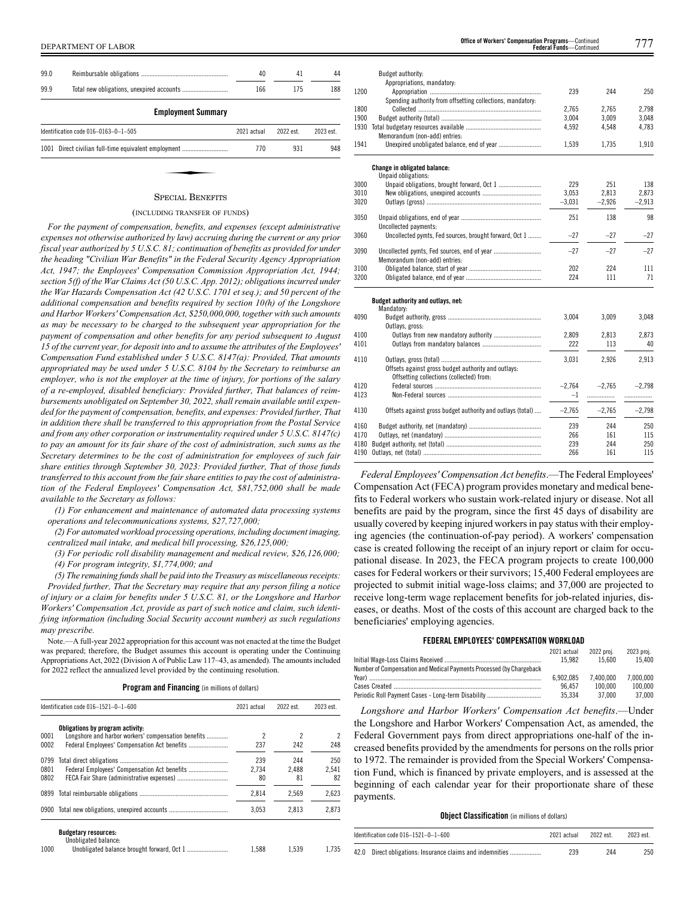| | | | | |
|---|---|---|---|---|
| 99.0 | Reimbursable obligations | 40 | 41 | 44 |
| 99.9 | Total new obligations, unexpired accounts | 166 | 175 | 188 |

**Employment Summary**

| Identification code 016–0163–0–1–505 | | 2021 actual | 2022 est. | 2023 est. |
|---|---|---|---|---|
| 1001 | Direct civilian full-time equivalent employment | 770 | 931 | 948 |

## SPECIAL BENEFITS

(INCLUDING TRANSFER OF FUNDS)

*For the payment of compensation, benefits, and expenses (except administrative expenses not otherwise authorized by law) accruing during the current or any prior fiscal year authorized by 5 U.S.C. 81; continuation of benefits as provided for under the heading "Civilian War Benefits" in the Federal Security Agency Appropriation Act, 1947; the Employees' Compensation Commission Appropriation Act, 1944; section 5(f) of the War Claims Act (50 U.S.C. App. 2012); obligations incurred under the War Hazards Compensation Act (42 U.S.C. 1701 et seq.); and 50 percent of the additional compensation and benefits required by section 10(h) of the Longshore and Harbor Workers' Compensation Act, $250,000,000, together with such amounts as may be necessary to be charged to the subsequent year appropriation for the payment of compensation and other benefits for any period subsequent to August 15 of the current year, for deposit into and to assume the attributes of the Employees' Compensation Fund established under 5 U.S.C. 8147(a): Provided, That amounts appropriated may be used under 5 U.S.C. 8104 by the Secretary to reimburse an employer, who is not the employer at the time of injury, for portions of the salary of a re-employed, disabled beneficiary: Provided further, That balances of reimbursements unobligated on September 30, 2022, shall remain available until expended for the payment of compensation, benefits, and expenses: Provided further, That in addition there shall be transferred to this appropriation from the Postal Service and from any other corporation or instrumentality required under 5 U.S.C. 8147(c) to pay an amount for its fair share of the cost of administration, such sums as the Secretary determines to be the cost of administration for employees of such fair share entities through September 30, 2023: Provided further, That of those funds transferred to this account from the fair share entities to pay the cost of administration of the Federal Employees' Compensation Act, $81,752,000 shall be made available to the Secretary as follows:*

*(1) For enhancement and maintenance of automated data processing systems operations and telecommunications systems, $27,727,000;*

*(2) For automated workload processing operations, including document imaging, centralized mail intake, and medical bill processing, $26,125,000;*

*(3) For periodic roll disability management and medical review, $26,126,000;*

*(4) For program integrity, $1,774,000; and*

*(5) The remaining funds shall be paid into the Treasury as miscellaneous receipts: Provided further, That the Secretary may require that any person filing a notice of injury or a claim for benefits under 5 U.S.C. 81, or the Longshore and Harbor Workers' Compensation Act, provide as part of such notice and claim, such identifying information (including Social Security account number) as such regulations may prescribe.*

Note.—A full-year 2022 appropriation for this account was not enacted at the time the Budget was prepared; therefore, the Budget assumes this account is operating under the Continuing Appropriations Act, 2022 (Division A of Public Law 117–43, as amended). The amounts included for 2022 reflect the annualized level provided by the continuing resolution.

**Program and Financing** (in millions of dollars)

| Identification code 016–1521–0–1–600 | | 2021 actual | 2022 est. | 2023 est. |
|---|---|---|---|---|
| | **Obligations by program activity:** | | | |
| 0001 | Longshore and harbor workers' compensation benefits | 2 | 2 | 2 |
| 0002 | Federal Employees' Compensation Act benefits | 237 | 242 | 248 |
| 0799 | Total direct obligations | 239 | 244 | 250 |
| 0801 | Federal Employees' Compensation Act benefits | 2,734 | 2,488 | 2,541 |
| 0802 | FECA Fair Share (administrative expenses) | 80 | 81 | 82 |
| 0899 | Total reimbursable obligations | 2,814 | 2,569 | 2,623 |
| 0900 | Total new obligations, unexpired accounts | 3,053 | 2,813 | 2,873 |
| | **Budgetary resources:** | | | |
| | Unobligated balance: | | | |
| 1000 | Unobligated balance brought forward, Oct 1 | 1,588 | 1,539 | 1,735 |
| | Budget authority: | | | |
| | Appropriations, mandatory: | | | |
| 1200 | Appropriation | 239 | 244 | 250 |
| | Spending authority from offsetting collections, mandatory: | | | |
| 1800 | Collected | 2,765 | 2,765 | 2,798 |
| 1900 | Budget authority (total) | 3,004 | 3,009 | 3,048 |
| 1930 | Total budgetary resources available | 4,592 | 4,548 | 4,783 |
| | Memorandum (non-add) entries: | | | |
| 1941 | Unexpired unobligated balance, end of year | 1,539 | 1,735 | 1,910 |
| | **Change in obligated balance:** | | | |
| | Unpaid obligations: | | | |
| 3000 | Unpaid obligations, brought forward, Oct 1 | 229 | 251 | 138 |
| 3010 | New obligations, unexpired accounts | 3,053 | 2,813 | 2,873 |
| 3020 | Outlays (gross) | –3,031 | –2,926 | –2,913 |
| 3050 | Unpaid obligations, end of year | 251 | 138 | 98 |
| | Uncollected payments: | | | |
| 3060 | Uncollected pymts, Fed sources, brought forward, Oct 1 | –27 | –27 | –27 |
| 3090 | Uncollected pymts, Fed sources, end of year | –27 | –27 | –27 |
| | Memorandum (non-add) entries: | | | |
| 3100 | Obligated balance, start of year | 202 | 224 | 111 |
| 3200 | Obligated balance, end of year | 224 | 111 | 71 |
| | **Budget authority and outlays, net:** | | | |
| | Mandatory: | | | |
| 4090 | Budget authority, gross | 3,004 | 3,009 | 3,048 |
| | Outlays, gross: | | | |
| 4100 | Outlays from new mandatory authority | 2,809 | 2,813 | 2,873 |
| 4101 | Outlays from mandatory balances | 222 | 113 | 40 |
| 4110 | Outlays, gross (total) | 3,031 | 2,926 | 2,913 |
| | Offsets against gross budget authority and outlays: | | | |
| | Offsetting collections (collected) from: | | | |
| 4120 | Federal sources | –2,764 | –2,765 | –2,798 |
| 4123 | Non-Federal sources | –1 | .................. | .................. |
| 4130 | Offsets against gross budget authority and outlays (total) | –2,765 | –2,765 | –2,798 |
| 4160 | Budget authority, net (mandatory) | 239 | 244 | 250 |
| 4170 | Outlays, net (mandatory) | 266 | 161 | 115 |
| 4180 | Budget authority, net (total) | 239 | 244 | 250 |
| 4190 | Outlays, net (total) | 266 | 161 | 115 |

*Federal Employees' Compensation Act benefits*.—The Federal Employees' Compensation Act (FECA) program provides monetary and medical benefits to Federal workers who sustain work-related injury or disease. Not all benefits are paid by the program, since the first 45 days of disability are usually covered by keeping injured workers in pay status with their employing agencies (the continuation-of-pay period). A workers' compensation case is created following the receipt of an injury report or claim for occupational disease. In 2023, the FECA program projects to create 100,000 cases for Federal workers or their survivors; 15,400 Federal employees are projected to submit initial wage-loss claims; and 37,000 are projected to receive long-term wage replacement benefits for job-related injuries, diseases, or deaths. Most of the costs of this account are charged back to the beneficiaries' employing agencies.

**FEDERAL EMPLOYEES' COMPENSATION WORKLOAD**

| | 2021 actual | 2022 proj. | 2023 proj. |
|---|---|---|---|
| Initial Wage-Loss Claims Received | 15,982 | 15,600 | 15,400 |
| Number of Compensation and Medical Payments Processed (by Chargeback Year) | 6,902,085 | 7,400,000 | 7,000,000 |
| Cases Created | 96,457 | 100,000 | 100,000 |
| Periodic Roll Payment Cases - Long-term Disability | 35,334 | 37,000 | 37,000 |

*Longshore and Harbor Workers' Compensation Act benefits*.—Under the Longshore and Harbor Workers' Compensation Act, as amended, the Federal Government pays from direct appropriations one-half of the increased benefits provided by the amendments for persons on the rolls prior to 1972. The remainder is provided from the Special Workers' Compensation Fund, which is financed by private employers, and is assessed at the beginning of each calendar year for their proportionate share of these payments.

**Object Classification** (in millions of dollars)

| Identification code 016–1521–0–1–600 | | 2021 actual | 2022 est. | 2023 est. |
|---|---|---|---|---|
| 42.0 | Direct obligations: Insurance claims and indemnities | 239 | 244 | 250 |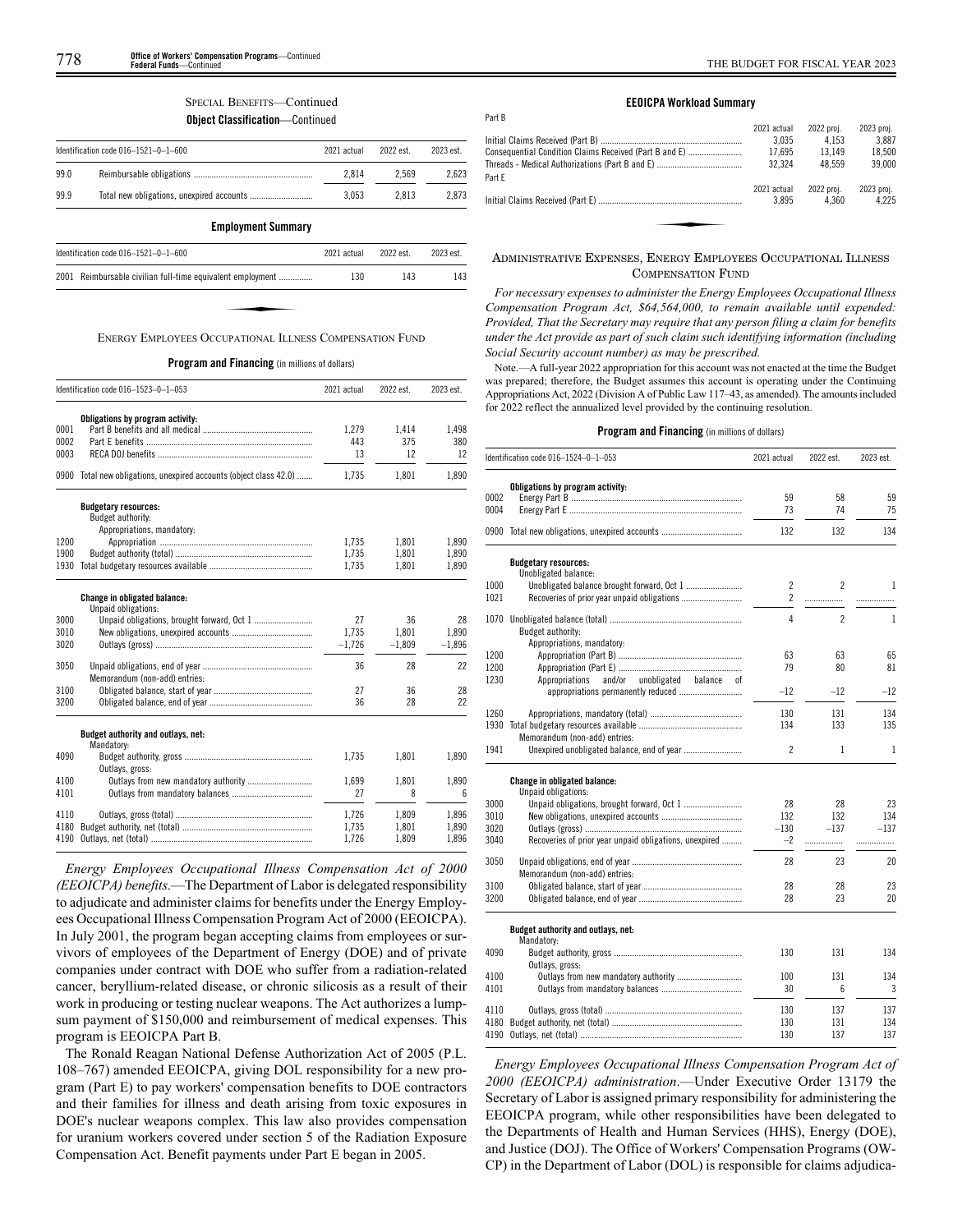SPECIAL BENEFITS—Continued

**Object Classification**—Continued

| Identification code 016–1521–0–1–600 | | 2021 actual | 2022 est. | 2023 est. |
|---|---|---|---|---|
| 99.0 | Reimbursable obligations | 2,814 | 2,569 | 2,623 |
| 99.9 | Total new obligations, unexpired accounts | 3,053 | 2,813 | 2,873 |

**Employment Summary**

| Identification code 016–1521–0–1–600 | | 2021 actual | 2022 est. | 2023 est. |
|---|---|---|---|---|
| 2001 | Reimbursable civilian full-time equivalent employment | 130 | 143 | 143 |

## ENERGY EMPLOYEES OCCUPATIONAL ILLNESS COMPENSATION FUND

**Program and Financing** (in millions of dollars)

| Identification code 016–1523–0–1–053 | | 2021 actual | 2022 est. | 2023 est. |
|---|---|---|---|---|
| | **Obligations by program activity:** | | | |
| 0001 | Part B benefits and all medical | 1,279 | 1,414 | 1,498 |
| 0002 | Part E benefits | 443 | 375 | 380 |
| 0003 | RECA DOJ benefits | 13 | 12 | 12 |
| 0900 | Total new obligations, unexpired accounts (object class 42.0) | 1,735 | 1,801 | 1,890 |
| | **Budgetary resources:** | | | |
| | Budget authority: | | | |
| | Appropriations, mandatory: | | | |
| 1200 | Appropriation | 1,735 | 1,801 | 1,890 |
| 1900 | Budget authority (total) | 1,735 | 1,801 | 1,890 |
| 1930 | Total budgetary resources available | 1,735 | 1,801 | 1,890 |
| | **Change in obligated balance:** | | | |
| | Unpaid obligations: | | | |
| 3000 | Unpaid obligations, brought forward, Oct 1 | 27 | 36 | 28 |
| 3010 | New obligations, unexpired accounts | 1,735 | 1,801 | 1,890 |
| 3020 | Outlays (gross) | –1,726 | –1,809 | –1,896 |
| 3050 | Unpaid obligations, end of year | 36 | 28 | 22 |
| | Memorandum (non-add) entries: | | | |
| 3100 | Obligated balance, start of year | 27 | 36 | 28 |
| 3200 | Obligated balance, end of year | 36 | 28 | 22 |
| | **Budget authority and outlays, net:** | | | |
| | Mandatory: | | | |
| 4090 | Budget authority, gross | 1,735 | 1,801 | 1,890 |
| | Outlays, gross: | | | |
| 4100 | Outlays from new mandatory authority | 1,699 | 1,801 | 1,890 |
| 4101 | Outlays from mandatory balances | 27 | 8 | 6 |
| 4110 | Outlays, gross (total) | 1,726 | 1,809 | 1,896 |
| 4180 | Budget authority, net (total) | 1,735 | 1,801 | 1,890 |
| 4190 | Outlays, net (total) | 1,726 | 1,809 | 1,896 |

*Energy Employees Occupational Illness Compensation Act of 2000 (EEOICPA) benefits*.—The Department of Labor is delegated responsibility to adjudicate and administer claims for benefits under the Energy Employees Occupational Illness Compensation Program Act of 2000 (EEOICPA). In July 2001, the program began accepting claims from employees or survivors of employees of the Department of Energy (DOE) and of private companies under contract with DOE who suffer from a radiation-related cancer, beryllium-related disease, or chronic silicosis as a result of their work in producing or testing nuclear weapons. The Act authorizes a lump-sum payment of $150,000 and reimbursement of medical expenses. This program is EEOICPA Part B.

The Ronald Reagan National Defense Authorization Act of 2005 (P.L. 108–767) amended EEOICPA, giving DOL responsibility for a new program (Part E) to pay workers' compensation benefits to DOE contractors and their families for illness and death arising from toxic exposures in DOE's nuclear weapons complex. This law also provides compensation for uranium workers covered under section 5 of the Radiation Exposure Compensation Act. Benefit payments under Part E began in 2005.

**EEOICPA Workload Summary**

| Part B | 2021 actual | 2022 proj. | 2023 proj. |
|---|---|---|---|
| Initial Claims Received (Part B) | 3,035 | 4,153 | 3,887 |
| Consequential Condition Claims Received (Part B and E) | 17,695 | 13,149 | 18,500 |
| Threads - Medical Authorizations (Part B and E) | 32,324 | 48,559 | 39,000 |
| **Part E** | **2021 actual** | **2022 proj.** | **2023 proj.** |
| Initial Claims Received (Part E) | 3,895 | 4,360 | 4,225 |

## ADMINISTRATIVE EXPENSES, ENERGY EMPLOYEES OCCUPATIONAL ILLNESS COMPENSATION FUND

*For necessary expenses to administer the Energy Employees Occupational Illness Compensation Program Act, $64,564,000, to remain available until expended: Provided, That the Secretary may require that any person filing a claim for benefits under the Act provide as part of such claim such identifying information (including Social Security account number) as may be prescribed.*

Note.—A full-year 2022 appropriation for this account was not enacted at the time the Budget was prepared; therefore, the Budget assumes this account is operating under the Continuing Appropriations Act, 2022 (Division A of Public Law 117–43, as amended). The amounts included for 2022 reflect the annualized level provided by the continuing resolution.

**Program and Financing** (in millions of dollars)

| Identification code 016–1524–0–1–053 | | 2021 actual | 2022 est. | 2023 est. |
|---|---|---|---|---|
| | **Obligations by program activity:** | | | |
| 0002 | Energy Part B | 59 | 58 | 59 |
| 0004 | Energy Part E | 73 | 74 | 75 |
| 0900 | Total new obligations, unexpired accounts | 132 | 132 | 134 |
| | **Budgetary resources:** | | | |
| | Unobligated balance: | | | |
| 1000 | Unobligated balance brought forward, Oct 1 | 2 | 2 | 1 |
| 1021 | Recoveries of prior year unpaid obligations | 2 | | |
| 1070 | Unobligated balance (total) | 4 | 2 | 1 |
| | Budget authority: | | | |
| | Appropriations, mandatory: | | | |
| 1200 | Appropriation (Part B) | 63 | 63 | 65 |
| 1200 | Appropriation (Part E) | 79 | 80 | 81 |
| 1230 | Appropriations and/or unobligated balance of appropriations permanently reduced | –12 | –12 | –12 |
| 1260 | Appropriations, mandatory (total) | 130 | 131 | 134 |
| 1930 | Total budgetary resources available | 134 | 133 | 135 |
| | Memorandum (non-add) entries: | | | |
| 1941 | Unexpired unobligated balance, end of year | 2 | 1 | 1 |
| | **Change in obligated balance:** | | | |
| | Unpaid obligations: | | | |
| 3000 | Unpaid obligations, brought forward, Oct 1 | 28 | 28 | 23 |
| 3010 | New obligations, unexpired accounts | 132 | 132 | 134 |
| 3020 | Outlays (gross) | –130 | –137 | –137 |
| 3040 | Recoveries of prior year unpaid obligations, unexpired | –2 | | |
| 3050 | Unpaid obligations, end of year | 28 | 23 | 20 |
| | Memorandum (non-add) entries: | | | |
| 3100 | Obligated balance, start of year | 28 | 28 | 23 |
| 3200 | Obligated balance, end of year | 28 | 23 | 20 |
| | **Budget authority and outlays, net:** | | | |
| | Mandatory: | | | |
| 4090 | Budget authority, gross | 130 | 131 | 134 |
| | Outlays, gross: | | | |
| 4100 | Outlays from new mandatory authority | 100 | 131 | 134 |
| 4101 | Outlays from mandatory balances | 30 | 6 | 3 |
| 4110 | Outlays, gross (total) | 130 | 137 | 137 |
| 4180 | Budget authority, net (total) | 130 | 131 | 134 |
| 4190 | Outlays, net (total) | 130 | 137 | 137 |

*Energy Employees Occupational Illness Compensation Program Act of 2000 (EEOICPA) administration*.—Under Executive Order 13179 the Secretary of Labor is assigned primary responsibility for administering the EEOICPA program, while other responsibilities have been delegated to the Departments of Health and Human Services (HHS), Energy (DOE), and Justice (DOJ). The Office of Workers' Compensation Programs (OWCP) in the Department of Labor (DOL) is responsible for claims adjudica-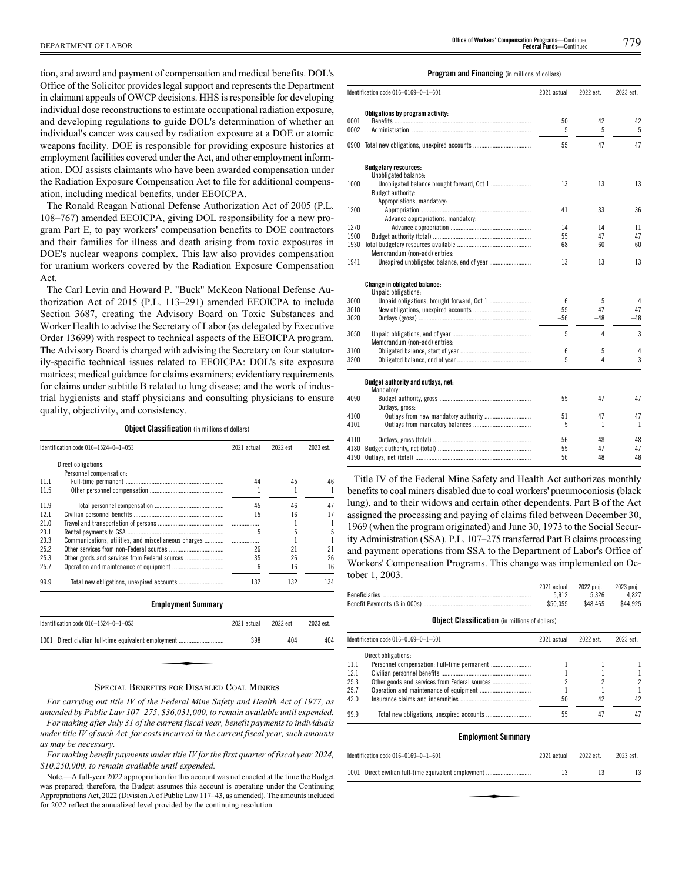tion, and award and payment of compensation and medical benefits. DOL's Office of the Solicitor provides legal support and represents the Department in claimant appeals of OWCP decisions. HHS is responsible for developing individual dose reconstructions to estimate occupational radiation exposure, and developing regulations to guide DOL's determination of whether an individual's cancer was caused by radiation exposure at a DOE or atomic weapons facility. DOE is responsible for providing exposure histories at employment facilities covered under the Act, and other employment information. DOJ assists claimants who have been awarded compensation under the Radiation Exposure Compensation Act to file for additional compensation, including medical benefits, under EEOICPA.

The Ronald Reagan National Defense Authorization Act of 2005 (P.L. 108–767) amended EEOICPA, giving DOL responsibility for a new program Part E, to pay workers' compensation benefits to DOE contractors and their families for illness and death arising from toxic exposures in DOE's nuclear weapons complex. This law also provides compensation for uranium workers covered by the Radiation Exposure Compensation Act.

The Carl Levin and Howard P. "Buck" McKeon National Defense Authorization Act of 2015 (P.L. 113–291) amended EEOICPA to include Section 3687, creating the Advisory Board on Toxic Substances and Worker Health to advise the Secretary of Labor (as delegated by Executive Order 13699) with respect to technical aspects of the EEOICPA program. The Advisory Board is charged with advising the Secretary on four statutorily-specific technical issues related to EEOICPA: DOL's site exposure matrices; medical guidance for claims examiners; evidentiary requirements for claims under subtitle B related to lung disease; and the work of industrial hygienists and staff physicians and consulting physicians to ensure quality, objectivity, and consistency.

**Object Classification** (in millions of dollars)

| Identification code 016–1524–0–1–053 | | 2021 actual | 2022 est. | 2023 est. |
|---|---|---|---|---|
| | Direct obligations: | | | |
| | Personnel compensation: | | | |
| 11.1 | Full-time permanent | 44 | 45 | 46 |
| 11.5 | Other personnel compensation | 1 | 1 | 1 |
| 11.9 | Total personnel compensation | 45 | 46 | 47 |
| 12.1 | Civilian personnel benefits | 15 | 16 | 17 |
| 21.0 | Travel and transportation of persons | ........... | 1 | 1 |
| 23.1 | Rental payments to GSA | 5 | 5 | 5 |
| 23.3 | Communications, utilities, and miscellaneous charges | ........... | 1 | 1 |
| 25.2 | Other services from non-Federal sources | 26 | 21 | 21 |
| 25.3 | Other goods and services from Federal sources | 35 | 26 | 26 |
| 25.7 | Operation and maintenance of equipment | 6 | 16 | 16 |
| 99.9 | Total new obligations, unexpired accounts | 132 | 132 | 134 |

**Employment Summary**

| Identification code 016–1524–0–1–053 | | 2021 actual | 2022 est. | 2023 est. |
|---|---|---|---|---|
| 1001 | Direct civilian full-time equivalent employment | 398 | 404 | 404 |

## SPECIAL BENEFITS FOR DISABLED COAL MINERS

*For carrying out title IV of the Federal Mine Safety and Health Act of 1977, as amended by Public Law 107–275, $36,031,000, to remain available until expended.*

*For making after July 31 of the current fiscal year, benefit payments to individuals under title IV of such Act, for costs incurred in the current fiscal year, such amounts as may be necessary.*

*For making benefit payments under title IV for the first quarter of fiscal year 2024, $10,250,000, to remain available until expended.*

Note.—A full-year 2022 appropriation for this account was not enacted at the time the Budget was prepared; therefore, the Budget assumes this account is operating under the Continuing Appropriations Act, 2022 (Division A of Public Law 117–43, as amended). The amounts included for 2022 reflect the annualized level provided by the continuing resolution.

**Program and Financing** (in millions of dollars)

| Identification code 016–0169–0–1–601 | | 2021 actual | 2022 est. | 2023 est. |
|---|---|---|---|---|
| | **Obligations by program activity:** | | | |
| 0001 | Benefits | 50 | 42 | 42 |
| 0002 | Administration | 5 | 5 | 5 |
| 0900 | Total new obligations, unexpired accounts | 55 | 47 | 47 |
| | **Budgetary resources:** | | | |
| | Unobligated balance: | | | |
| 1000 | Unobligated balance brought forward, Oct 1 | 13 | 13 | 13 |
| | Budget authority: | | | |
| | Appropriations, mandatory: | | | |
| 1200 | Appropriation | 41 | 33 | 36 |
| | Advance appropriations, mandatory: | | | |
| 1270 | Advance appropriation | 14 | 14 | 11 |
| 1900 | Budget authority (total) | 55 | 47 | 47 |
| 1930 | Total budgetary resources available | 68 | 60 | 60 |
| | Memorandum (non-add) entries: | | | |
| 1941 | Unexpired unobligated balance, end of year | 13 | 13 | 13 |
| | **Change in obligated balance:** | | | |
| | Unpaid obligations: | | | |
| 3000 | Unpaid obligations, brought forward, Oct 1 | 6 | 5 | 4 |
| 3010 | New obligations, unexpired accounts | 55 | 47 | 47 |
| 3020 | Outlays (gross) | –56 | –48 | –48 |
| 3050 | Unpaid obligations, end of year | 5 | 4 | 3 |
| | Memorandum (non-add) entries: | | | |
| 3100 | Obligated balance, start of year | 6 | 5 | 4 |
| 3200 | Obligated balance, end of year | 5 | 4 | 3 |
| | **Budget authority and outlays, net:** | | | |
| | Mandatory: | | | |
| 4090 | Budget authority, gross | 55 | 47 | 47 |
| | Outlays, gross: | | | |
| 4100 | Outlays from new mandatory authority | 51 | 47 | 47 |
| 4101 | Outlays from mandatory balances | 5 | 1 | 1 |
| 4110 | Outlays, gross (total) | 56 | 48 | 48 |
| 4180 | Budget authority, net (total) | 55 | 47 | 47 |
| 4190 | Outlays, net (total) | 56 | 48 | 48 |

Title IV of the Federal Mine Safety and Health Act authorizes monthly benefits to coal miners disabled due to coal workers' pneumoconiosis (black lung), and to their widows and certain other dependents. Part B of the Act assigned the processing and paying of claims filed between December 30, 1969 (when the program originated) and June 30, 1973 to the Social Security Administration (SSA). P.L. 107–275 transferred Part B claims processing and payment operations from SSA to the Department of Labor's Office of Workers' Compensation Programs. This change was implemented on October 1, 2003.

| | 2021 actual | 2022 proj. | 2023 proj. |
|---|---|---|---|
| Beneficiaries | 5,912 | 5,326 | 4,827 |
| Benefit Payments ($ in 000s) | $50,055 | $48,465 | $44,925 |

**Object Classification** (in millions of dollars)

| Identification code 016–0169–0–1–601 | | 2021 actual | 2022 est. | 2023 est. |
|---|---|---|---|---|
| | Direct obligations: | | | |
| 11.1 | Personnel compensation: Full-time permanent | 1 | 1 | 1 |
| 12.1 | Civilian personnel benefits | 1 | 1 | 1 |
| 25.3 | Other goods and services from Federal sources | 2 | 2 | 2 |
| 25.7 | Operation and maintenance of equipment | 1 | 1 | 1 |
| 42.0 | Insurance claims and indemnities | 50 | 42 | 42 |
| 99.9 | Total new obligations, unexpired accounts | 55 | 47 | 47 |

**Employment Summary**

| Identification code 016–0169–0–1–601 | | 2021 actual | 2022 est. | 2023 est. |
|---|---|---|---|---|
| 1001 | Direct civilian full-time equivalent employment | 13 | 13 | 13 |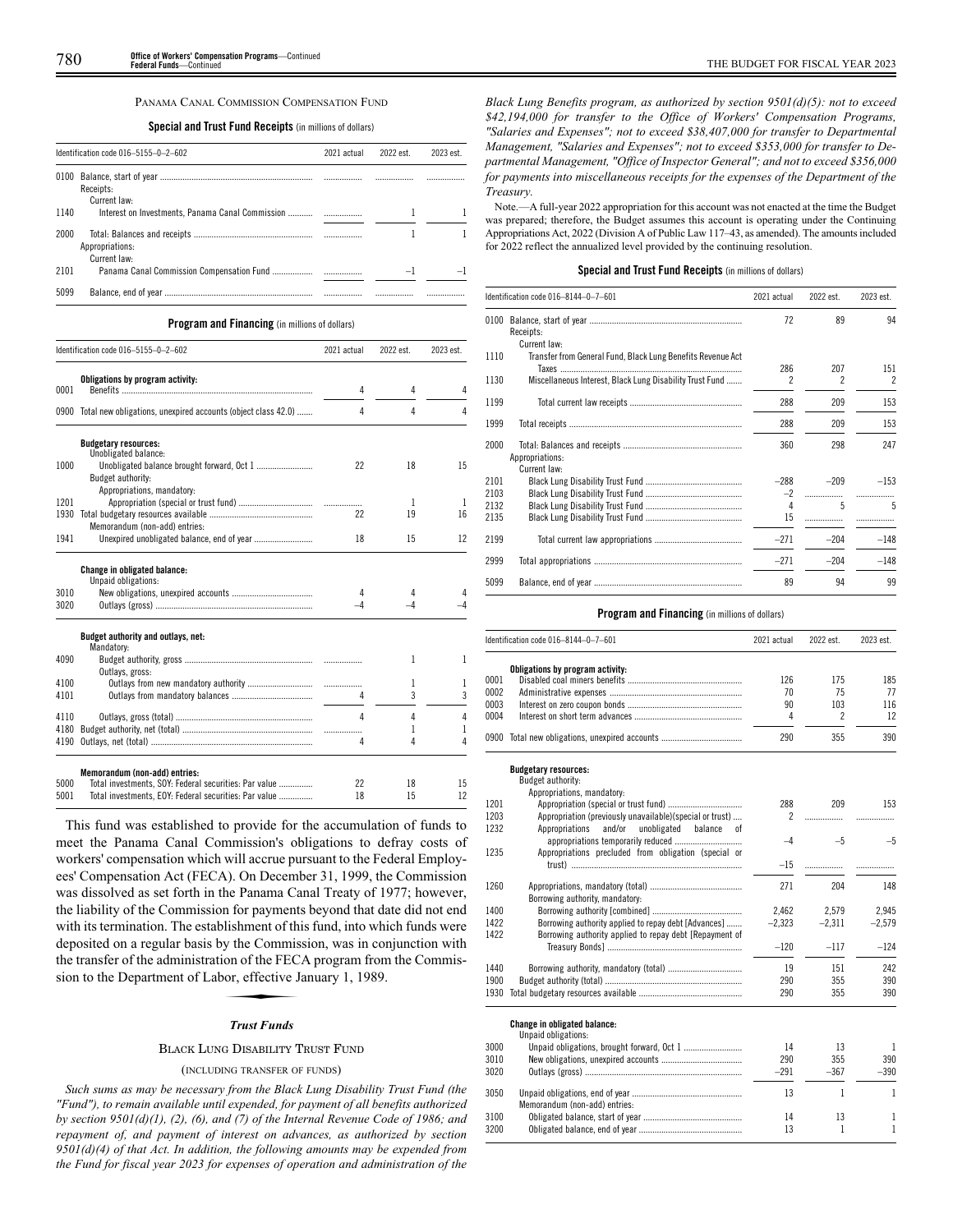### PANAMA CANAL COMMISSION COMPENSATION FUND

**Special and Trust Fund Receipts** (in millions of dollars)

| Identification code 016–5155–0–2–602 | | 2021 actual | 2022 est. | 2023 est. |
|---|---|---|---|---|
| 0100 | Balance, start of year | | | |
| | Receipts: | | | |
| | Current law: | | | |
| 1140 | Interest on Investments, Panama Canal Commission | | 1 | 1 |
| 2000 | Total: Balances and receipts | | 1 | 1 |
| | Appropriations: | | | |
| | Current law: | | | |
| 2101 | Panama Canal Commission Compensation Fund | | –1 | –1 |
| 5099 | Balance, end of year | | | |

**Program and Financing** (in millions of dollars)

| Identification code 016–5155–0–2–602 | | 2021 actual | 2022 est. | 2023 est. |
|---|---|---|---|---|
| | **Obligations by program activity:** | | | |
| 0001 | Benefits | 4 | 4 | 4 |
| 0900 | Total new obligations, unexpired accounts (object class 42.0) | 4 | 4 | 4 |
| | **Budgetary resources:** | | | |
| | Unobligated balance: | | | |
| 1000 | Unobligated balance brought forward, Oct 1 | 22 | 18 | 15 |
| | Budget authority: | | | |
| | Appropriations, mandatory: | | | |
| 1201 | Appropriation (special or trust fund) | | 1 | 1 |
| 1930 | Total budgetary resources available | 22 | 19 | 16 |
| | Memorandum (non-add) entries: | | | |
| 1941 | Unexpired unobligated balance, end of year | 18 | 15 | 12 |
| | **Change in obligated balance:** | | | |
| | Unpaid obligations: | | | |
| 3010 | New obligations, unexpired accounts | 4 | 4 | 4 |
| 3020 | Outlays (gross) | –4 | –4 | –4 |
| | **Budget authority and outlays, net:** | | | |
| | Mandatory: | | | |
| 4090 | Budget authority, gross | | 1 | 1 |
| | Outlays, gross: | | | |
| 4100 | Outlays from new mandatory authority | | 1 | 1 |
| 4101 | Outlays from mandatory balances | 4 | 3 | 3 |
| 4110 | Outlays, gross (total) | 4 | 4 | 4 |
| 4180 | Budget authority, net (total) | | 1 | 1 |
| 4190 | Outlays, net (total) | 4 | 4 | 4 |
| | **Memorandum (non-add) entries:** | | | |
| 5000 | Total investments, SOY: Federal securities: Par value | 22 | 18 | 15 |
| 5001 | Total investments, EOY: Federal securities: Par value | 18 | 15 | 12 |

This fund was established to provide for the accumulation of funds to meet the Panama Canal Commission's obligations to defray costs of workers' compensation which will accrue pursuant to the Federal Employees' Compensation Act (FECA). On December 31, 1999, the Commission was dissolved as set forth in the Panama Canal Treaty of 1977; however, the liability of the Commission for payments beyond that date did not end with its termination. The establishment of this fund, into which funds were deposited on a regular basis by the Commission, was in conjunction with the transfer of the administration of the FECA program from the Commission to the Department of Labor, effective January 1, 1989.

## *Trust Funds*

### BLACK LUNG DISABILITY TRUST FUND

(INCLUDING TRANSFER OF FUNDS)

*Such sums as may be necessary from the Black Lung Disability Trust Fund (the "Fund"), to remain available until expended, for payment of all benefits authorized by section 9501(d)(1), (2), (6), and (7) of the Internal Revenue Code of 1986; and repayment of, and payment of interest on advances, as authorized by section 9501(d)(4) of that Act. In addition, the following amounts may be expended from the Fund for fiscal year 2023 for expenses of operation and administration of the Black Lung Benefits program, as authorized by section 9501(d)(5): not to exceed $42,194,000 for transfer to the Office of Workers' Compensation Programs, "Salaries and Expenses"; not to exceed $38,407,000 for transfer to Departmental Management, "Salaries and Expenses"; not to exceed $353,000 for transfer to Departmental Management, "Office of Inspector General"; and not to exceed $356,000 for payments into miscellaneous receipts for the expenses of the Department of the Treasury.*

Note.—A full-year 2022 appropriation for this account was not enacted at the time the Budget was prepared; therefore, the Budget assumes this account is operating under the Continuing Appropriations Act, 2022 (Division A of Public Law 117–43, as amended). The amounts included for 2022 reflect the annualized level provided by the continuing resolution.

**Special and Trust Fund Receipts** (in millions of dollars)

| Identification code 016–8144–0–7–601 | | 2021 actual | 2022 est. | 2023 est. |
|---|---|---|---|---|
| 0100 | Balance, start of year | 72 | 89 | 94 |
| | Receipts: | | | |
| | Current law: | | | |
| 1110 | Transfer from General Fund, Black Lung Benefits Revenue Act Taxes | 286 | 207 | 151 |
| 1130 | Miscellaneous Interest, Black Lung Disability Trust Fund | 2 | 2 | 2 |
| 1199 | Total current law receipts | 288 | 209 | 153 |
| 1999 | Total receipts | 288 | 209 | 153 |
| 2000 | Total: Balances and receipts | 360 | 298 | 247 |
| | Appropriations: | | | |
| | Current law: | | | |
| 2101 | Black Lung Disability Trust Fund | –288 | –209 | –153 |
| 2103 | Black Lung Disability Trust Fund | –2 | | |
| 2132 | Black Lung Disability Trust Fund | 4 | 5 | 5 |
| 2135 | Black Lung Disability Trust Fund | 15 | | |
| 2199 | Total current law appropriations | –271 | –204 | –148 |
| 2999 | Total appropriations | –271 | –204 | –148 |
| 5099 | Balance, end of year | 89 | 94 | 99 |

**Program and Financing** (in millions of dollars)

| Identification code 016–8144–0–7–601 | | 2021 actual | 2022 est. | 2023 est. |
|---|---|---|---|---|
| | **Obligations by program activity:** | | | |
| 0001 | Disabled coal miners benefits | 126 | 175 | 185 |
| 0002 | Administrative expenses | 70 | 75 | 77 |
| 0003 | Interest on zero coupon bonds | 90 | 103 | 116 |
| 0004 | Interest on short term advances | 4 | 2 | 12 |
| 0900 | Total new obligations, unexpired accounts | 290 | 355 | 390 |
| | **Budgetary resources:** | | | |
| | Budget authority: | | | |
| | Appropriations, mandatory: | | | |
| 1201 | Appropriation (special or trust fund) | 288 | 209 | 153 |
| 1203 | Appropriation (previously unavailable)(special or trust) | 2 | | |
| 1232 | Appropriations and/or unobligated balance of appropriations temporarily reduced | –4 | –5 | –5 |
| 1235 | Appropriations precluded from obligation (special or trust) | –15 | | |
| 1260 | Appropriations, mandatory (total) | 271 | 204 | 148 |
| | Borrowing authority, mandatory: | | | |
| 1400 | Borrowing authority [combined] | 2,462 | 2,579 | 2,945 |
| 1422 | Borrowing authority applied to repay debt [Advances] | –2,323 | –2,311 | –2,579 |
| 1422 | Borrowing authority applied to repay debt [Repayment of Treasury Bonds] | –120 | –117 | –124 |
| 1440 | Borrowing authority, mandatory (total) | 19 | 151 | 242 |
| 1900 | Budget authority (total) | 290 | 355 | 390 |
| 1930 | Total budgetary resources available | 290 | 355 | 390 |
| | **Change in obligated balance:** | | | |
| | Unpaid obligations: | | | |
| 3000 | Unpaid obligations, brought forward, Oct 1 | 14 | 13 | 1 |
| 3010 | New obligations, unexpired accounts | 290 | 355 | 390 |
| 3020 | Outlays (gross) | –291 | –367 | –390 |
| 3050 | Unpaid obligations, end of year | 13 | 1 | 1 |
| | Memorandum (non-add) entries: | | | |
| 3100 | Obligated balance, start of year | 14 | 13 | 1 |
| 3200 | Obligated balance, end of year | 13 | 1 | 1 |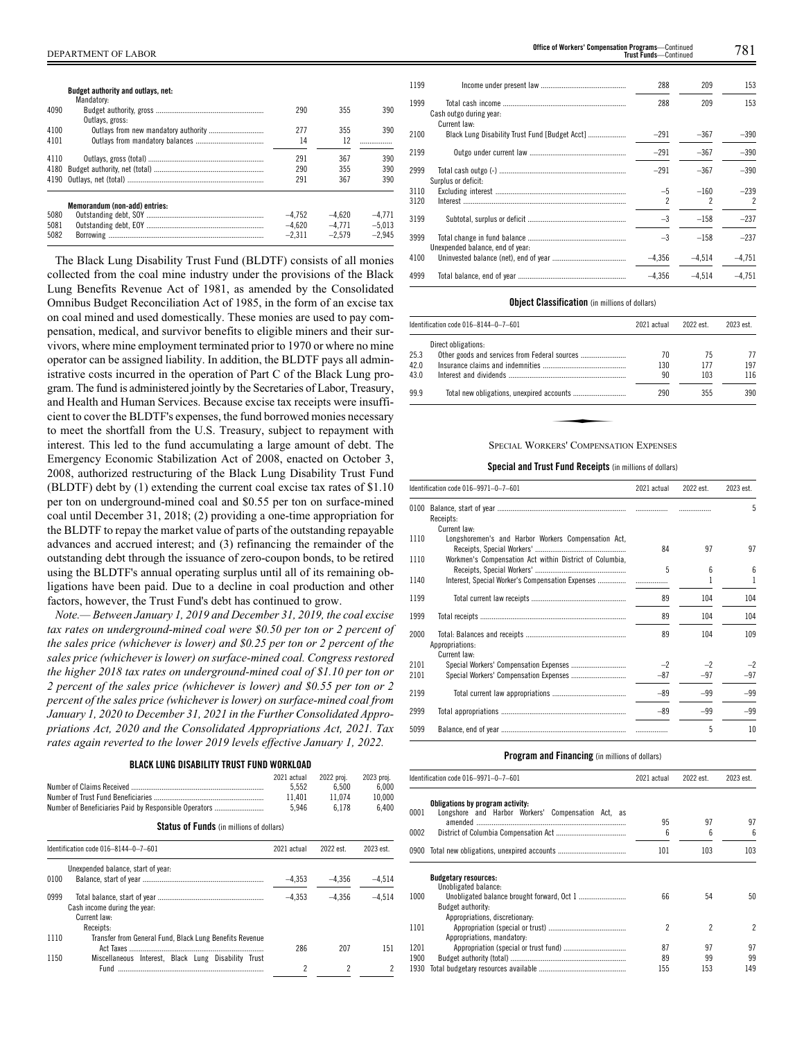| | Budget authority and outlays, net: | | | |
|---|---|---|---|---|
| | Mandatory: | | | |
| 4090 | Budget authority, gross | 290 | 355 | 390 |
| | Outlays, gross: | | | |
| 4100 | Outlays from new mandatory authority | 277 | 355 | 390 |
| 4101 | Outlays from mandatory balances | 14 | 12 | ................ |
| 4110 | Outlays, gross (total) | 291 | 367 | 390 |
| 4180 | Budget authority, net (total) | 290 | 355 | 390 |
| 4190 | Outlays, net (total) | 291 | 367 | 390 |
| | **Memorandum (non-add) entries:** | | | |
| 5080 | Outstanding debt, SOY | –4,752 | –4,620 | –4,771 |
| 5081 | Outstanding debt, EOY | –4,620 | –4,771 | –5,013 |
| 5082 | Borrowing | –2,311 | –2,579 | –2,945 |

The Black Lung Disability Trust Fund (BLDTF) consists of all monies collected from the coal mine industry under the provisions of the Black Lung Benefits Revenue Act of 1981, as amended by the Consolidated Omnibus Budget Reconciliation Act of 1985, in the form of an excise tax on coal mined and used domestically. These monies are used to pay compensation, medical, and survivor benefits to eligible miners and their survivors, where mine employment terminated prior to 1970 or where no mine operator can be assigned liability. In addition, the BLDTF pays all administrative costs incurred in the operation of Part C of the Black Lung program. The fund is administered jointly by the Secretaries of Labor, Treasury, and Health and Human Services. Because excise tax receipts were insufficient to cover the BLDTF's expenses, the fund borrowed monies necessary to meet the shortfall from the U.S. Treasury, subject to repayment with interest. This led to the fund accumulating a large amount of debt. The Emergency Economic Stabilization Act of 2008, enacted on October 3, 2008, authorized restructuring of the Black Lung Disability Trust Fund (BLDTF) debt by (1) extending the current coal excise tax rates of $1.10 per ton on underground-mined coal and $0.55 per ton on surface-mined coal until December 31, 2018; (2) providing a one-time appropriation for the BLDTF to repay the market value of parts of the outstanding repayable advances and accrued interest; and (3) refinancing the remainder of the outstanding debt through the issuance of zero-coupon bonds, to be retired using the BLDTF's annual operating surplus until all of its remaining obligations have been paid. Due to a decline in coal production and other factors, however, the Trust Fund's debt has continued to grow.

*Note.— Between January 1, 2019 and December 31, 2019, the coal excise tax rates on underground-mined coal were $0.50 per ton or 2 percent of the sales price (whichever is lower) and $0.25 per ton or 2 percent of the sales price (whichever is lower) on surface-mined coal. Congress restored the higher 2018 tax rates on underground-mined coal of $1.10 per ton or 2 percent of the sales price (whichever is lower) and $0.55 per ton or 2 percent of the sales price (whichever is lower) on surface-mined coal from January 1, 2020 to December 31, 2021 in the Further Consolidated Appropriations Act, 2020 and the Consolidated Appropriations Act, 2021. Tax rates again reverted to the lower 2019 levels effective January 1, 2022.*

**BLACK LUNG DISABILITY TRUST FUND WORKLOAD**

| | 2021 actual | 2022 proj. | 2023 proj. |
|---|---|---|---|
| Number of Claims Received | 5,552 | 6,500 | 6,000 |
| Number of Trust Fund Beneficiaries | 11,401 | 11,074 | 10,000 |
| Number of Beneficiaries Paid by Responsible Operators | 5,946 | 6,178 | 6,400 |

**Status of Funds** (in millions of dollars)

| Identification code 016–8144–0–7–601 | | 2021 actual | 2022 est. | 2023 est. |
|---|---|---|---|---|
| | Unexpended balance, start of year: | | | |
| 0100 | Balance, start of year | –4,353 | –4,356 | –4,514 |
| 0999 | Total balance, start of year | –4,353 | –4,356 | –4,514 |
| | Cash income during the year: | | | |
| | Current law: | | | |
| | Receipts: | | | |
| 1110 | Transfer from General Fund, Black Lung Benefits Revenue Act Taxes | 286 | 207 | 151 |
| 1150 | Miscellaneous Interest, Black Lung Disability Trust Fund | 2 | 2 | 2 |
| 1199 | Income under present law | 288 | 209 | 153 |
| 1999 | Total cash income | 288 | 209 | 153 |
| | Cash outgo during year: | | | |
| | Current law: | | | |
| 2100 | Black Lung Disability Trust Fund [Budget Acct] | –291 | –367 | –390 |
| 2199 | Outgo under current law | –291 | –367 | –390 |
| 2999 | Total cash outgo (-) | –291 | –367 | –390 |
| | Surplus or deficit: | | | |
| 3110 | Excluding interest | –5 | –160 | –239 |
| 3120 | Interest | 2 | 2 | 2 |
| 3199 | Subtotal, surplus or deficit | –3 | –158 | –237 |
| 3999 | Total change in fund balance | –3 | –158 | –237 |
| | Unexpended balance, end of year: | | | |
| 4100 | Uninvested balance (net), end of year | –4,356 | –4,514 | –4,751 |
| 4999 | Total balance, end of year | –4,356 | –4,514 | –4,751 |

**Object Classification** (in millions of dollars)

| Identification code 016–8144–0–7–601 | | 2021 actual | 2022 est. | 2023 est. |
|---|---|---|---|---|
| | Direct obligations: | | | |
| 25.3 | Other goods and services from Federal sources | 70 | 75 | 77 |
| 42.0 | Insurance claims and indemnities | 130 | 177 | 197 |
| 43.0 | Interest and dividends | 90 | 103 | 116 |
| 99.9 | Total new obligations, unexpired accounts | 290 | 355 | 390 |

## SPECIAL WORKERS' COMPENSATION EXPENSES

**Special and Trust Fund Receipts** (in millions of dollars)

| Identification code 016–9971–0–7–601 | | 2021 actual | 2022 est. | 2023 est. |
|---|---|---|---|---|
| 0100 | Balance, start of year | ................ | ................ | 5 |
| | Receipts: | | | |
| | Current law: | | | |
| 1110 | Longshoremen's and Harbor Workers Compensation Act, Receipts, Special Workers' | 84 | 97 | 97 |
| 1110 | Workmen's Compensation Act within District of Columbia, Receipts, Special Workers' | 5 | 6 | 6 |
| 1140 | Interest, Special Worker's Compensation Expenses | ................ | 1 | 1 |
| 1199 | Total current law receipts | 89 | 104 | 104 |
| 1999 | Total receipts | 89 | 104 | 104 |
| 2000 | Total: Balances and receipts | 89 | 104 | 109 |
| | Appropriations: | | | |
| | Current law: | | | |
| 2101 | Special Workers' Compensation Expenses | –2 | –2 | –2 |
| 2101 | Special Workers' Compensation Expenses | –87 | –97 | –97 |
| 2199 | Total current law appropriations | –89 | –99 | –99 |
| 2999 | Total appropriations | –89 | –99 | –99 |
| 5099 | Balance, end of year | ................ | 5 | 10 |

**Program and Financing** (in millions of dollars)

| Identification code 016–9971–0–7–601 | | 2021 actual | 2022 est. | 2023 est. |
|---|---|---|---|---|
| | **Obligations by program activity:** | | | |
| 0001 | Longshore and Harbor Workers' Compensation Act, as amended | 95 | 97 | 97 |
| 0002 | District of Columbia Compensation Act | 6 | 6 | 6 |
| 0900 | Total new obligations, unexpired accounts | 101 | 103 | 103 |
| | **Budgetary resources:** | | | |
| | Unobligated balance: | | | |
| 1000 | Unobligated balance brought forward, Oct 1 | 66 | 54 | 50 |
| | Budget authority: | | | |
| | Appropriations, discretionary: | | | |
| 1101 | Appropriation (special or trust) | 2 | 2 | 2 |
| | Appropriations, mandatory: | | | |
| 1201 | Appropriation (special or trust fund) | 87 | 97 | 97 |
| 1900 | Budget authority (total) | 89 | 99 | 99 |
| 1930 | Total budgetary resources available | 155 | 153 | 149 |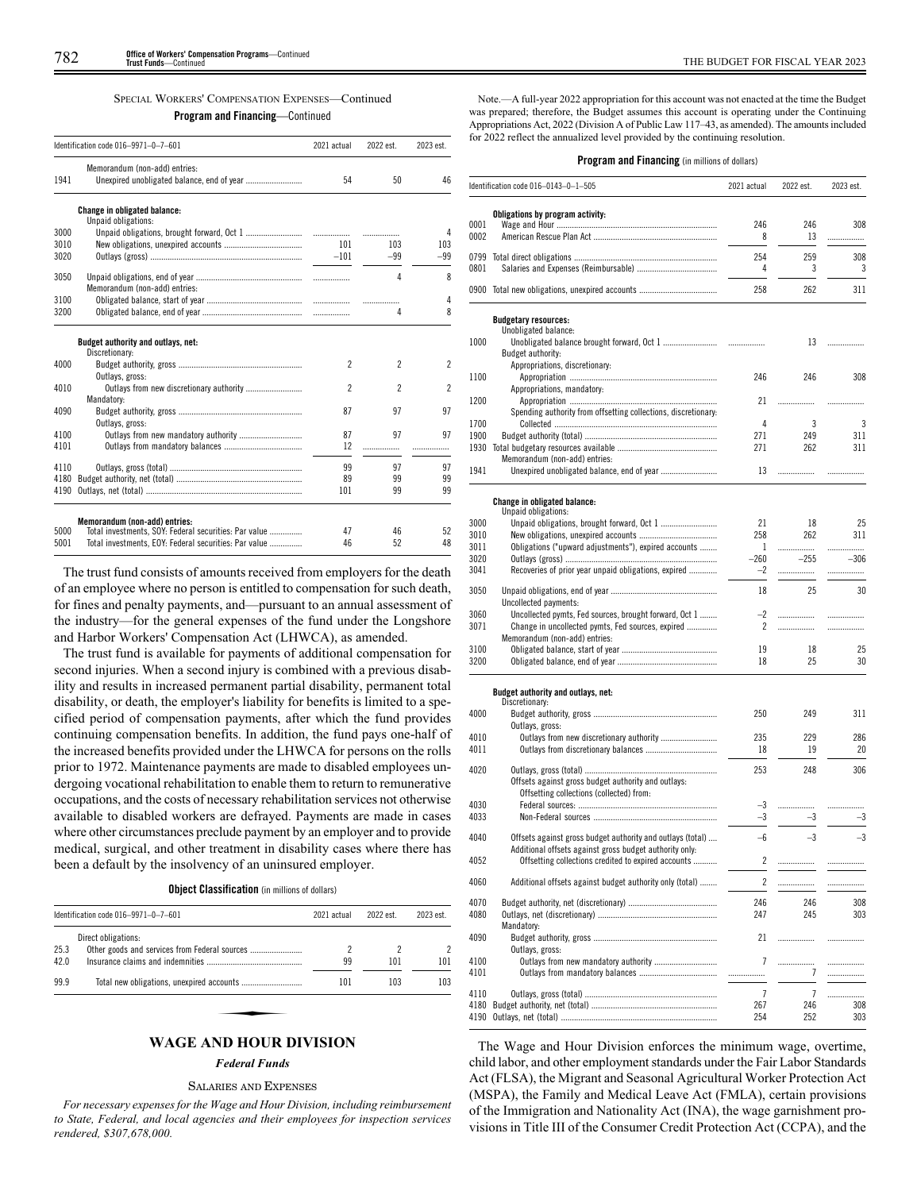### Special Workers' Compensation Expenses—Continued

**Program and Financing—Continued**

| Identification code 016–9971–0–7–601 | | 2021 actual | 2022 est. | 2023 est. |
|---|---|---|---|---|
| | Memorandum (non-add) entries: | | | |
| 1941 | Unexpired unobligated balance, end of year | 54 | 50 | 46 |
| | **Change in obligated balance:** | | | |
| | Unpaid obligations: | | | |
| 3000 | Unpaid obligations, brought forward, Oct 1 | | | 4 |
| 3010 | New obligations, unexpired accounts | 101 | 103 | 103 |
| 3020 | Outlays (gross) | –101 | –99 | –99 |
| 3050 | Unpaid obligations, end of year | | 4 | 8 |
| | Memorandum (non-add) entries: | | | |
| 3100 | Obligated balance, start of year | | | 4 |
| 3200 | Obligated balance, end of year | | 4 | 8 |
| | **Budget authority and outlays, net:** | | | |
| | Discretionary: | | | |
| 4000 | Budget authority, gross | 2 | 2 | 2 |
| | Outlays, gross: | | | |
| 4010 | Outlays from new discretionary authority | 2 | 2 | 2 |
| | Mandatory: | | | |
| 4090 | Budget authority, gross | 87 | 97 | 97 |
| | Outlays, gross: | | | |
| 4100 | Outlays from new mandatory authority | 87 | 97 | 97 |
| 4101 | Outlays from mandatory balances | 12 | | |
| 4110 | Outlays, gross (total) | 99 | 97 | 97 |
| 4180 | Budget authority, net (total) | 89 | 99 | 99 |
| 4190 | Outlays, net (total) | 101 | 99 | 99 |
| | **Memorandum (non-add) entries:** | | | |
| 5000 | Total investments, SOY: Federal securities: Par value | 47 | 46 | 52 |
| 5001 | Total investments, EOY: Federal securities: Par value | 46 | 52 | 48 |

The trust fund consists of amounts received from employers for the death of an employee where no person is entitled to compensation for such death, for fines and penalty payments, and—pursuant to an annual assessment of the industry—for the general expenses of the fund under the Longshore and Harbor Workers' Compensation Act (LHWCA), as amended.

The trust fund is available for payments of additional compensation for second injuries. When a second injury is combined with a previous disability and results in increased permanent partial disability, permanent total disability, or death, the employer's liability for benefits is limited to a specified period of compensation payments, after which the fund provides continuing compensation benefits. In addition, the fund pays one-half of the increased benefits provided under the LHWCA for persons on the rolls prior to 1972. Maintenance payments are made to disabled employees undergoing vocational rehabilitation to enable them to return to remunerative occupations, and the costs of necessary rehabilitation services not otherwise available to disabled workers are defrayed. Payments are made in cases where other circumstances preclude payment by an employer and to provide medical, surgical, and other treatment in disability cases where there has been a default by the insolvency of an uninsured employer.

**Object Classification** (in millions of dollars)

| Identification code 016–9971–0–7–601 | | 2021 actual | 2022 est. | 2023 est. |
|---|---|---|---|---|
| | Direct obligations: | | | |
| 25.3 | Other goods and services from Federal sources | 2 | 2 | 2 |
| 42.0 | Insurance claims and indemnities | 99 | 101 | 101 |
| 99.9 | Total new obligations, unexpired accounts | 101 | 103 | 103 |

## WAGE AND HOUR DIVISION

### *Federal Funds*

### Salaries and Expenses

*For necessary expenses for the Wage and Hour Division, including reimbursement to State, Federal, and local agencies and their employees for inspection services rendered, $307,678,000.*

Note.—A full-year 2022 appropriation for this account was not enacted at the time the Budget was prepared; therefore, the Budget assumes this account is operating under the Continuing Appropriations Act, 2022 (Division A of Public Law 117–43, as amended). The amounts included for 2022 reflect the annualized level provided by the continuing resolution.

**Program and Financing** (in millions of dollars)

| Identification code 016–0143–0–1–505 | | 2021 actual | 2022 est. | 2023 est. |
|---|---|---|---|---|
| | **Obligations by program activity:** | | | |
| 0001 | Wage and Hour | 246 | 246 | 308 |
| 0002 | American Rescue Plan Act | 8 | 13 | |
| 0799 | Total direct obligations | 254 | 259 | 308 |
| 0801 | Salaries and Expenses (Reimbursable) | 4 | 3 | 3 |
| 0900 | Total new obligations, unexpired accounts | 258 | 262 | 311 |
| | **Budgetary resources:** | | | |
| | Unobligated balance: | | | |
| 1000 | Unobligated balance brought forward, Oct 1 | | 13 | |
| | Budget authority: | | | |
| | Appropriations, discretionary: | | | |
| 1100 | Appropriation | 246 | 246 | 308 |
| | Appropriations, mandatory: | | | |
| 1200 | Appropriation | 21 | | |
| | Spending authority from offsetting collections, discretionary: | | | |
| 1700 | Collected | 4 | 3 | 3 |
| 1900 | Budget authority (total) | 271 | 249 | 311 |
| 1930 | Total budgetary resources available | 271 | 262 | 311 |
| | Memorandum (non-add) entries: | | | |
| 1941 | Unexpired unobligated balance, end of year | 13 | | |
| | **Change in obligated balance:** | | | |
| | Unpaid obligations: | | | |
| 3000 | Unpaid obligations, brought forward, Oct 1 | 21 | 18 | 25 |
| 3010 | New obligations, unexpired accounts | 258 | 262 | 311 |
| 3011 | Obligations ("upward adjustments"), expired accounts | 1 | | |
| 3020 | Outlays (gross) | –260 | –255 | –306 |
| 3041 | Recoveries of prior year unpaid obligations, expired | –2 | | |
| 3050 | Unpaid obligations, end of year | 18 | 25 | 30 |
| | Uncollected payments: | | | |
| 3060 | Uncollected pymts, Fed sources, brought forward, Oct 1 | –2 | | |
| 3071 | Change in uncollected pymts, Fed sources, expired | 2 | | |
| | Memorandum (non-add) entries: | | | |
| 3100 | Obligated balance, start of year | 19 | 18 | 25 |
| 3200 | Obligated balance, end of year | 18 | 25 | 30 |
| | **Budget authority and outlays, net:** | | | |
| | Discretionary: | | | |
| 4000 | Budget authority, gross | 250 | 249 | 311 |
| | Outlays, gross: | | | |
| 4010 | Outlays from new discretionary authority | 235 | 229 | 286 |
| 4011 | Outlays from discretionary balances | 18 | 19 | 20 |
| 4020 | Outlays, gross (total) | 253 | 248 | 306 |
| | Offsets against gross budget authority and outlays: | | | |
| | Offsetting collections (collected) from: | | | |
| 4030 | Federal sources: | –3 | | |
| 4033 | Non-Federal sources | –3 | –3 | –3 |
| 4040 | Offsets against gross budget authority and outlays (total) | –6 | –3 | –3 |
| | Additional offsets against gross budget authority only: | | | |
| 4052 | Offsetting collections credited to expired accounts | 2 | | |
| 4060 | Additional offsets against budget authority only (total) | 2 | | |
| 4070 | Budget authority, net (discretionary) | 246 | 246 | 308 |
| 4080 | Outlays, net (discretionary) | 247 | 245 | 303 |
| | Mandatory: | | | |
| 4090 | Budget authority, gross | 21 | | |
| | Outlays, gross: | | | |
| 4100 | Outlays from new mandatory authority | 7 | | |
| 4101 | Outlays from mandatory balances | | 7 | |
| 4110 | Outlays, gross (total) | 7 | 7 | |
| 4180 | Budget authority, net (total) | 267 | 246 | 308 |
| 4190 | Outlays, net (total) | 254 | 252 | 303 |

The Wage and Hour Division enforces the minimum wage, overtime, child labor, and other employment standards under the Fair Labor Standards Act (FLSA), the Migrant and Seasonal Agricultural Worker Protection Act (MSPA), the Family and Medical Leave Act (FMLA), certain provisions of the Immigration and Nationality Act (INA), the wage garnishment provisions in Title III of the Consumer Credit Protection Act (CCPA), and the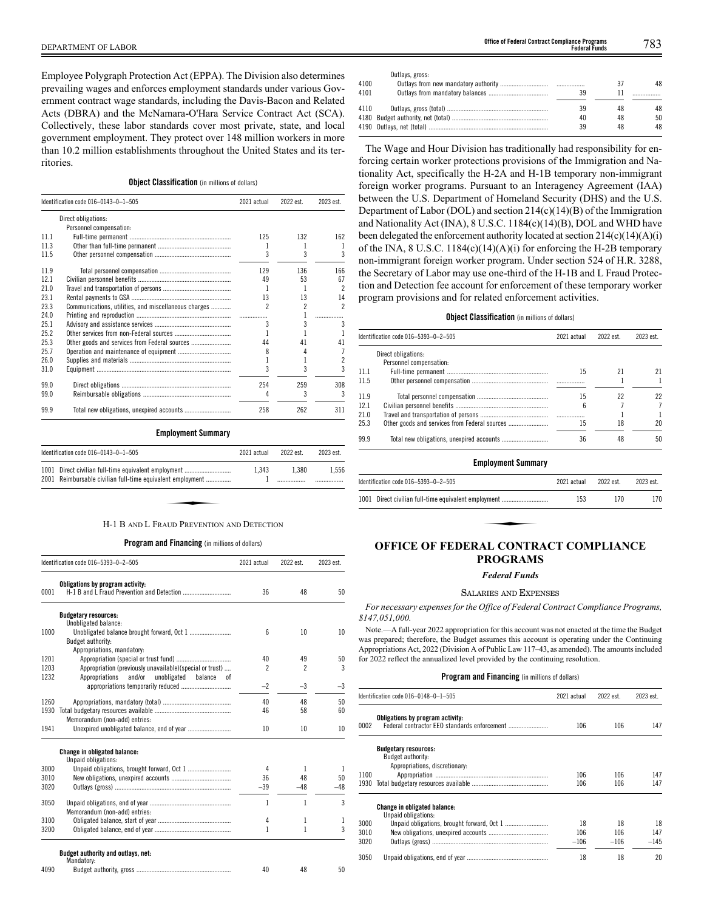Employee Polygraph Protection Act (EPPA). The Division also determines prevailing wages and enforces employment standards under various Government contract wage standards, including the Davis-Bacon and Related Acts (DBRA) and the McNamara-O'Hara Service Contract Act (SCA). Collectively, these labor standards cover most private, state, and local government employment. They protect over 148 million workers in more than 10.2 million establishments throughout the United States and its territories.

**Object Classification** (in millions of dollars)

| Identification code 016–0143–0–1–505 | | 2021 actual | 2022 est. | 2023 est. |
|---|---|---|---|---|
| | Direct obligations: | | | |
| | Personnel compensation: | | | |
| 11.1 | Full-time permanent | 125 | 132 | 162 |
| 11.3 | Other than full-time permanent | 1 | 1 | 1 |
| 11.5 | Other personnel compensation | 3 | 3 | 3 |
| 11.9 | Total personnel compensation | 129 | 136 | 166 |
| 12.1 | Civilian personnel benefits | 49 | 53 | 67 |
| 21.0 | Travel and transportation of persons | 1 | 1 | 2 |
| 23.1 | Rental payments to GSA | 13 | 13 | 14 |
| 23.3 | Communications, utilities, and miscellaneous charges | 2 | 2 | 2 |
| 24.0 | Printing and reproduction | | 1 | |
| 25.1 | Advisory and assistance services | 3 | 3 | 3 |
| 25.2 | Other services from non-Federal sources | 1 | 1 | 1 |
| 25.3 | Other goods and services from Federal sources | 44 | 41 | 41 |
| 25.7 | Operation and maintenance of equipment | 8 | 4 | 7 |
| 26.0 | Supplies and materials | 1 | 1 | 2 |
| 31.0 | Equipment | 3 | 3 | 3 |
| 99.0 | Direct obligations | 254 | 259 | 308 |
| 99.0 | Reimbursable obligations | 4 | 3 | 3 |
| 99.9 | Total new obligations, unexpired accounts | 258 | 262 | 311 |

**Employment Summary**

| Identification code 016–0143–0–1–505 | | 2021 actual | 2022 est. | 2023 est. |
|---|---|---|---|---|
| 1001 | Direct civilian full-time equivalent employment | 1,343 | 1,380 | 1,556 |
| 2001 | Reimbursable civilian full-time equivalent employment | 1 | | |

H-1 B and L Fraud Prevention and Detection

**Program and Financing** (in millions of dollars)

| Identification code 016–5393–0–2–505 | | 2021 actual | 2022 est. | 2023 est. |
|---|---|---|---|---|
| | **Obligations by program activity:** | | | |
| 0001 | H-1 B and L Fraud Prevention and Detection | 36 | 48 | 50 |
| | **Budgetary resources:** | | | |
| | Unobligated balance: | | | |
| 1000 | Unobligated balance brought forward, Oct 1 | 6 | 10 | 10 |
| | Budget authority: | | | |
| | Appropriations, mandatory: | | | |
| 1201 | Appropriation (special or trust fund) | 40 | 49 | 50 |
| 1203 | Appropriation (previously unavailable)(special or trust) | 2 | 2 | 3 |
| 1232 | Appropriations and/or unobligated balance of appropriations temporarily reduced | –2 | –3 | –3 |
| 1260 | Appropriations, mandatory (total) | 40 | 48 | 50 |
| 1930 | Total budgetary resources available | 46 | 58 | 60 |
| | Memorandum (non-add) entries: | | | |
| 1941 | Unexpired unobligated balance, end of year | 10 | 10 | 10 |
| | **Change in obligated balance:** | | | |
| | Unpaid obligations: | | | |
| 3000 | Unpaid obligations, brought forward, Oct 1 | 4 | 1 | 1 |
| 3010 | New obligations, unexpired accounts | 36 | 48 | 50 |
| 3020 | Outlays (gross) | –39 | –48 | –48 |
| 3050 | Unpaid obligations, end of year | 1 | 1 | 3 |
| | Memorandum (non-add) entries: | | | |
| 3100 | Obligated balance, start of year | 4 | 1 | 1 |
| 3200 | Obligated balance, end of year | 1 | 1 | 3 |
| | **Budget authority and outlays, net:** | | | |
| | Mandatory: | | | |
| 4090 | Budget authority, gross | 40 | 48 | 50 |
| | Outlays, gross: | | | |
| 4100 | Outlays from new mandatory authority | | 37 | 48 |
| 4101 | Outlays from mandatory balances | 39 | 11 | |
| 4110 | Outlays, gross (total) | 39 | 48 | 48 |
| 4180 | Budget authority, net (total) | 40 | 48 | 50 |
| 4190 | Outlays, net (total) | 39 | 48 | 48 |

The Wage and Hour Division has traditionally had responsibility for enforcing certain worker protections provisions of the Immigration and Nationality Act, specifically the H-2A and H-1B temporary non-immigrant foreign worker programs. Pursuant to an Interagency Agreement (IAA) between the U.S. Department of Homeland Security (DHS) and the U.S. Department of Labor (DOL) and section 214(c)(14)(B) of the Immigration and Nationality Act (INA), 8 U.S.C. 1184(c)(14)(B), DOL and WHD have been delegated the enforcement authority located at section 214(c)(14)(A)(i) of the INA, 8 U.S.C. 1184(c)(14)(A)(i) for enforcing the H-2B temporary non-immigrant foreign worker program. Under section 524 of H.R. 3288, the Secretary of Labor may use one-third of the H-1B and L Fraud Protection and Detection fee account for enforcement of these temporary worker program provisions and for related enforcement activities.

**Object Classification** (in millions of dollars)

| Identification code 016–5393–0–2–505 | | 2021 actual | 2022 est. | 2023 est. |
|---|---|---|---|---|
| | Direct obligations: | | | |
| | Personnel compensation: | | | |
| 11.1 | Full-time permanent | 15 | 21 | 21 |
| 11.5 | Other personnel compensation | | 1 | 1 |
| 11.9 | Total personnel compensation | 15 | 22 | 22 |
| 12.1 | Civilian personnel benefits | 6 | 7 | 7 |
| 21.0 | Travel and transportation of persons | | 1 | 1 |
| 25.3 | Other goods and services from Federal sources | 15 | 18 | 20 |
| 99.9 | Total new obligations, unexpired accounts | 36 | 48 | 50 |

**Employment Summary**

| Identification code 016–5393–0–2–505 | | 2021 actual | 2022 est. | 2023 est. |
|---|---|---|---|---|
| 1001 | Direct civilian full-time equivalent employment | 153 | 170 | 170 |

# OFFICE OF FEDERAL CONTRACT COMPLIANCE PROGRAMS

*Federal Funds*

Salaries and Expenses

*For necessary expenses for the Office of Federal Contract Compliance Programs, $147,051,000.*

Note.—A full-year 2022 appropriation for this account was not enacted at the time the Budget was prepared; therefore, the Budget assumes this account is operating under the Continuing Appropriations Act, 2022 (Division A of Public Law 117–43, as amended). The amounts included for 2022 reflect the annualized level provided by the continuing resolution.

**Program and Financing** (in millions of dollars)

| Identification code 016–0148–0–1–505 | | 2021 actual | 2022 est. | 2023 est. |
|---|---|---|---|---|
| | **Obligations by program activity:** | | | |
| 0002 | Federal contractor EEO standards enforcement | 106 | 106 | 147 |
| | **Budgetary resources:** | | | |
| | Budget authority: | | | |
| | Appropriations, discretionary: | | | |
| 1100 | Appropriation | 106 | 106 | 147 |
| 1930 | Total budgetary resources available | 106 | 106 | 147 |
| | **Change in obligated balance:** | | | |
| | Unpaid obligations: | | | |
| 3000 | Unpaid obligations, brought forward, Oct 1 | 18 | 18 | 18 |
| 3010 | New obligations, unexpired accounts | 106 | 106 | 147 |
| 3020 | Outlays (gross) | –106 | –106 | –145 |
| 3050 | Unpaid obligations, end of year | 18 | 18 | 20 |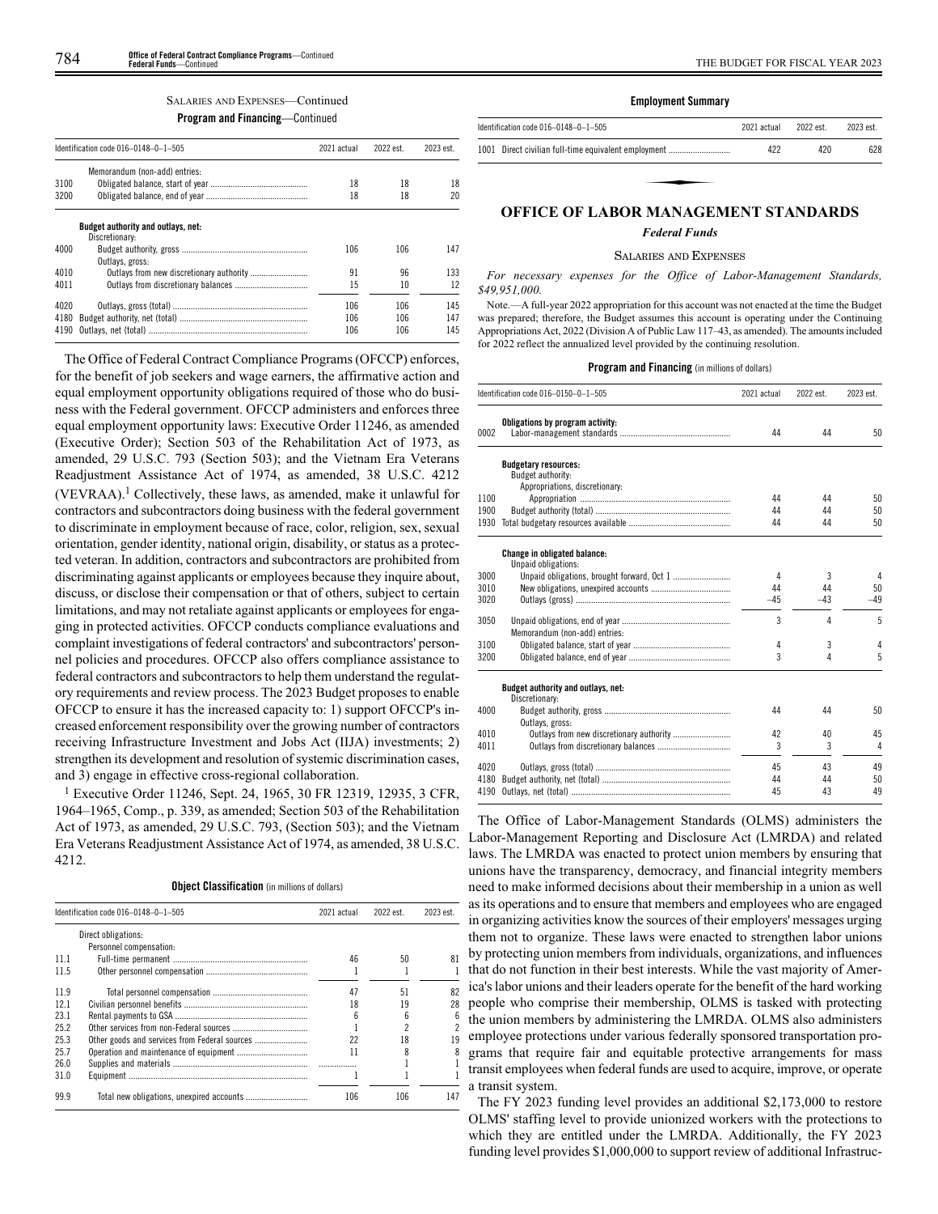SALARIES AND EXPENSES—Continued

**Program and Financing**—Continued

| Identification code 016–0148–0–1–505 | | 2021 actual | 2022 est. | 2023 est. |
|---|---|---|---|---|
| | Memorandum (non-add) entries: | | | |
| 3100 | Obligated balance, start of year | 18 | 18 | 18 |
| 3200 | Obligated balance, end of year | 18 | 18 | 20 |
| | **Budget authority and outlays, net:** | | | |
| | Discretionary: | | | |
| 4000 | Budget authority, gross | 106 | 106 | 147 |
| | Outlays, gross: | | | |
| 4010 | Outlays from new discretionary authority | 91 | 96 | 133 |
| 4011 | Outlays from discretionary balances | 15 | 10 | 12 |
| 4020 | Outlays, gross (total) | 106 | 106 | 145 |
| 4180 | Budget authority, net (total) | 106 | 106 | 147 |
| 4190 | Outlays, net (total) | 106 | 106 | 145 |

The Office of Federal Contract Compliance Programs (OFCCP) enforces, for the benefit of job seekers and wage earners, the affirmative action and equal employment opportunity obligations required of those who do business with the Federal government. OFCCP administers and enforces three equal employment opportunity laws: Executive Order 11246, as amended (Executive Order); Section 503 of the Rehabilitation Act of 1973, as amended, 29 U.S.C. 793 (Section 503); and the Vietnam Era Veterans Readjustment Assistance Act of 1974, as amended, 38 U.S.C. 4212 (VEVRAA).[1] Collectively, these laws, as amended, make it unlawful for contractors and subcontractors doing business with the federal government to discriminate in employment because of race, color, religion, sex, sexual orientation, gender identity, national origin, disability, or status as a protected veteran. In addition, contractors and subcontractors are prohibited from discriminating against applicants or employees because they inquire about, discuss, or disclose their compensation or that of others, subject to certain limitations, and may not retaliate against applicants or employees for engaging in protected activities. OFCCP conducts compliance evaluations and complaint investigations of federal contractors' and subcontractors' personnel policies and procedures. OFCCP also offers compliance assistance to federal contractors and subcontractors to help them understand the regulatory requirements and review process. The 2023 Budget proposes to enable OFCCP to ensure it has the increased capacity to: 1) support OFCCP's increased enforcement responsibility over the growing number of contractors receiving Infrastructure Investment and Jobs Act (IIJA) investments; 2) strengthen its development and resolution of systemic discrimination cases, and 3) engage in effective cross-regional collaboration.

[1] Executive Order 11246, Sept. 24, 1965, 30 FR 12319, 12935, 3 CFR, 1964–1965, Comp., p. 339, as amended; Section 503 of the Rehabilitation Act of 1973, as amended, 29 U.S.C. 793, (Section 503); and the Vietnam Era Veterans Readjustment Assistance Act of 1974, as amended, 38 U.S.C. 4212.

**Object Classification** (in millions of dollars)

| Identification code 016–0148–0–1–505 | | 2021 actual | 2022 est. | 2023 est. |
|---|---|---|---|---|
| | Direct obligations: | | | |
| | Personnel compensation: | | | |
| 11.1 | Full-time permanent | 46 | 50 | 81 |
| 11.5 | Other personnel compensation | 1 | 1 | 1 |
| 11.9 | Total personnel compensation | 47 | 51 | 82 |
| 12.1 | Civilian personnel benefits | 18 | 19 | 28 |
| 23.1 | Rental payments to GSA | 6 | 6 | 6 |
| 25.2 | Other services from non-Federal sources | 1 | 2 | 2 |
| 25.3 | Other goods and services from Federal sources | 22 | 18 | 19 |
| 25.7 | Operation and maintenance of equipment | 11 | 8 | 8 |
| 26.0 | Supplies and materials | | 1 | 1 |
| 31.0 | Equipment | 1 | 1 | 1 |
| 99.9 | Total new obligations, unexpired accounts | 106 | 106 | 147 |

**Employment Summary**

| Identification code 016–0148–0–1–505 | | 2021 actual | 2022 est. | 2023 est. |
|---|---|---|---|---|
| 1001 | Direct civilian full-time equivalent employment | 422 | 420 | 628 |

## OFFICE OF LABOR MANAGEMENT STANDARDS

### *Federal Funds*

SALARIES AND EXPENSES

*For necessary expenses for the Office of Labor-Management Standards, $49,951,000.*

Note.—A full-year 2022 appropriation for this account was not enacted at the time the Budget was prepared; therefore, the Budget assumes this account is operating under the Continuing Appropriations Act, 2022 (Division A of Public Law 117–43, as amended). The amounts included for 2022 reflect the annualized level provided by the continuing resolution.

**Program and Financing** (in millions of dollars)

| Identification code 016–0150–0–1–505 | | 2021 actual | 2022 est. | 2023 est. |
|---|---|---|---|---|
| | **Obligations by program activity:** | | | |
| 0002 | Labor-management standards | 44 | 44 | 50 |
| | **Budgetary resources:** | | | |
| | Budget authority: | | | |
| | Appropriations, discretionary: | | | |
| 1100 | Appropriation | 44 | 44 | 50 |
| 1900 | Budget authority (total) | 44 | 44 | 50 |
| 1930 | Total budgetary resources available | 44 | 44 | 50 |
| | **Change in obligated balance:** | | | |
| | Unpaid obligations: | | | |
| 3000 | Unpaid obligations, brought forward, Oct 1 | 4 | 3 | 4 |
| 3010 | New obligations, unexpired accounts | 44 | 44 | 50 |
| 3020 | Outlays (gross) | –45 | –43 | –49 |
| 3050 | Unpaid obligations, end of year | 3 | 4 | 5 |
| | Memorandum (non-add) entries: | | | |
| 3100 | Obligated balance, start of year | 4 | 3 | 4 |
| 3200 | Obligated balance, end of year | 3 | 4 | 5 |
| | **Budget authority and outlays, net:** | | | |
| | Discretionary: | | | |
| 4000 | Budget authority, gross | 44 | 44 | 50 |
| | Outlays, gross: | | | |
| 4010 | Outlays from new discretionary authority | 42 | 40 | 45 |
| 4011 | Outlays from discretionary balances | 3 | 3 | 4 |
| 4020 | Outlays, gross (total) | 45 | 43 | 49 |
| 4180 | Budget authority, net (total) | 44 | 44 | 50 |
| 4190 | Outlays, net (total) | 45 | 43 | 49 |

The Office of Labor-Management Standards (OLMS) administers the Labor-Management Reporting and Disclosure Act (LMRDA) and related laws. The LMRDA was enacted to protect union members by ensuring that unions have the transparency, democracy, and financial integrity members need to make informed decisions about their membership in a union as well as its operations and to ensure that members and employees who are engaged in organizing activities know the sources of their employers' messages urging them not to organize. These laws were enacted to strengthen labor unions by protecting union members from individuals, organizations, and influences that do not function in their best interests. While the vast majority of America's labor unions and their leaders operate for the benefit of the hard working people who comprise their membership, OLMS is tasked with protecting the union members by administering the LMRDA. OLMS also administers employee protections under various federally sponsored transportation programs that require fair and equitable protective arrangements for mass transit employees when federal funds are used to acquire, improve, or operate a transit system.

The FY 2023 funding level provides an additional $2,173,000 to restore OLMS' staffing level to provide unionized workers with the protections to which they are entitled under the LMRDA. Additionally, the FY 2023 funding level provides $1,000,000 to support review of additional Infrastruc-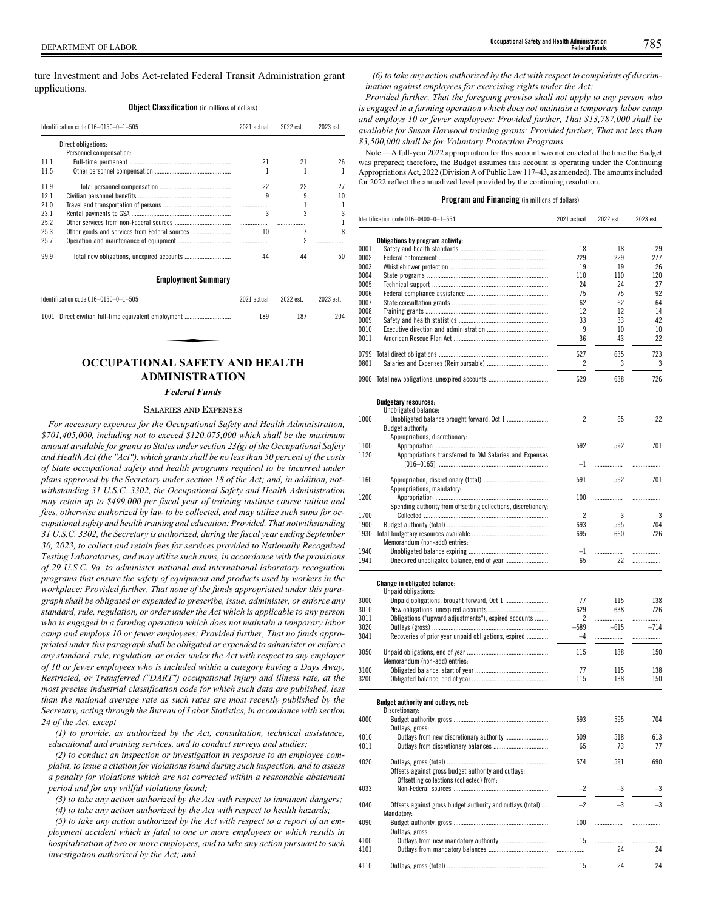ture Investment and Jobs Act-related Federal Transit Administration grant applications.

**Object Classification** (in millions of dollars)

| Identification code 016–0150–0–1–505 | | 2021 actual | 2022 est. | 2023 est. |
|---|---|---|---|---|
| | Direct obligations: | | | |
| | Personnel compensation: | | | |
| 11.1 | Full-time permanent | 21 | 21 | 26 |
| 11.5 | Other personnel compensation | 1 | 1 | 1 |
| 11.9 | Total personnel compensation | 22 | 22 | 27 |
| 12.1 | Civilian personnel benefits | 9 | 9 | 10 |
| 21.0 | Travel and transportation of persons | | 1 | 1 |
| 23.1 | Rental payments to GSA | 3 | 3 | 3 |
| 25.2 | Other services from non-Federal sources | | | 1 |
| 25.3 | Other goods and services from Federal sources | 10 | 7 | 8 |
| 25.7 | Operation and maintenance of equipment | | 2 | |
| 99.9 | Total new obligations, unexpired accounts | 44 | 44 | 50 |

**Employment Summary**

| Identification code 016–0150–0–1–505 | 2021 actual | 2022 est. | 2023 est. |
|---|---|---|---|
| 1001 Direct civilian full-time equivalent employment | 189 | 187 | 204 |

# OCCUPATIONAL SAFETY AND HEALTH ADMINISTRATION

## *Federal Funds*

### SALARIES AND EXPENSES

*For necessary expenses for the Occupational Safety and Health Administration, $701,405,000, including not to exceed $120,075,000 which shall be the maximum amount available for grants to States under section 23(g) of the Occupational Safety and Health Act (the "Act"), which grants shall be no less than 50 percent of the costs of State occupational safety and health programs required to be incurred under plans approved by the Secretary under section 18 of the Act; and, in addition, notwithstanding 31 U.S.C. 3302, the Occupational Safety and Health Administration may retain up to $499,000 per fiscal year of training institute course tuition and fees, otherwise authorized by law to be collected, and may utilize such sums for occupational safety and health training and education: Provided, That notwithstanding 31 U.S.C. 3302, the Secretary is authorized, during the fiscal year ending September 30, 2023, to collect and retain fees for services provided to Nationally Recognized Testing Laboratories, and may utilize such sums, in accordance with the provisions of 29 U.S.C. 9a, to administer national and international laboratory recognition programs that ensure the safety of equipment and products used by workers in the workplace: Provided further, That none of the funds appropriated under this paragraph shall be obligated or expended to prescribe, issue, administer, or enforce any standard, rule, regulation, or order under the Act which is applicable to any person who is engaged in a farming operation which does not maintain a temporary labor camp and employs 10 or fewer employees: Provided further, That no funds appropriated under this paragraph shall be obligated or expended to administer or enforce any standard, rule, regulation, or order under the Act with respect to any employer of 10 or fewer employees who is included within a category having a Days Away, Restricted, or Transferred ("DART") occupational injury and illness rate, at the most precise industrial classification code for which such data are published, less than the national average rate as such rates are most recently published by the Secretary, acting through the Bureau of Labor Statistics, in accordance with section 24 of the Act, except—*

*(1) to provide, as authorized by the Act, consultation, technical assistance, educational and training services, and to conduct surveys and studies;*

*(2) to conduct an inspection or investigation in response to an employee complaint, to issue a citation for violations found during such inspection, and to assess a penalty for violations which are not corrected within a reasonable abatement period and for any willful violations found;*

*(3) to take any action authorized by the Act with respect to imminent dangers;*

*(4) to take any action authorized by the Act with respect to health hazards;*

*(5) to take any action authorized by the Act with respect to a report of an employment accident which is fatal to one or more employees or which results in hospitalization of two or more employees, and to take any action pursuant to such investigation authorized by the Act; and*

*(6) to take any action authorized by the Act with respect to complaints of discrimination against employees for exercising rights under the Act:*

*Provided further, That the foregoing proviso shall not apply to any person who is engaged in a farming operation which does not maintain a temporary labor camp and employs 10 or fewer employees: Provided further, That $13,787,000 shall be available for Susan Harwood training grants: Provided further, That not less than $3,500,000 shall be for Voluntary Protection Programs.*

Note.—A full-year 2022 appropriation for this account was not enacted at the time the Budget was prepared; therefore, the Budget assumes this account is operating under the Continuing Appropriations Act, 2022 (Division A of Public Law 117–43, as amended). The amounts included for 2022 reflect the annualized level provided by the continuing resolution.

**Program and Financing** (in millions of dollars)

| Identification code 016–0400–0–1–554 | | 2021 actual | 2022 est. | 2023 est. |
|---|---|---|---|---|
| | **Obligations by program activity:** | | | |
| 0001 | Safety and health standards | 18 | 18 | 29 |
| 0002 | Federal enforcement | 229 | 229 | 277 |
| 0003 | Whistleblower protection | 19 | 19 | 26 |
| 0004 | State programs | 110 | 110 | 120 |
| 0005 | Technical support | 24 | 24 | 27 |
| 0006 | Federal compliance assistance | 75 | 75 | 92 |
| 0007 | State consultation grants | 62 | 62 | 64 |
| 0008 | Training grants | 12 | 12 | 14 |
| 0009 | Safety and health statistics | 33 | 33 | 42 |
| 0010 | Executive direction and administration | 9 | 10 | 10 |
| 0011 | American Rescue Plan Act | 36 | 43 | 22 |
| 0799 | Total direct obligations | 627 | 635 | 723 |
| 0801 | Salaries and Expenses (Reimbursable) | 2 | 3 | 3 |
| 0900 | Total new obligations, unexpired accounts | 629 | 638 | 726 |
| | **Budgetary resources:** | | | |
| | Unobligated balance: | | | |
| 1000 | Unobligated balance brought forward, Oct 1 | 2 | 65 | 22 |
| | Budget authority: | | | |
| | Appropriations, discretionary: | | | |
| 1100 | Appropriation | 592 | 592 | 701 |
| 1120 | Appropriations transferred to DM Salaries and Expenses [016–0165] | –1 | | |
| 1160 | Appropriation, discretionary (total) | 591 | 592 | 701 |
| | Appropriations, mandatory: | | | |
| 1200 | Appropriation | 100 | | |
| | Spending authority from offsetting collections, discretionary: | | | |
| 1700 | Collected | 2 | 3 | 3 |
| 1900 | Budget authority (total) | 693 | 595 | 704 |
| 1930 | Total budgetary resources available | 695 | 660 | 726 |
| | Memorandum (non-add) entries: | | | |
| 1940 | Unobligated balance expiring | –1 | | |
| 1941 | Unexpired unobligated balance, end of year | 65 | 22 | |
| | **Change in obligated balance:** | | | |
| | Unpaid obligations: | | | |
| 3000 | Unpaid obligations, brought forward, Oct 1 | 77 | 115 | 138 |
| 3010 | New obligations, unexpired accounts | 629 | 638 | 726 |
| 3011 | Obligations ("upward adjustments"), expired accounts | 2 | | |
| 3020 | Outlays (gross) | –589 | –615 | –714 |
| 3041 | Recoveries of prior year unpaid obligations, expired | –4 | | |
| 3050 | Unpaid obligations, end of year | 115 | 138 | 150 |
| | Memorandum (non-add) entries: | | | |
| 3100 | Obligated balance, start of year | 77 | 115 | 138 |
| 3200 | Obligated balance, end of year | 115 | 138 | 150 |
| | **Budget authority and outlays, net:** | | | |
| | Discretionary: | | | |
| 4000 | Budget authority, gross | 593 | 595 | 704 |
| | Outlays, gross: | | | |
| 4010 | Outlays from new discretionary authority | 509 | 518 | 613 |
| 4011 | Outlays from discretionary balances | 65 | 73 | 77 |
| 4020 | Outlays, gross (total) | 574 | 591 | 690 |
| | Offsets against gross budget authority and outlays: | | | |
| | Offsetting collections (collected) from: | | | |
| 4033 | Non-Federal sources | –2 | –3 | –3 |
| 4040 | Offsets against gross budget authority and outlays (total) | –2 | –3 | –3 |
| | Mandatory: | | | |
| 4090 | Budget authority, gross | 100 | | |
| | Outlays, gross: | | | |
| 4100 | Outlays from new mandatory authority | 15 | | |
| 4101 | Outlays from mandatory balances | | 24 | 24 |
| 4110 | Outlays, gross (total) | 15 | 24 | 24 |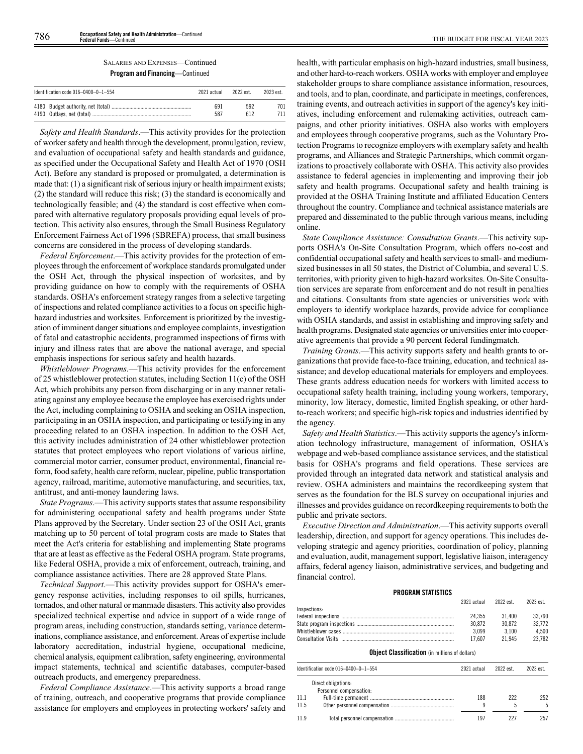SALARIES AND EXPENSES—Continued

**Program and Financing**—Continued

| Identification code 016–0400–0–1–554 | 2021 actual | 2022 est. | 2023 est. |
|---|---|---|---|
| 4180 Budget authority, net (total) | 691 | 592 | 701 |
| 4190 Outlays, net (total) | 587 | 612 | 711 |

*Safety and Health Standards*.—This activity provides for the protection of worker safety and health through the development, promulgation, review, and evaluation of occupational safety and health standards and guidance, as specified under the Occupational Safety and Health Act of 1970 (OSH Act). Before any standard is proposed or promulgated, a determination is made that: (1) a significant risk of serious injury or health impairment exists; (2) the standard will reduce this risk; (3) the standard is economically and technologically feasible; and (4) the standard is cost effective when compared with alternative regulatory proposals providing equal levels of protection. This activity also ensures, through the Small Business Regulatory Enforcement Fairness Act of 1996 (SBREFA) process, that small business concerns are considered in the process of developing standards.

*Federal Enforcement*.—This activity provides for the protection of employees through the enforcement of workplace standards promulgated under the OSH Act, through the physical inspection of worksites, and by providing guidance on how to comply with the requirements of OSHA standards. OSHA's enforcement strategy ranges from a selective targeting of inspections and related compliance activities to a focus on specific high-hazard industries and worksites. Enforcement is prioritized by the investigation of imminent danger situations and employee complaints, investigation of fatal and catastrophic accidents, programmed inspections of firms with injury and illness rates that are above the national average, and special emphasis inspections for serious safety and health hazards.

*Whistleblower Programs*.—This activity provides for the enforcement of 25 whistleblower protection statutes, including Section 11(c) of the OSH Act, which prohibits any person from discharging or in any manner retaliating against any employee because the employee has exercised rights under the Act, including complaining to OSHA and seeking an OSHA inspection, participating in an OSHA inspection, and participating or testifying in any proceeding related to an OSHA inspection. In addition to the OSH Act, this activity includes administration of 24 other whistleblower protection statutes that protect employees who report violations of various airline, commercial motor carrier, consumer product, environmental, financial reform, food safety, health care reform, nuclear, pipeline, public transportation agency, railroad, maritime, automotive manufacturing, and securities, tax, antitrust, and anti-money laundering laws.

*State Programs*.—This activity supports states that assume responsibility for administering occupational safety and health programs under State Plans approved by the Secretary. Under section 23 of the OSH Act, grants matching up to 50 percent of total program costs are made to States that meet the Act's criteria for establishing and implementing State programs that are at least as effective as the Federal OSHA program. State programs, like Federal OSHA, provide a mix of enforcement, outreach, training, and compliance assistance activities. There are 28 approved State Plans.

*Technical Support*.—This activity provides support for OSHA's emergency response activities, including responses to oil spills, hurricanes, tornados, and other natural or manmade disasters. This activity also provides specialized technical expertise and advice in support of a wide range of program areas, including construction, standards setting, variance determinations, compliance assistance, and enforcement. Areas of expertise include laboratory accreditation, industrial hygiene, occupational medicine, chemical analysis, equipment calibration, safety engineering, environmental impact statements, technical and scientific databases, computer-based outreach products, and emergency preparedness.

*Federal Compliance Assistance*.—This activity supports a broad range of training, outreach, and cooperative programs that provide compliance assistance for employers and employees in protecting workers' safety and health, with particular emphasis on high-hazard industries, small business, and other hard-to-reach workers. OSHA works with employer and employee stakeholder groups to share compliance assistance information, resources, and tools, and to plan, coordinate, and participate in meetings, conferences, training events, and outreach activities in support of the agency's key initiatives, including enforcement and rulemaking activities, outreach campaigns, and other priority initiatives. OSHA also works with employers and employees through cooperative programs, such as the Voluntary Protection Programs to recognize employers with exemplary safety and health programs, and Alliances and Strategic Partnerships, which commit organizations to proactively collaborate with OSHA. This activity also provides assistance to federal agencies in implementing and improving their job safety and health programs. Occupational safety and health training is provided at the OSHA Training Institute and affiliated Education Centers throughout the country. Compliance and technical assistance materials are prepared and disseminated to the public through various means, including online.

*State Compliance Assistance: Consultation Grants*.—This activity supports OSHA's On-Site Consultation Program, which offers no-cost and confidential occupational safety and health services to small- and medium-sized businesses in all 50 states, the District of Columbia, and several U.S. territories, with priority given to high-hazard worksites. On-Site Consultation services are separate from enforcement and do not result in penalties and citations. Consultants from state agencies or universities work with employers to identify workplace hazards, provide advice for compliance with OSHA standards, and assist in establishing and improving safety and health programs. Designated state agencies or universities enter into cooperative agreements that provide a 90 percent federal fundingmatch.

*Training Grants*.—This activity supports safety and health grants to organizations that provide face-to-face training, education, and technical assistance; and develop educational materials for employers and employees. These grants address education needs for workers with limited access to occupational safety health training, including young workers, temporary, minority, low literacy, domestic, limited English speaking, or other hard-to-reach workers; and specific high-risk topics and industries identified by the agency.

*Safety and Health Statistics*.—This activity supports the agency's information technology infrastructure, management of information, OSHA's webpage and web-based compliance assistance services, and the statistical basis for OSHA's programs and field operations. These services are provided through an integrated data network and statistical analysis and review. OSHA administers and maintains the recordkeeping system that serves as the foundation for the BLS survey on occupational injuries and illnesses and provides guidance on recordkeeping requirements to both the public and private sectors.

*Executive Direction and Administration*.—This activity supports overall leadership, direction, and support for agency operations. This includes developing strategic and agency priorities, coordination of policy, planning and evaluation, audit, management support, legislative liaison, interagency affairs, federal agency liaison, administrative services, and budgeting and financial control.

**PROGRAM STATISTICS**

| | 2021 actual | 2022 est. | 2023 est. |
|---|---|---|---|
| Inspections: | | | |
| Federal inspections | 24,355 | 31,400 | 33,790 |
| State program inspections | 30,872 | 30,872 | 32,772 |
| Whistleblower cases | 3,099 | 3,100 | 4,500 |
| Consultation Visits | 17,607 | 21,945 | 23,782 |

**Object Classification** (in millions of dollars)

| Identification code 016–0400–0–1–554 | 2021 actual | 2022 est. | 2023 est. |
|---|---|---|---|
| Direct obligations: | | | |
| Personnel compensation: | | | |
| 11.1 Full-time permanent | 188 | 222 | 252 |
| 11.5 Other personnel compensation | 9 | 5 | 5 |
| 11.9 Total personnel compensation | 197 | 227 | 257 |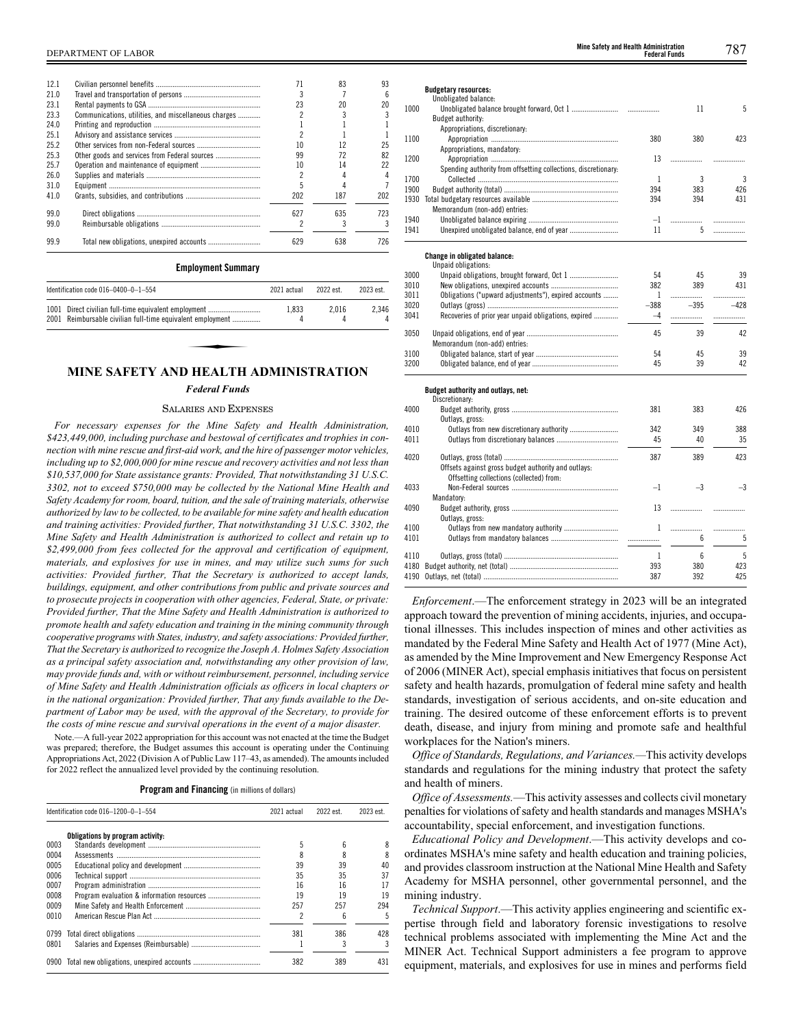| | | | | |
|---|---|---|---|---|
| 12.1 | Civilian personnel benefits | 71 | 83 | 93 |
| 21.0 | Travel and transportation of persons | 3 | 7 | 6 |
| 23.1 | Rental payments to GSA | 23 | 20 | 20 |
| 23.3 | Communications, utilities, and miscellaneous charges | 2 | 3 | 3 |
| 24.0 | Printing and reproduction | 1 | 1 | 1 |
| 25.1 | Advisory and assistance services | 2 | 1 | 1 |
| 25.2 | Other services from non-Federal sources | 10 | 12 | 25 |
| 25.3 | Other goods and services from Federal sources | 99 | 72 | 82 |
| 25.7 | Operation and maintenance of equipment | 10 | 14 | 22 |
| 26.0 | Supplies and materials | 2 | 4 | 4 |
| 31.0 | Equipment | 5 | 4 | 7 |
| 41.0 | Grants, subsidies, and contributions | 202 | 187 | 202 |
| 99.0 | Direct obligations | 627 | 635 | 723 |
| 99.0 | Reimbursable obligations | 2 | 3 | 3 |
| 99.9 | Total new obligations, unexpired accounts | 629 | 638 | 726 |

**Employment Summary**

| Identification code 016–0400–0–1–554 | 2021 actual | 2022 est. | 2023 est. |
|---|---|---|---|
| 1001 Direct civilian full-time equivalent employment | 1,833 | 2,016 | 2,346 |
| 2001 Reimbursable civilian full-time equivalent employment | 4 | 4 | 4 |

## MINE SAFETY AND HEALTH ADMINISTRATION

### *Federal Funds*

SALARIES AND EXPENSES

*For necessary expenses for the Mine Safety and Health Administration, $423,449,000, including purchase and bestowal of certificates and trophies in connection with mine rescue and first-aid work, and the hire of passenger motor vehicles, including up to $2,000,000 for mine rescue and recovery activities and not less than $10,537,000 for State assistance grants: Provided, That notwithstanding 31 U.S.C. 3302, not to exceed $750,000 may be collected by the National Mine Health and Safety Academy for room, board, tuition, and the sale of training materials, otherwise authorized by law to be collected, to be available for mine safety and health education and training activities: Provided further, That notwithstanding 31 U.S.C. 3302, the Mine Safety and Health Administration is authorized to collect and retain up to $2,499,000 from fees collected for the approval and certification of equipment, materials, and explosives for use in mines, and may utilize such sums for such activities: Provided further, That the Secretary is authorized to accept lands, buildings, equipment, and other contributions from public and private sources and to prosecute projects in cooperation with other agencies, Federal, State, or private: Provided further, That the Mine Safety and Health Administration is authorized to promote health and safety education and training in the mining community through cooperative programs with States, industry, and safety associations: Provided further, That the Secretary is authorized to recognize the Joseph A. Holmes Safety Association as a principal safety association and, notwithstanding any other provision of law, may provide funds and, with or without reimbursement, personnel, including service of Mine Safety and Health Administration officials as officers in local chapters or in the national organization: Provided further, That any funds available to the Department of Labor may be used, with the approval of the Secretary, to provide for the costs of mine rescue and survival operations in the event of a major disaster.*

Note.—A full-year 2022 appropriation for this account was not enacted at the time the Budget was prepared; therefore, the Budget assumes this account is operating under the Continuing Appropriations Act, 2022 (Division A of Public Law 117–43, as amended). The amounts included for 2022 reflect the annualized level provided by the continuing resolution.

**Program and Financing** (in millions of dollars)

| Identification code 016–1200–0–1–554 | | 2021 actual | 2022 est. | 2023 est. |
|---|---|---|---|---|
| | **Obligations by program activity:** | | | |
| 0003 | Standards development | 5 | 6 | 8 |
| 0004 | Assessments | 8 | 8 | 8 |
| 0005 | Educational policy and development | 39 | 39 | 40 |
| 0006 | Technical support | 35 | 35 | 37 |
| 0007 | Program administration | 16 | 16 | 17 |
| 0008 | Program evaluation & information resources | 19 | 19 | 19 |
| 0009 | Mine Safety and Health Enforcement | 257 | 257 | 294 |
| 0010 | American Rescue Plan Act | 2 | 6 | 5 |
| 0799 | Total direct obligations | 381 | 386 | 428 |
| 0801 | Salaries and Expenses (Reimbursable) | 1 | 3 | 3 |
| 0900 | Total new obligations, unexpired accounts | 382 | 389 | 431 |
| | **Budgetary resources:** | | | |
| | Unobligated balance: | | | |
| 1000 | Unobligated balance brought forward, Oct 1 | | 11 | 5 |
| | Budget authority: | | | |
| | Appropriations, discretionary: | | | |
| 1100 | Appropriation | 380 | 380 | 423 |
| | Appropriations, mandatory: | | | |
| 1200 | Appropriation | 13 | | |
| | Spending authority from offsetting collections, discretionary: | | | |
| 1700 | Collected | 1 | 3 | 3 |
| 1900 | Budget authority (total) | 394 | 383 | 426 |
| 1930 | Total budgetary resources available | 394 | 394 | 431 |
| | Memorandum (non-add) entries: | | | |
| 1940 | Unobligated balance expiring | –1 | | |
| 1941 | Unexpired unobligated balance, end of year | 11 | 5 | |
| | **Change in obligated balance:** | | | |
| | Unpaid obligations: | | | |
| 3000 | Unpaid obligations, brought forward, Oct 1 | 54 | 45 | 39 |
| 3010 | New obligations, unexpired accounts | 382 | 389 | 431 |
| 3011 | Obligations ("upward adjustments"), expired accounts | 1 | | |
| 3020 | Outlays (gross) | –388 | –395 | –428 |
| 3041 | Recoveries of prior year unpaid obligations, expired | –4 | | |
| 3050 | Unpaid obligations, end of year | 45 | 39 | 42 |
| | Memorandum (non-add) entries: | | | |
| 3100 | Obligated balance, start of year | 54 | 45 | 39 |
| 3200 | Obligated balance, end of year | 45 | 39 | 42 |
| | **Budget authority and outlays, net:** | | | |
| | Discretionary: | | | |
| 4000 | Budget authority, gross | 381 | 383 | 426 |
| | Outlays, gross: | | | |
| 4010 | Outlays from new discretionary authority | 342 | 349 | 388 |
| 4011 | Outlays from discretionary balances | 45 | 40 | 35 |
| 4020 | Outlays, gross (total) | 387 | 389 | 423 |
| | Offsets against gross budget authority and outlays: | | | |
| | Offsetting collections (collected) from: | | | |
| 4033 | Non-Federal sources | –1 | –3 | –3 |
| | Mandatory: | | | |
| 4090 | Budget authority, gross | 13 | | |
| | Outlays, gross: | | | |
| 4100 | Outlays from new mandatory authority | 1 | | |
| 4101 | Outlays from mandatory balances | | 6 | 5 |
| 4110 | Outlays, gross (total) | 1 | 6 | 5 |
| 4180 | Budget authority, net (total) | 393 | 380 | 423 |
| 4190 | Outlays, net (total) | 387 | 392 | 425 |

*Enforcement*.—The enforcement strategy in 2023 will be an integrated approach toward the prevention of mining accidents, injuries, and occupational illnesses. This includes inspection of mines and other activities as mandated by the Federal Mine Safety and Health Act of 1977 (Mine Act), as amended by the Mine Improvement and New Emergency Response Act of 2006 (MINER Act), special emphasis initiatives that focus on persistent safety and health hazards, promulgation of federal mine safety and health standards, investigation of serious accidents, and on-site education and training. The desired outcome of these enforcement efforts is to prevent death, disease, and injury from mining and promote safe and healthful workplaces for the Nation's miners.

*Office of Standards, Regulations, and Variances.*—This activity develops standards and regulations for the mining industry that protect the safety and health of miners.

*Office of Assessments.*—This activity assesses and collects civil monetary penalties for violations of safety and health standards and manages MSHA's accountability, special enforcement, and investigation functions.

*Educational Policy and Development*.—This activity develops and coordinates MSHA's mine safety and health education and training policies, and provides classroom instruction at the National Mine Health and Safety Academy for MSHA personnel, other governmental personnel, and the mining industry.

*Technical Support*.—This activity applies engineering and scientific expertise through field and laboratory forensic investigations to resolve technical problems associated with implementing the Mine Act and the MINER Act. Technical Support administers a fee program to approve equipment, materials, and explosives for use in mines and performs field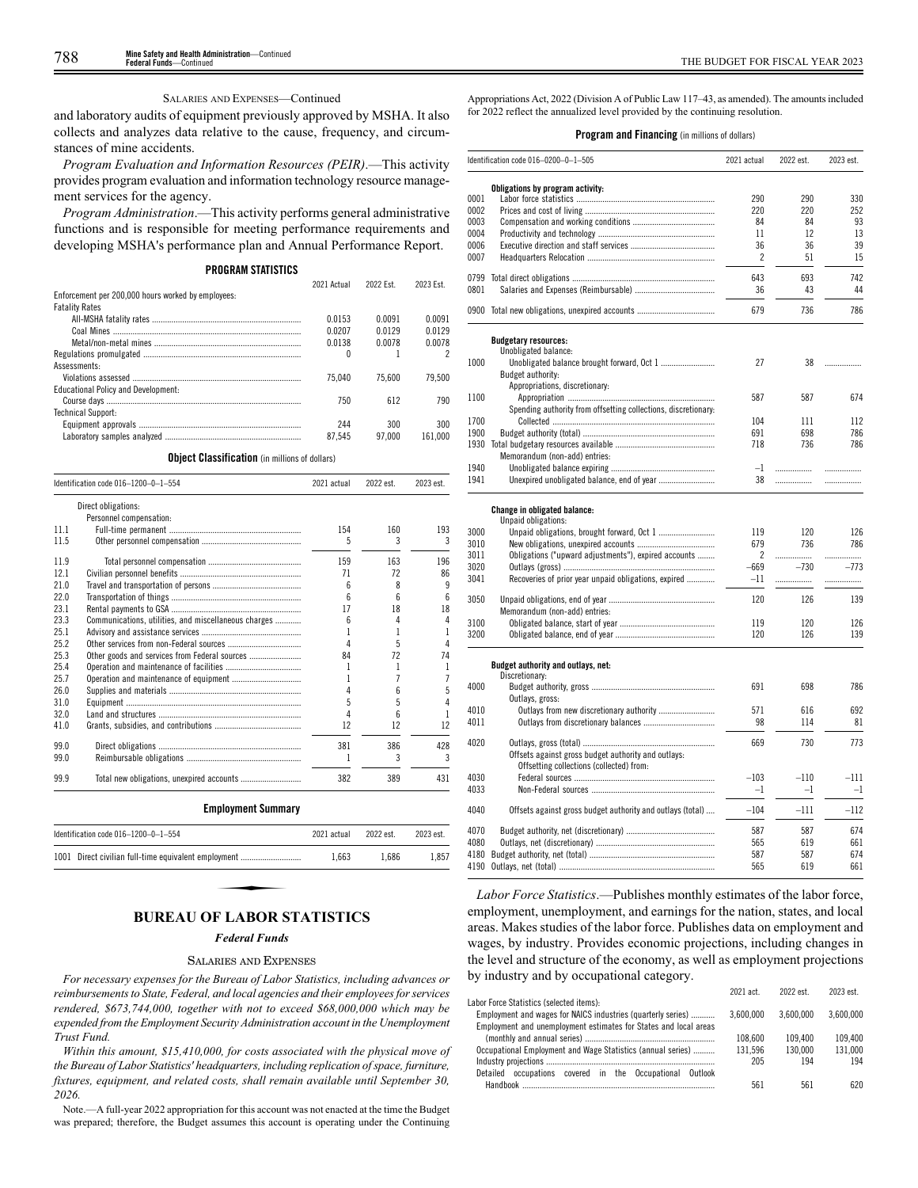SALARIES AND EXPENSES—Continued

and laboratory audits of equipment previously approved by MSHA. It also collects and analyzes data relative to the cause, frequency, and circumstances of mine accidents.

*Program Evaluation and Information Resources (PEIR)*.—This activity provides program evaluation and information technology resource management services for the agency.

*Program Administration*.—This activity performs general administrative functions and is responsible for meeting performance requirements and developing MSHA's performance plan and Annual Performance Report.

**PROGRAM STATISTICS**

| | 2021 Actual | 2022 Est. | 2023 Est. |
|---|---|---|---|
| Enforcement per 200,000 hours worked by employees: | | | |
| Fatality Rates | | | |
| All-MSHA fatality rates | 0.0153 | 0.0091 | 0.0091 |
| Coal Mines | 0.0207 | 0.0129 | 0.0129 |
| Metal/non-metal mines | 0.0138 | 0.0078 | 0.0078 |
| Regulations promulgated | 0 | 1 | 2 |
| Assessments: | | | |
| Violations assessed | 75,040 | 75,600 | 79,500 |
| Educational Policy and Development: | | | |
| Course days | 750 | 612 | 790 |
| Technical Support: | | | |
| Equipment approvals | 244 | 300 | 300 |
| Laboratory samples analyzed | 87,545 | 97,000 | 161,000 |

**Object Classification** (in millions of dollars)

| Identification code 016–1200–0–1–554 | | 2021 actual | 2022 est. | 2023 est. |
|---|---|---|---|---|
| | Direct obligations: | | | |
| | Personnel compensation: | | | |
| 11.1 | Full-time permanent | 154 | 160 | 193 |
| 11.5 | Other personnel compensation | 5 | 3 | 3 |
| 11.9 | Total personnel compensation | 159 | 163 | 196 |
| 12.1 | Civilian personnel benefits | 71 | 72 | 86 |
| 21.0 | Travel and transportation of persons | 6 | 8 | 9 |
| 22.0 | Transportation of things | 6 | 6 | 6 |
| 23.1 | Rental payments to GSA | 17 | 18 | 18 |
| 23.3 | Communications, utilities, and miscellaneous charges | 6 | 4 | 4 |
| 25.1 | Advisory and assistance services | 1 | 1 | 1 |
| 25.2 | Other services from non-Federal sources | 4 | 5 | 4 |
| 25.3 | Other goods and services from Federal sources | 84 | 72 | 74 |
| 25.4 | Operation and maintenance of facilities | 1 | 1 | 1 |
| 25.7 | Operation and maintenance of equipment | 1 | 7 | 7 |
| 26.0 | Supplies and materials | 4 | 6 | 5 |
| 31.0 | Equipment | 5 | 5 | 4 |
| 32.0 | Land and structures | 4 | 6 | 1 |
| 41.0 | Grants, subsidies, and contributions | 12 | 12 | 12 |
| 99.0 | Direct obligations | 381 | 386 | 428 |
| 99.0 | Reimbursable obligations | 1 | 3 | 3 |
| 99.9 | Total new obligations, unexpired accounts | 382 | 389 | 431 |

**Employment Summary**

| Identification code 016–1200–0–1–554 | | 2021 actual | 2022 est. | 2023 est. |
|---|---|---|---|---|
| 1001 | Direct civilian full-time equivalent employment | 1,663 | 1,686 | 1,857 |

# BUREAU OF LABOR STATISTICS

## *Federal Funds*

### SALARIES AND EXPENSES

*For necessary expenses for the Bureau of Labor Statistics, including advances or reimbursements to State, Federal, and local agencies and their employees for services rendered, $673,744,000, together with not to exceed $68,000,000 which may be expended from the Employment Security Administration account in the Unemployment Trust Fund.*

*Within this amount, $15,410,000, for costs associated with the physical move of the Bureau of Labor Statistics' headquarters, including replication of space, furniture, fixtures, equipment, and related costs, shall remain available until September 30, 2026.*

Note.—A full-year 2022 appropriation for this account was not enacted at the time the Budget was prepared; therefore, the Budget assumes this account is operating under the Continuing Appropriations Act, 2022 (Division A of Public Law 117–43, as amended). The amounts included for 2022 reflect the annualized level provided by the continuing resolution.

**Program and Financing** (in millions of dollars)

| Identification code 016–0200–0–1–505 | | 2021 actual | 2022 est. | 2023 est. |
|---|---|---|---|---|
| | **Obligations by program activity:** | | | |
| 0001 | Labor force statistics | 290 | 290 | 330 |
| 0002 | Prices and cost of living | 220 | 220 | 252 |
| 0003 | Compensation and working conditions | 84 | 84 | 93 |
| 0004 | Productivity and technology | 11 | 12 | 13 |
| 0006 | Executive direction and staff services | 36 | 36 | 39 |
| 0007 | Headquarters Relocation | 2 | 51 | 15 |
| 0799 | Total direct obligations | 643 | 693 | 742 |
| 0801 | Salaries and Expenses (Reimbursable) | 36 | 43 | 44 |
| 0900 | Total new obligations, unexpired accounts | 679 | 736 | 786 |
| | **Budgetary resources:** | | | |
| | Unobligated balance: | | | |
| 1000 | Unobligated balance brought forward, Oct 1 | 27 | 38 | ................ |
| | Budget authority: | | | |
| | Appropriations, discretionary: | | | |
| 1100 | Appropriation | 587 | 587 | 674 |
| | Spending authority from offsetting collections, discretionary: | | | |
| 1700 | Collected | 104 | 111 | 112 |
| 1900 | Budget authority (total) | 691 | 698 | 786 |
| 1930 | Total budgetary resources available | 718 | 736 | 786 |
| | Memorandum (non-add) entries: | | | |
| 1940 | Unobligated balance expiring | –1 | ................ | ................ |
| 1941 | Unexpired unobligated balance, end of year | 38 | ................ | ................ |
| | **Change in obligated balance:** | | | |
| | Unpaid obligations: | | | |
| 3000 | Unpaid obligations, brought forward, Oct 1 | 119 | 120 | 126 |
| 3010 | New obligations, unexpired accounts | 679 | 736 | 786 |
| 3011 | Obligations ("upward adjustments"), expired accounts | 2 | ................ | ................ |
| 3020 | Outlays (gross) | –669 | –730 | –773 |
| 3041 | Recoveries of prior year unpaid obligations, expired | –11 | ................ | ................ |
| 3050 | Unpaid obligations, end of year | 120 | 126 | 139 |
| | Memorandum (non-add) entries: | | | |
| 3100 | Obligated balance, start of year | 119 | 120 | 126 |
| 3200 | Obligated balance, end of year | 120 | 126 | 139 |
| | **Budget authority and outlays, net:** | | | |
| | Discretionary: | | | |
| 4000 | Budget authority, gross | 691 | 698 | 786 |
| | Outlays, gross: | | | |
| 4010 | Outlays from new discretionary authority | 571 | 616 | 692 |
| 4011 | Outlays from discretionary balances | 98 | 114 | 81 |
| 4020 | Outlays, gross (total) | 669 | 730 | 773 |
| | Offsets against gross budget authority and outlays: | | | |
| | Offsetting collections (collected) from: | | | |
| 4030 | Federal sources | –103 | –110 | –111 |
| 4033 | Non-Federal sources | –1 | –1 | –1 |
| 4040 | Offsets against gross budget authority and outlays (total) | –104 | –111 | –112 |
| 4070 | Budget authority, net (discretionary) | 587 | 587 | 674 |
| 4080 | Outlays, net (discretionary) | 565 | 619 | 661 |
| 4180 | Budget authority, net (total) | 587 | 587 | 674 |
| 4190 | Outlays, net (total) | 565 | 619 | 661 |

*Labor Force Statistics*.—Publishes monthly estimates of the labor force, employment, unemployment, and earnings for the nation, states, and local areas. Makes studies of the labor force. Publishes data on employment and wages, by industry. Provides economic projections, including changes in the level and structure of the economy, as well as employment projections by industry and by occupational category.

| | 2021 act. | 2022 est. | 2023 est. |
|---|---|---|---|
| Labor Force Statistics (selected items): | | | |
| Employment and wages for NAICS industries (quarterly series) | 3,600,000 | 3,600,000 | 3,600,000 |
| Employment and unemployment estimates for States and local areas (monthly and annual series) | 108,600 | 109,400 | 109,400 |
| Occupational Employment and Wage Statistics (annual series) | 131,596 | 130,000 | 131,000 |
| Industry projections | 205 | 194 | 194 |
| Detailed occupations covered in the Occupational Outlook Handbook | 561 | 561 | 620 |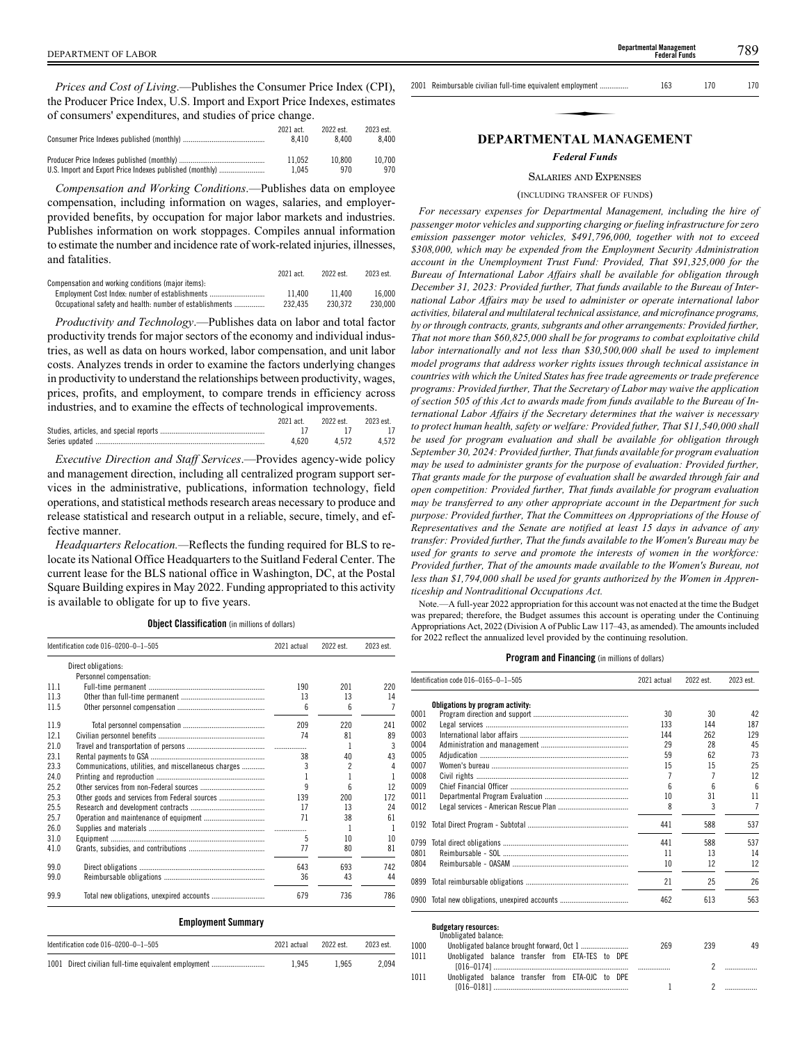*Prices and Cost of Living*.—Publishes the Consumer Price Index (CPI), the Producer Price Index, U.S. Import and Export Price Indexes, estimates of consumers' expenditures, and studies of price change.

| | 2021 act. | 2022 est. | 2023 est. |
|---|---|---|---|
| Consumer Price Indexes published (monthly) | 8,410 | 8,400 | 8,400 |
| Producer Price Indexes published (monthly) | 11,052 | 10,800 | 10,700 |
| U.S. Import and Export Price Indexes published (monthly) | 1,045 | 970 | 970 |

*Compensation and Working Conditions*.—Publishes data on employee compensation, including information on wages, salaries, and employer-provided benefits, by occupation for major labor markets and industries. Publishes information on work stoppages. Compiles annual information to estimate the number and incidence rate of work-related injuries, illnesses, and fatalities.

| | 2021 act. | 2022 est. | 2023 est. |
|---|---|---|---|
| Compensation and working conditions (major items): | | | |
| Employment Cost Index: number of establishments | 11,400 | 11,400 | 16,000 |
| Occupational safety and health: number of establishments | 232,435 | 230,372 | 230,000 |

*Productivity and Technology*.—Publishes data on labor and total factor productivity trends for major sectors of the economy and individual industries, as well as data on hours worked, labor compensation, and unit labor costs. Analyzes trends in order to examine the factors underlying changes in productivity to understand the relationships between productivity, wages, prices, profits, and employment, to compare trends in efficiency across industries, and to examine the effects of technological improvements.

| | 2021 act. | 2022 est. | 2023 est. |
|---|---|---|---|
| Studies, articles, and special reports | 17 | 17 | 17 |
| Series updated | 4,620 | 4,572 | 4,572 |

*Executive Direction and Staff Services*.—Provides agency-wide policy and management direction, including all centralized program support services in the administrative, publications, information technology, field operations, and statistical methods research areas necessary to produce and release statistical and research output in a reliable, secure, timely, and effective manner.

*Headquarters Relocation.*—Reflects the funding required for BLS to relocate its National Office Headquarters to the Suitland Federal Center. The current lease for the BLS national office in Washington, DC, at the Postal Square Building expires in May 2022. Funding appropriated to this activity is available to obligate for up to five years.

**Object Classification** (in millions of dollars)

| Identification code 016–0200–0–1–505 | | 2021 actual | 2022 est. | 2023 est. |
|---|---|---|---|---|
| | Direct obligations: | | | |
| | Personnel compensation: | | | |
| 11.1 | Full-time permanent | 190 | 201 | 220 |
| 11.3 | Other than full-time permanent | 13 | 13 | 14 |
| 11.5 | Other personnel compensation | 6 | 6 | 7 |
| 11.9 | Total personnel compensation | 209 | 220 | 241 |
| 12.1 | Civilian personnel benefits | 74 | 81 | 89 |
| 21.0 | Travel and transportation of persons | | 1 | 3 |
| 23.1 | Rental payments to GSA | 38 | 40 | 43 |
| 23.3 | Communications, utilities, and miscellaneous charges | 3 | 2 | 4 |
| 24.0 | Printing and reproduction | 1 | 1 | 1 |
| 25.2 | Other services from non-Federal sources | 9 | 6 | 12 |
| 25.3 | Other goods and services from Federal sources | 139 | 200 | 172 |
| 25.5 | Research and development contracts | 17 | 13 | 24 |
| 25.7 | Operation and maintenance of equipment | 71 | 38 | 61 |
| 26.0 | Supplies and materials | | 1 | 1 |
| 31.0 | Equipment | 5 | 10 | 10 |
| 41.0 | Grants, subsidies, and contributions | 77 | 80 | 81 |
| 99.0 | Direct obligations | 643 | 693 | 742 |
| 99.0 | Reimbursable obligations | 36 | 43 | 44 |
| 99.9 | Total new obligations, unexpired accounts | 679 | 736 | 786 |

**Employment Summary**

| Identification code 016–0200–0–1–505 | | 2021 actual | 2022 est. | 2023 est. |
|---|---|---|---|---|
| 1001 | Direct civilian full-time equivalent employment | 1,945 | 1,965 | 2,094 |
| 2001 | Reimbursable civilian full-time equivalent employment | 163 | 170 | 170 |

# DEPARTMENTAL MANAGEMENT

## *Federal Funds*

### Salaries and Expenses

(including transfer of funds)

*For necessary expenses for Departmental Management, including the hire of passenger motor vehicles and supporting charging or fueling infrastructure for zero emission passenger motor vehicles, $491,796,000, together with not to exceed $308,000, which may be expended from the Employment Security Administration account in the Unemployment Trust Fund: Provided, That $91,325,000 for the Bureau of International Labor Affairs shall be available for obligation through December 31, 2023: Provided further, That funds available to the Bureau of International Labor Affairs may be used to administer or operate international labor activities, bilateral and multilateral technical assistance, and microfinance programs, by or through contracts, grants, subgrants and other arrangements: Provided further, That not more than $60,825,000 shall be for programs to combat exploitative child labor internationally and not less than $30,500,000 shall be used to implement model programs that address worker rights issues through technical assistance in countries with which the United States has free trade agreements or trade preference programs: Provided further, That the Secretary of Labor may waive the application of section 505 of this Act to awards made from funds available to the Bureau of International Labor Affairs if the Secretary determines that the waiver is necessary to protect human health, safety or welfare: Provided futher, That $11,540,000 shall be used for program evaluation and shall be available for obligation through September 30, 2024: Provided further, That funds available for program evaluation may be used to administer grants for the purpose of evaluation: Provided further, That grants made for the purpose of evaluation shall be awarded through fair and open competition: Provided further, That funds available for program evaluation may be transferred to any other appropriate account in the Department for such purpose: Provided further, That the Committees on Appropriations of the House of Representatives and the Senate are notified at least 15 days in advance of any transfer: Provided further, That the funds available to the Women's Bureau may be used for grants to serve and promote the interests of women in the workforce: Provided further, That of the amounts made available to the Women's Bureau, not less than $1,794,000 shall be used for grants authorized by the Women in Apprenticeship and Nontraditional Occupations Act.*

Note.—A full-year 2022 appropriation for this account was not enacted at the time the Budget was prepared; therefore, the Budget assumes this account is operating under the Continuing Appropriations Act, 2022 (Division A of Public Law 117–43, as amended). The amounts included for 2022 reflect the annualized level provided by the continuing resolution.

**Program and Financing** (in millions of dollars)

| Identification code 016–0165–0–1–505 | | 2021 actual | 2022 est. | 2023 est. |
|---|---|---|---|---|
| | **Obligations by program activity:** | | | |
| 0001 | Program direction and support | 30 | 30 | 42 |
| 0002 | Legal services | 133 | 144 | 187 |
| 0003 | International labor affairs | 144 | 262 | 129 |
| 0004 | Administration and management | 29 | 28 | 45 |
| 0005 | Adjudication | 59 | 62 | 73 |
| 0007 | Women's bureau | 15 | 15 | 25 |
| 0008 | Civil rights | 7 | 7 | 12 |
| 0009 | Chief Financial Officer | 6 | 6 | 6 |
| 0011 | Departmental Program Evaluation | 10 | 31 | 11 |
| 0012 | Legal services - American Rescue Plan | 8 | 3 | 7 |
| 0192 | Total Direct Program - Subtotal | 441 | 588 | 537 |
| 0799 | Total direct obligations | 441 | 588 | 537 |
| 0801 | Reimbursable - SOL | 11 | 13 | 14 |
| 0804 | Reimbursable - OASAM | 10 | 12 | 12 |
| 0899 | Total reimbursable obligations | 21 | 25 | 26 |
| 0900 | Total new obligations, unexpired accounts | 462 | 613 | 563 |
| | **Budgetary resources:** | | | |
| | Unobligated balance: | | | |
| 1000 | Unobligated balance brought forward, Oct 1 | 269 | 239 | 49 |
| 1011 | Unobligated balance transfer from ETA-TES to DPE [016–0174] | | 2 | |
| 1011 | Unobligated balance transfer from ETA-OJC to DPE [016–0181] | 1 | 2 | |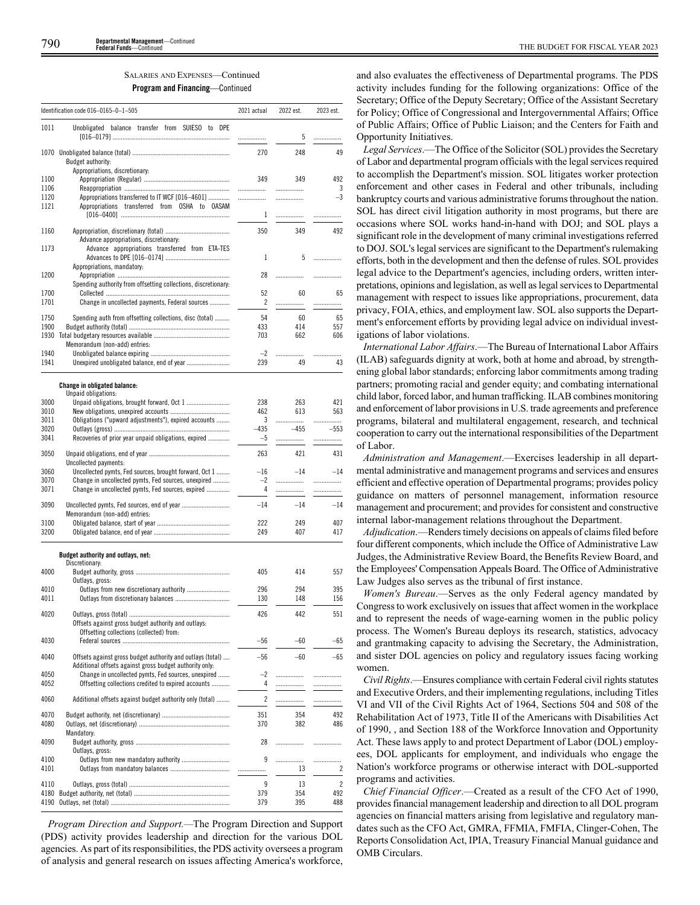SALARIES AND EXPENSES—Continued

**Program and Financing**—Continued

| | Identification code 016–0165–0–1–505 | 2021 actual | 2022 est. | 2023 est. |
|---|---|---|---|---|
| 1011 | Unobligated balance transfer from SUIESO to DPE [016–0179] | | 5 | |
| 1070 | Unobligated balance (total) | 270 | 248 | 49 |
| | Budget authority: | | | |
| | Appropriations, discretionary: | | | |
| 1100 | Appropriation (Regular) | 349 | 349 | 492 |
| 1106 | Reappropriation | | | 3 |
| 1120 | Appropriations transferred to IT WCF [016–4601] | | | –3 |
| 1121 | Appropriations transferred from OSHA to OASAM [016–0400] | 1 | | |
| 1160 | Appropriation, discretionary (total) | 350 | 349 | 492 |
| | Advance appropriations, discretionary: | | | |
| 1173 | Advance appropriations transferred from ETA-TES Advances to DPE [016–0174] | 1 | 5 | |
| | Appropriations, mandatory: | | | |
| 1200 | Appropriation | 28 | | |
| | Spending authority from offsetting collections, discretionary: | | | |
| 1700 | Collected | 52 | 60 | 65 |
| 1701 | Change in uncollected payments, Federal sources | 2 | | |
| 1750 | Spending auth from offsetting collections, disc (total) | 54 | 60 | 65 |
| 1900 | Budget authority (total) | 433 | 414 | 557 |
| 1930 | Total budgetary resources available | 703 | 662 | 606 |
| | Memorandum (non-add) entries: | | | |
| 1940 | Unobligated balance expiring | –2 | | |
| 1941 | Unexpired unobligated balance, end of year | 239 | 49 | 43 |
| | **Change in obligated balance:** | | | |
| | Unpaid obligations: | | | |
| 3000 | Unpaid obligations, brought forward, Oct 1 | 238 | 263 | 421 |
| 3010 | New obligations, unexpired accounts | 462 | 613 | 563 |
| 3011 | Obligations ("upward adjustments"), expired accounts | 3 | | |
| 3020 | Outlays (gross) | –435 | –455 | –553 |
| 3041 | Recoveries of prior year unpaid obligations, expired | –5 | | |
| 3050 | Unpaid obligations, end of year | 263 | 421 | 431 |
| | Uncollected payments: | | | |
| 3060 | Uncollected pymts, Fed sources, brought forward, Oct 1 | –16 | –14 | –14 |
| 3070 | Change in uncollected pymts, Fed sources, unexpired | –2 | | |
| 3071 | Change in uncollected pymts, Fed sources, expired | 4 | | |
| 3090 | Uncollected pymts, Fed sources, end of year | –14 | –14 | –14 |
| | Memorandum (non-add) entries: | | | |
| 3100 | Obligated balance, start of year | 222 | 249 | 407 |
| 3200 | Obligated balance, end of year | 249 | 407 | 417 |
| | **Budget authority and outlays, net:** | | | |
| | Discretionary: | | | |
| 4000 | Budget authority, gross | 405 | 414 | 557 |
| | Outlays, gross: | | | |
| 4010 | Outlays from new discretionary authority | 296 | 294 | 395 |
| 4011 | Outlays from discretionary balances | 130 | 148 | 156 |
| 4020 | Outlays, gross (total) | 426 | 442 | 551 |
| | Offsets against gross budget authority and outlays: | | | |
| | Offsetting collections (collected) from: | | | |
| 4030 | Federal sources | –56 | –60 | –65 |
| 4040 | Offsets against gross budget authority and outlays (total) | –56 | –60 | –65 |
| | Additional offsets against gross budget authority only: | | | |
| 4050 | Change in uncollected pymts, Fed sources, unexpired | –2 | | |
| 4052 | Offsetting collections credited to expired accounts | 4 | | |
| 4060 | Additional offsets against budget authority only (total) | 2 | | |
| 4070 | Budget authority, net (discretionary) | 351 | 354 | 492 |
| 4080 | Outlays, net (discretionary) | 370 | 382 | 486 |
| | Mandatory: | | | |
| 4090 | Budget authority, gross | 28 | | |
| | Outlays, gross: | | | |
| 4100 | Outlays from new mandatory authority | 9 | | |
| 4101 | Outlays from mandatory balances | | 13 | 2 |
| 4110 | Outlays, gross (total) | 9 | 13 | 2 |
| 4180 | Budget authority, net (total) | 379 | 354 | 492 |
| 4190 | Outlays, net (total) | 379 | 395 | 488 |

*Program Direction and Support.*—The Program Direction and Support (PDS) activity provides leadership and direction for the various DOL agencies. As part of its responsibilities, the PDS activity oversees a program of analysis and general research on issues affecting America's workforce, and also evaluates the effectiveness of Departmental programs. The PDS activity includes funding for the following organizations: Office of the Secretary; Office of the Deputy Secretary; Office of the Assistant Secretary for Policy; Office of Congressional and Intergovernmental Affairs; Office of Public Affairs; Office of Public Liaison; and the Centers for Faith and Opportunity Initiatives.

*Legal Services*.—The Office of the Solicitor (SOL) provides the Secretary of Labor and departmental program officials with the legal services required to accomplish the Department's mission. SOL litigates worker protection enforcement and other cases in Federal and other tribunals, including bankruptcy courts and various administrative forums throughout the nation. SOL has direct civil litigation authority in most programs, but there are occasions where SOL works hand-in-hand with DOJ; and SOL plays a significant role in the development of many criminal investigations referred to DOJ. SOL's legal services are significant to the Department's rulemaking efforts, both in the development and then the defense of rules. SOL provides legal advice to the Department's agencies, including orders, written interpretations, opinions and legislation, as well as legal services to Departmental management with respect to issues like appropriations, procurement, data privacy, FOIA, ethics, and employment law. SOL also supports the Department's enforcement efforts by providing legal advice on individual investigations of labor violations.

*International Labor Affairs*.—The Bureau of International Labor Affairs (ILAB) safeguards dignity at work, both at home and abroad, by strengthening global labor standards; enforcing labor commitments among trading partners; promoting racial and gender equity; and combating international child labor, forced labor, and human trafficking. ILAB combines monitoring and enforcement of labor provisions in U.S. trade agreements and preference programs, bilateral and multilateral engagement, research, and technical cooperation to carry out the international responsibilities of the Department of Labor.

*Administration and Management*.—Exercises leadership in all departmental administrative and management programs and services and ensures efficient and effective operation of Departmental programs; provides policy guidance on matters of personnel management, information resource management and procurement; and provides for consistent and constructive internal labor-management relations throughout the Department.

*Adjudication*.—Renders timely decisions on appeals of claims filed before four different components, which include the Office of Administrative Law Judges, the Administrative Review Board, the Benefits Review Board, and the Employees' Compensation Appeals Board. The Office of Administrative Law Judges also serves as the tribunal of first instance.

*Women's Bureau*.—Serves as the only Federal agency mandated by Congress to work exclusively on issues that affect women in the workplace and to represent the needs of wage-earning women in the public policy process. The Women's Bureau deploys its research, statistics, advocacy and grantmaking capacity to advising the Secretary, the Administration, and sister DOL agencies on policy and regulatory issues facing working women.

*Civil Rights*.—Ensures compliance with certain Federal civil rights statutes and Executive Orders, and their implementing regulations, including Titles VI and VII of the Civil Rights Act of 1964, Sections 504 and 508 of the Rehabilitation Act of 1973, Title II of the Americans with Disabilities Act of 1990, , and Section 188 of the Workforce Innovation and Opportunity Act. These laws apply to and protect Department of Labor (DOL) employees, DOL applicants for employment, and individuals who engage the Nation's workforce programs or otherwise interact with DOL-supported programs and activities.

*Chief Financial Officer*.—Created as a result of the CFO Act of 1990, provides financial management leadership and direction to all DOL program agencies on financial matters arising from legislative and regulatory mandates such as the CFO Act, GMRA, FFMIA, FMFIA, Clinger-Cohen, The Reports Consolidation Act, IPIA, Treasury Financial Manual guidance and OMB Circulars.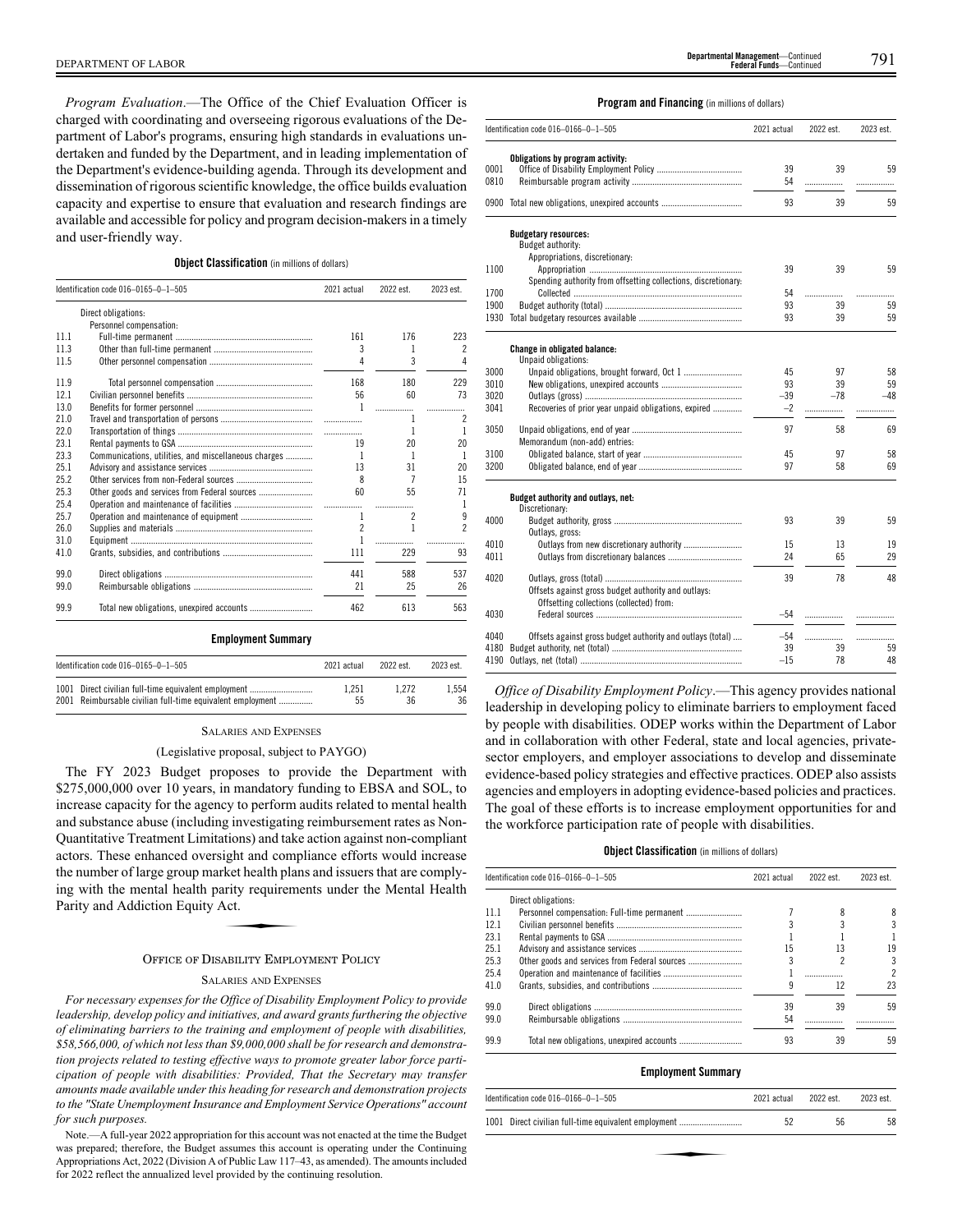*Program Evaluation*.—The Office of the Chief Evaluation Officer is charged with coordinating and overseeing rigorous evaluations of the Department of Labor's programs, ensuring high standards in evaluations undertaken and funded by the Department, and in leading implementation of the Department's evidence-building agenda. Through its development and dissemination of rigorous scientific knowledge, the office builds evaluation capacity and expertise to ensure that evaluation and research findings are available and accessible for policy and program decision-makers in a timely and user-friendly way.

**Object Classification** (in millions of dollars)

| Identification code 016–0165–0–1–505 | | 2021 actual | 2022 est. | 2023 est. |
|---|---|---|---|---|
| | Direct obligations: | | | |
| | Personnel compensation: | | | |
| 11.1 | Full-time permanent | 161 | 176 | 223 |
| 11.3 | Other than full-time permanent | 3 | 1 | 2 |
| 11.5 | Other personnel compensation | 4 | 3 | 4 |
| 11.9 | Total personnel compensation | 168 | 180 | 229 |
| 12.1 | Civilian personnel benefits | 56 | 60 | 73 |
| 13.0 | Benefits for former personnel | 1 | | |
| 21.0 | Travel and transportation of persons | | 1 | 2 |
| 22.0 | Transportation of things | | 1 | 1 |
| 23.1 | Rental payments to GSA | 19 | 20 | 20 |
| 23.3 | Communications, utilities, and miscellaneous charges | 1 | 1 | 1 |
| 25.1 | Advisory and assistance services | 13 | 31 | 20 |
| 25.2 | Other services from non-Federal sources | 8 | 7 | 15 |
| 25.3 | Other goods and services from Federal sources | 60 | 55 | 71 |
| 25.4 | Operation and maintenance of facilities | | | 1 |
| 25.7 | Operation and maintenance of equipment | 1 | 2 | 9 |
| 26.0 | Supplies and materials | 2 | 1 | 2 |
| 31.0 | Equipment | 1 | | |
| 41.0 | Grants, subsidies, and contributions | 111 | 229 | 93 |
| 99.0 | Direct obligations | 441 | 588 | 537 |
| 99.0 | Reimbursable obligations | 21 | 25 | 26 |
| 99.9 | Total new obligations, unexpired accounts | 462 | 613 | 563 |

**Employment Summary**

| Identification code 016–0165–0–1–505 | | 2021 actual | 2022 est. | 2023 est. |
|---|---|---|---|---|
| 1001 | Direct civilian full-time equivalent employment | 1,251 | 1,272 | 1,554 |
| 2001 | Reimbursable civilian full-time equivalent employment | 55 | 36 | 36 |

SALARIES AND EXPENSES

(Legislative proposal, subject to PAYGO)

The FY 2023 Budget proposes to provide the Department with $275,000,000 over 10 years, in mandatory funding to EBSA and SOL, to increase capacity for the agency to perform audits related to mental health and substance abuse (including investigating reimbursement rates as Non-Quantitative Treatment Limitations) and take action against non-compliant actors. These enhanced oversight and compliance efforts would increase the number of large group market health plans and issuers that are complying with the mental health parity requirements under the Mental Health Parity and Addiction Equity Act.

## OFFICE OF DISABILITY EMPLOYMENT POLICY

SALARIES AND EXPENSES

*For necessary expenses for the Office of Disability Employment Policy to provide leadership, develop policy and initiatives, and award grants furthering the objective of eliminating barriers to the training and employment of people with disabilities, $58,566,000, of which not less than $9,000,000 shall be for research and demonstration projects related to testing effective ways to promote greater labor force participation of people with disabilities: Provided, That the Secretary may transfer amounts made available under this heading for research and demonstration projects to the "State Unemployment Insurance and Employment Service Operations" account for such purposes.*

Note.—A full-year 2022 appropriation for this account was not enacted at the time the Budget was prepared; therefore, the Budget assumes this account is operating under the Continuing Appropriations Act, 2022 (Division A of Public Law 117–43, as amended). The amounts included for 2022 reflect the annualized level provided by the continuing resolution.

**Program and Financing** (in millions of dollars)

| Identification code 016–0166–0–1–505 | | 2021 actual | 2022 est. | 2023 est. |
|---|---|---|---|---|
| | **Obligations by program activity:** | | | |
| 0001 | Office of Disability Employment Policy | 39 | 39 | 59 |
| 0810 | Reimbursable program activity | 54 | | |
| 0900 | Total new obligations, unexpired accounts | 93 | 39 | 59 |
| | **Budgetary resources:** | | | |
| | Budget authority: | | | |
| | Appropriations, discretionary: | | | |
| 1100 | Appropriation | 39 | 39 | 59 |
| | Spending authority from offsetting collections, discretionary: | | | |
| 1700 | Collected | 54 | | |
| 1900 | Budget authority (total) | 93 | 39 | 59 |
| 1930 | Total budgetary resources available | 93 | 39 | 59 |
| | **Change in obligated balance:** | | | |
| | Unpaid obligations: | | | |
| 3000 | Unpaid obligations, brought forward, Oct 1 | 45 | 97 | 58 |
| 3010 | New obligations, unexpired accounts | 93 | 39 | 59 |
| 3020 | Outlays (gross) | –39 | –78 | –48 |
| 3041 | Recoveries of prior year unpaid obligations, expired | –2 | | |
| 3050 | Unpaid obligations, end of year | 97 | 58 | 69 |
| | Memorandum (non-add) entries: | | | |
| 3100 | Obligated balance, start of year | 45 | 97 | 58 |
| 3200 | Obligated balance, end of year | 97 | 58 | 69 |
| | **Budget authority and outlays, net:** | | | |
| | Discretionary: | | | |
| 4000 | Budget authority, gross | 93 | 39 | 59 |
| | Outlays, gross: | | | |
| 4010 | Outlays from new discretionary authority | 15 | 13 | 19 |
| 4011 | Outlays from discretionary balances | 24 | 65 | 29 |
| 4020 | Outlays, gross (total) | 39 | 78 | 48 |
| | Offsets against gross budget authority and outlays: | | | |
| | Offsetting collections (collected) from: | | | |
| 4030 | Federal sources | –54 | | |
| 4040 | Offsets against gross budget authority and outlays (total) | –54 | | |
| 4180 | Budget authority, net (total) | 39 | 39 | 59 |
| 4190 | Outlays, net (total) | –15 | 78 | 48 |

*Office of Disability Employment Policy*.—This agency provides national leadership in developing policy to eliminate barriers to employment faced by people with disabilities. ODEP works within the Department of Labor and in collaboration with other Federal, state and local agencies, private-sector employers, and employer associations to develop and disseminate evidence-based policy strategies and effective practices. ODEP also assists agencies and employers in adopting evidence-based policies and practices. The goal of these efforts is to increase employment opportunities for and the workforce participation rate of people with disabilities.

**Object Classification** (in millions of dollars)

| Identification code 016–0166–0–1–505 | | 2021 actual | 2022 est. | 2023 est. |
|---|---|---|---|---|
| | Direct obligations: | | | |
| 11.1 | Personnel compensation: Full-time permanent | 7 | 8 | 8 |
| 12.1 | Civilian personnel benefits | 3 | 3 | 3 |
| 23.1 | Rental payments to GSA | 1 | 1 | 1 |
| 25.1 | Advisory and assistance services | 15 | 13 | 19 |
| 25.3 | Other goods and services from Federal sources | 3 | 2 | 3 |
| 25.4 | Operation and maintenance of facilities | 1 | | 2 |
| 41.0 | Grants, subsidies, and contributions | 9 | 12 | 23 |
| 99.0 | Direct obligations | 39 | 39 | 59 |
| 99.0 | Reimbursable obligations | 54 | | |
| 99.9 | Total new obligations, unexpired accounts | 93 | 39 | 59 |

**Employment Summary**

| Identification code 016–0166–0–1–505 | | 2021 actual | 2022 est. | 2023 est. |
|---|---|---|---|---|
| 1001 | Direct civilian full-time equivalent employment | 52 | 56 | 58 |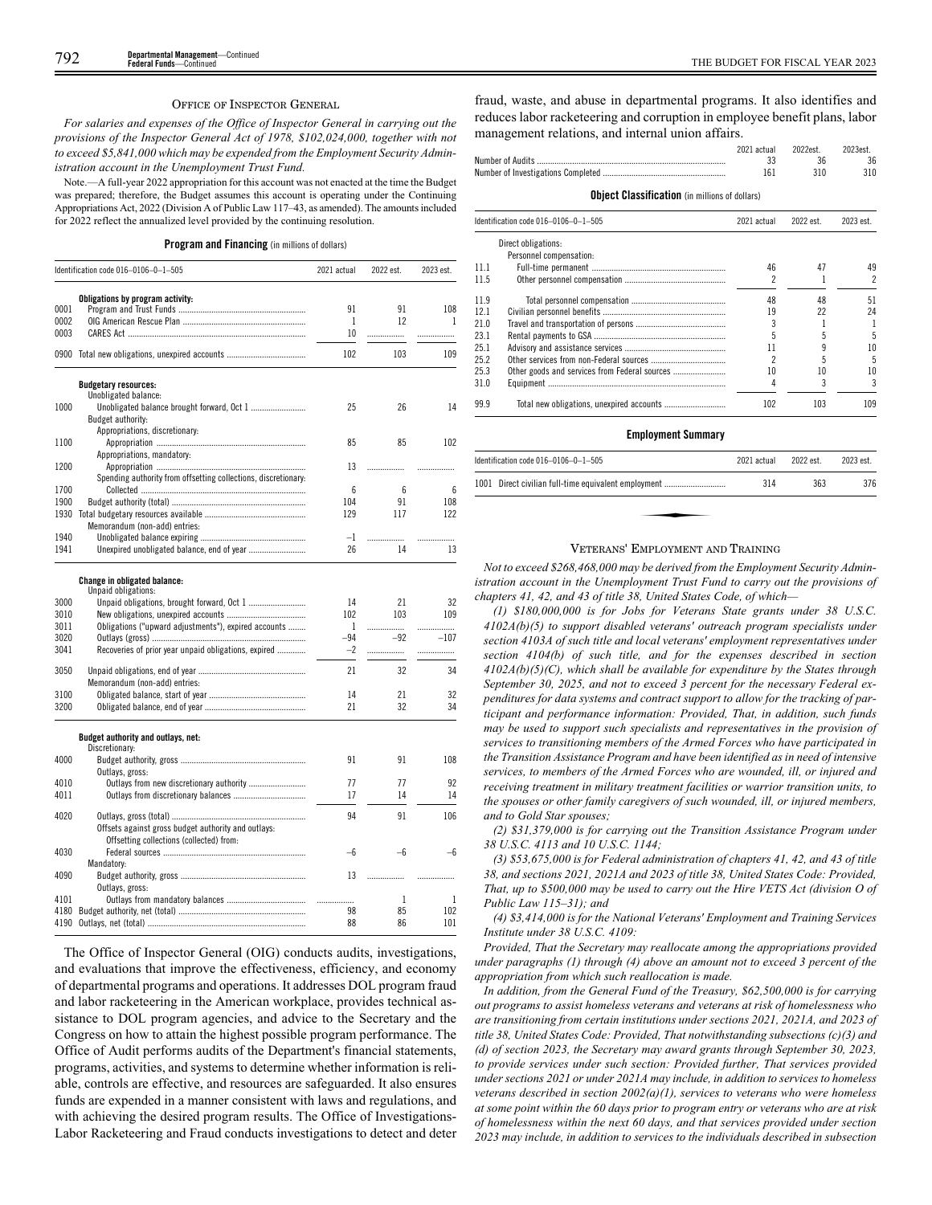## OFFICE OF INSPECTOR GENERAL

*For salaries and expenses of the Office of Inspector General in carrying out the provisions of the Inspector General Act of 1978, $102,024,000, together with not to exceed $5,841,000 which may be expended from the Employment Security Administration account in the Unemployment Trust Fund.*

Note.—A full-year 2022 appropriation for this account was not enacted at the time the Budget was prepared; therefore, the Budget assumes this account is operating under the Continuing Appropriations Act, 2022 (Division A of Public Law 117–43, as amended). The amounts included for 2022 reflect the annualized level provided by the continuing resolution.

**Program and Financing** (in millions of dollars)

| Identification code 016–0106–0–1–505 | | 2021 actual | 2022 est. | 2023 est. |
|---|---|---|---|---|
| | **Obligations by program activity:** | | | |
| 0001 | Program and Trust Funds | 91 | 91 | 108 |
| 0002 | OIG American Rescue Plan | 1 | 12 | 1 |
| 0003 | CARES Act | 10 | | |
| 0900 | Total new obligations, unexpired accounts | 102 | 103 | 109 |
| | **Budgetary resources:** | | | |
| | Unobligated balance: | | | |
| 1000 | Unobligated balance brought forward, Oct 1 | 25 | 26 | 14 |
| | Budget authority: | | | |
| | Appropriations, discretionary: | | | |
| 1100 | Appropriation | 85 | 85 | 102 |
| | Appropriations, mandatory: | | | |
| 1200 | Appropriation | 13 | | |
| | Spending authority from offsetting collections, discretionary: | | | |
| 1700 | Collected | 6 | 6 | 6 |
| 1900 | Budget authority (total) | 104 | 91 | 108 |
| 1930 | Total budgetary resources available | 129 | 117 | 122 |
| | Memorandum (non-add) entries: | | | |
| 1940 | Unobligated balance expiring | –1 | | |
| 1941 | Unexpired unobligated balance, end of year | 26 | 14 | 13 |
| | **Change in obligated balance:** | | | |
| | Unpaid obligations: | | | |
| 3000 | Unpaid obligations, brought forward, Oct 1 | 14 | 21 | 32 |
| 3010 | New obligations, unexpired accounts | 102 | 103 | 109 |
| 3011 | Obligations ("upward adjustments"), expired accounts | 1 | | |
| 3020 | Outlays (gross) | –94 | –92 | –107 |
| 3041 | Recoveries of prior year unpaid obligations, expired | –2 | | |
| 3050 | Unpaid obligations, end of year | 21 | 32 | 34 |
| | Memorandum (non-add) entries: | | | |
| 3100 | Obligated balance, start of year | 14 | 21 | 32 |
| 3200 | Obligated balance, end of year | 21 | 32 | 34 |
| | **Budget authority and outlays, net:** | | | |
| | Discretionary: | | | |
| 4000 | Budget authority, gross | 91 | 91 | 108 |
| | Outlays, gross: | | | |
| 4010 | Outlays from new discretionary authority | 77 | 77 | 92 |
| 4011 | Outlays from discretionary balances | 17 | 14 | 14 |
| 4020 | Outlays, gross (total) | 94 | 91 | 106 |
| | Offsets against gross budget authority and outlays: | | | |
| | Offsetting collections (collected) from: | | | |
| 4030 | Federal sources | –6 | –6 | –6 |
| | Mandatory: | | | |
| 4090 | Budget authority, gross | 13 | | |
| | Outlays, gross: | | | |
| 4101 | Outlays from mandatory balances | | 1 | 1 |
| 4180 | Budget authority, net (total) | 98 | 85 | 102 |
| 4190 | Outlays, net (total) | 88 | 86 | 101 |

The Office of Inspector General (OIG) conducts audits, investigations, and evaluations that improve the effectiveness, efficiency, and economy of departmental programs and operations. It addresses DOL program fraud and labor racketeering in the American workplace, provides technical assistance to DOL program agencies, and advice to the Secretary and the Congress on how to attain the highest possible program performance. The Office of Audit performs audits of the Department's financial statements, programs, activities, and systems to determine whether information is reliable, controls are effective, and resources are safeguarded. It also ensures funds are expended in a manner consistent with laws and regulations, and with achieving the desired program results. The Office of Investigations-Labor Racketeering and Fraud conducts investigations to detect and deter fraud, waste, and abuse in departmental programs. It also identifies and reduces labor racketeering and corruption in employee benefit plans, labor management relations, and internal union affairs.

| | 2021 actual | 2022est. | 2023est. |
|---|---|---|---|
| Number of Audits | 33 | 36 | 36 |
| Number of Investigations Completed | 161 | 310 | 310 |

**Object Classification** (in millions of dollars)

| Identification code 016–0106–0–1–505 | | 2021 actual | 2022 est. | 2023 est. |
|---|---|---|---|---|
| | Direct obligations: | | | |
| | Personnel compensation: | | | |
| 11.1 | Full-time permanent | 46 | 47 | 49 |
| 11.5 | Other personnel compensation | 2 | 1 | 2 |
| 11.9 | Total personnel compensation | 48 | 48 | 51 |
| 12.1 | Civilian personnel benefits | 19 | 22 | 24 |
| 21.0 | Travel and transportation of persons | 3 | 1 | 1 |
| 23.1 | Rental payments to GSA | 5 | 5 | 5 |
| 25.1 | Advisory and assistance services | 11 | 9 | 10 |
| 25.2 | Other services from non-Federal sources | 2 | 5 | 5 |
| 25.3 | Other goods and services from Federal sources | 10 | 10 | 10 |
| 31.0 | Equipment | 4 | 3 | 3 |
| 99.9 | Total new obligations, unexpired accounts | 102 | 103 | 109 |

**Employment Summary**

| Identification code 016–0106–0–1–505 | | 2021 actual | 2022 est. | 2023 est. |
|---|---|---|---|---|
| 1001 | Direct civilian full-time equivalent employment | 314 | 363 | 376 |

## VETERANS' EMPLOYMENT AND TRAINING

*Not to exceed $268,468,000 may be derived from the Employment Security Administration account in the Unemployment Trust Fund to carry out the provisions of chapters 41, 42, and 43 of title 38, United States Code, of which—*

*(1) $180,000,000 is for Jobs for Veterans State grants under 38 U.S.C. 4102A(b)(5) to support disabled veterans' outreach program specialists under section 4103A of such title and local veterans' employment representatives under section 4104(b) of such title, and for the expenses described in section 4102A(b)(5)(C), which shall be available for expenditure by the States through September 30, 2025, and not to exceed 3 percent for the necessary Federal expenditures for data systems and contract support to allow for the tracking of participant and performance information: Provided, That, in addition, such funds may be used to support such specialists and representatives in the provision of services to transitioning members of the Armed Forces who have participated in the Transition Assistance Program and have been identified as in need of intensive services, to members of the Armed Forces who are wounded, ill, or injured and receiving treatment in military treatment facilities or warrior transition units, to the spouses or other family caregivers of such wounded, ill, or injured members, and to Gold Star spouses;*

*(2) $31,379,000 is for carrying out the Transition Assistance Program under 38 U.S.C. 4113 and 10 U.S.C. 1144;*

*(3) $53,675,000 is for Federal administration of chapters 41, 42, and 43 of title 38, and sections 2021, 2021A and 2023 of title 38, United States Code: Provided, That, up to $500,000 may be used to carry out the Hire VETS Act (division O of Public Law 115–31); and*

*(4) $3,414,000 is for the National Veterans' Employment and Training Services Institute under 38 U.S.C. 4109:*

*Provided, That the Secretary may reallocate among the appropriations provided under paragraphs (1) through (4) above an amount not to exceed 3 percent of the appropriation from which such reallocation is made.*

*In addition, from the General Fund of the Treasury, $62,500,000 is for carrying out programs to assist homeless veterans and veterans at risk of homelessness who are transitioning from certain institutions under sections 2021, 2021A, and 2023 of title 38, United States Code: Provided, That notwithstanding subsections (c)(3) and (d) of section 2023, the Secretary may award grants through September 30, 2023, to provide services under such section: Provided further, That services provided under sections 2021 or under 2021A may include, in addition to services to homeless veterans described in section 2002(a)(1), services to veterans who were homeless at some point within the 60 days prior to program entry or veterans who are at risk of homelessness within the next 60 days, and that services provided under section 2023 may include, in addition to services to the individuals described in subsection*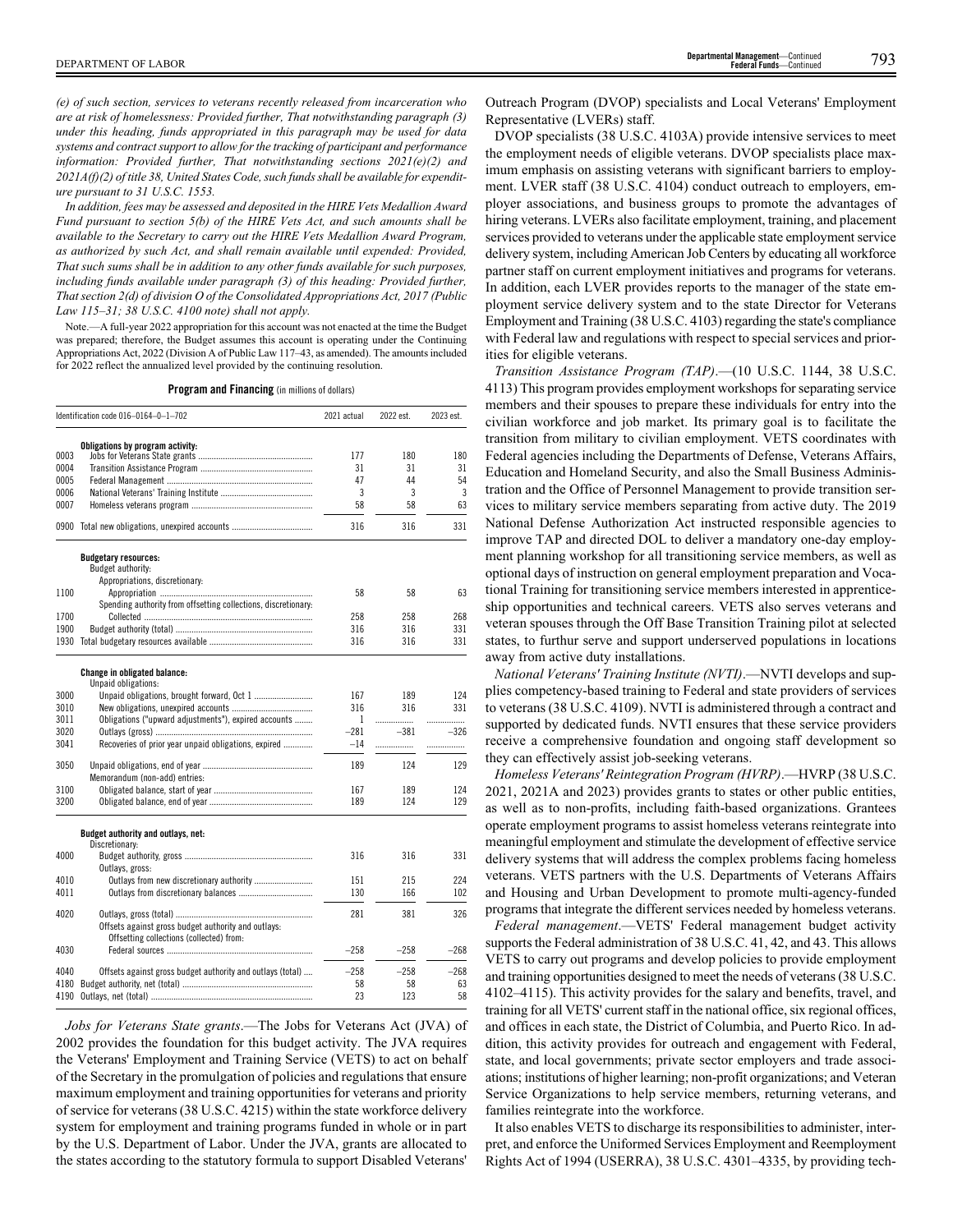*(e) of such section, services to veterans recently released from incarceration who are at risk of homelessness: Provided further, That notwithstanding paragraph (3) under this heading, funds appropriated in this paragraph may be used for data systems and contract support to allow for the tracking of participant and performance information: Provided further, That notwithstanding sections 2021(e)(2) and 2021A(f)(2) of title 38, United States Code, such funds shall be available for expenditure pursuant to 31 U.S.C. 1553.*

*In addition, fees may be assessed and deposited in the HIRE Vets Medallion Award Fund pursuant to section 5(b) of the HIRE Vets Act, and such amounts shall be available to the Secretary to carry out the HIRE Vets Medallion Award Program, as authorized by such Act, and shall remain available until expended: Provided, That such sums shall be in addition to any other funds available for such purposes, including funds available under paragraph (3) of this heading: Provided further, That section 2(d) of division O of the Consolidated Appropriations Act, 2017 (Public Law 115–31; 38 U.S.C. 4100 note) shall not apply.*

Note.—A full-year 2022 appropriation for this account was not enacted at the time the Budget was prepared; therefore, the Budget assumes this account is operating under the Continuing Appropriations Act, 2022 (Division A of Public Law 117–43, as amended). The amounts included for 2022 reflect the annualized level provided by the continuing resolution.

**Program and Financing** (in millions of dollars)

| | Identification code 016–0164–0–1–702 | 2021 actual | 2022 est. | 2023 est. |
|---|---|---|---|---|
| | **Obligations by program activity:** | | | |
| 0003 | Jobs for Veterans State grants | 177 | 180 | 180 |
| 0004 | Transition Assistance Program | 31 | 31 | 31 |
| 0005 | Federal Management | 47 | 44 | 54 |
| 0006 | National Veterans' Training Institute | 3 | 3 | 3 |
| 0007 | Homeless veterans program | 58 | 58 | 63 |
| 0900 | Total new obligations, unexpired accounts | 316 | 316 | 331 |
| | **Budgetary resources:** | | | |
| | Budget authority: | | | |
| | Appropriations, discretionary: | | | |
| 1100 | Appropriation | 58 | 58 | 63 |
| | Spending authority from offsetting collections, discretionary: | | | |
| 1700 | Collected | 258 | 258 | 268 |
| 1900 | Budget authority (total) | 316 | 316 | 331 |
| 1930 | Total budgetary resources available | 316 | 316 | 331 |
| | **Change in obligated balance:** | | | |
| | Unpaid obligations: | | | |
| 3000 | Unpaid obligations, brought forward, Oct 1 | 167 | 189 | 124 |
| 3010 | New obligations, unexpired accounts | 316 | 316 | 331 |
| 3011 | Obligations ("upward adjustments"), expired accounts | 1 | | |
| 3020 | Outlays (gross) | –281 | –381 | –326 |
| 3041 | Recoveries of prior year unpaid obligations, expired | –14 | | |
| 3050 | Unpaid obligations, end of year | 189 | 124 | 129 |
| | Memorandum (non-add) entries: | | | |
| 3100 | Obligated balance, start of year | 167 | 189 | 124 |
| 3200 | Obligated balance, end of year | 189 | 124 | 129 |
| | **Budget authority and outlays, net:** | | | |
| | Discretionary: | | | |
| 4000 | Budget authority, gross | 316 | 316 | 331 |
| | Outlays, gross: | | | |
| 4010 | Outlays from new discretionary authority | 151 | 215 | 224 |
| 4011 | Outlays from discretionary balances | 130 | 166 | 102 |
| 4020 | Outlays, gross (total) | 281 | 381 | 326 |
| | Offsets against gross budget authority and outlays: | | | |
| | Offsetting collections (collected) from: | | | |
| 4030 | Federal sources | –258 | –258 | –268 |
| 4040 | Offsets against gross budget authority and outlays (total) | –258 | –258 | –268 |
| 4180 | Budget authority, net (total) | 58 | 58 | 63 |
| 4190 | Outlays, net (total) | 23 | 123 | 58 |

*Jobs for Veterans State grants*.—The Jobs for Veterans Act (JVA) of 2002 provides the foundation for this budget activity. The JVA requires the Veterans' Employment and Training Service (VETS) to act on behalf of the Secretary in the promulgation of policies and regulations that ensure maximum employment and training opportunities for veterans and priority of service for veterans (38 U.S.C. 4215) within the state workforce delivery system for employment and training programs funded in whole or in part by the U.S. Department of Labor. Under the JVA, grants are allocated to the states according to the statutory formula to support Disabled Veterans' Outreach Program (DVOP) specialists and Local Veterans' Employment Representative (LVERs) staff.

DVOP specialists (38 U.S.C. 4103A) provide intensive services to meet the employment needs of eligible veterans. DVOP specialists place maximum emphasis on assisting veterans with significant barriers to employment. LVER staff (38 U.S.C. 4104) conduct outreach to employers, employer associations, and business groups to promote the advantages of hiring veterans. LVERs also facilitate employment, training, and placement services provided to veterans under the applicable state employment service delivery system, including American Job Centers by educating all workforce partner staff on current employment initiatives and programs for veterans. In addition, each LVER provides reports to the manager of the state employment service delivery system and to the state Director for Veterans Employment and Training (38 U.S.C. 4103) regarding the state's compliance with Federal law and regulations with respect to special services and priorities for eligible veterans.

*Transition Assistance Program (TAP)*.—(10 U.S.C. 1144, 38 U.S.C. 4113) This program provides employment workshops for separating service members and their spouses to prepare these individuals for entry into the civilian workforce and job market. Its primary goal is to facilitate the transition from military to civilian employment. VETS coordinates with Federal agencies including the Departments of Defense, Veterans Affairs, Education and Homeland Security, and also the Small Business Administration and the Office of Personnel Management to provide transition services to military service members separating from active duty. The 2019 National Defense Authorization Act instructed responsible agencies to improve TAP and directed DOL to deliver a mandatory one-day employment planning workshop for all transitioning service members, as well as optional days of instruction on general employment preparation and Vocational Training for transitioning service members interested in apprenticeship opportunities and technical careers. VETS also serves veterans and veteran spouses through the Off Base Transition Training pilot at selected states, to furthur serve and support underserved populations in locations away from active duty installations.

*National Veterans' Training Institute (NVTI)*.—NVTI develops and supplies competency-based training to Federal and state providers of services to veterans (38 U.S.C. 4109). NVTI is administered through a contract and supported by dedicated funds. NVTI ensures that these service providers receive a comprehensive foundation and ongoing staff development so they can effectively assist job-seeking veterans.

*Homeless Veterans' Reintegration Program (HVRP)*.—HVRP (38 U.S.C. 2021, 2021A and 2023) provides grants to states or other public entities, as well as to non-profits, including faith-based organizations. Grantees operate employment programs to assist homeless veterans reintegrate into meaningful employment and stimulate the development of effective service delivery systems that will address the complex problems facing homeless veterans. VETS partners with the U.S. Departments of Veterans Affairs and Housing and Urban Development to promote multi-agency-funded programs that integrate the different services needed by homeless veterans.

*Federal management*.—VETS' Federal management budget activity supports the Federal administration of 38 U.S.C. 41, 42, and 43. This allows VETS to carry out programs and develop policies to provide employment and training opportunities designed to meet the needs of veterans (38 U.S.C. 4102–4115). This activity provides for the salary and benefits, travel, and training for all VETS' current staff in the national office, six regional offices, and offices in each state, the District of Columbia, and Puerto Rico. In addition, this activity provides for outreach and engagement with Federal, state, and local governments; private sector employers and trade associations; institutions of higher learning; non-profit organizations; and Veteran Service Organizations to help service members, returning veterans, and families reintegrate into the workforce.

It also enables VETS to discharge its responsibilities to administer, interpret, and enforce the Uniformed Services Employment and Reemployment Rights Act of 1994 (USERRA), 38 U.S.C. 4301–4335, by providing tech-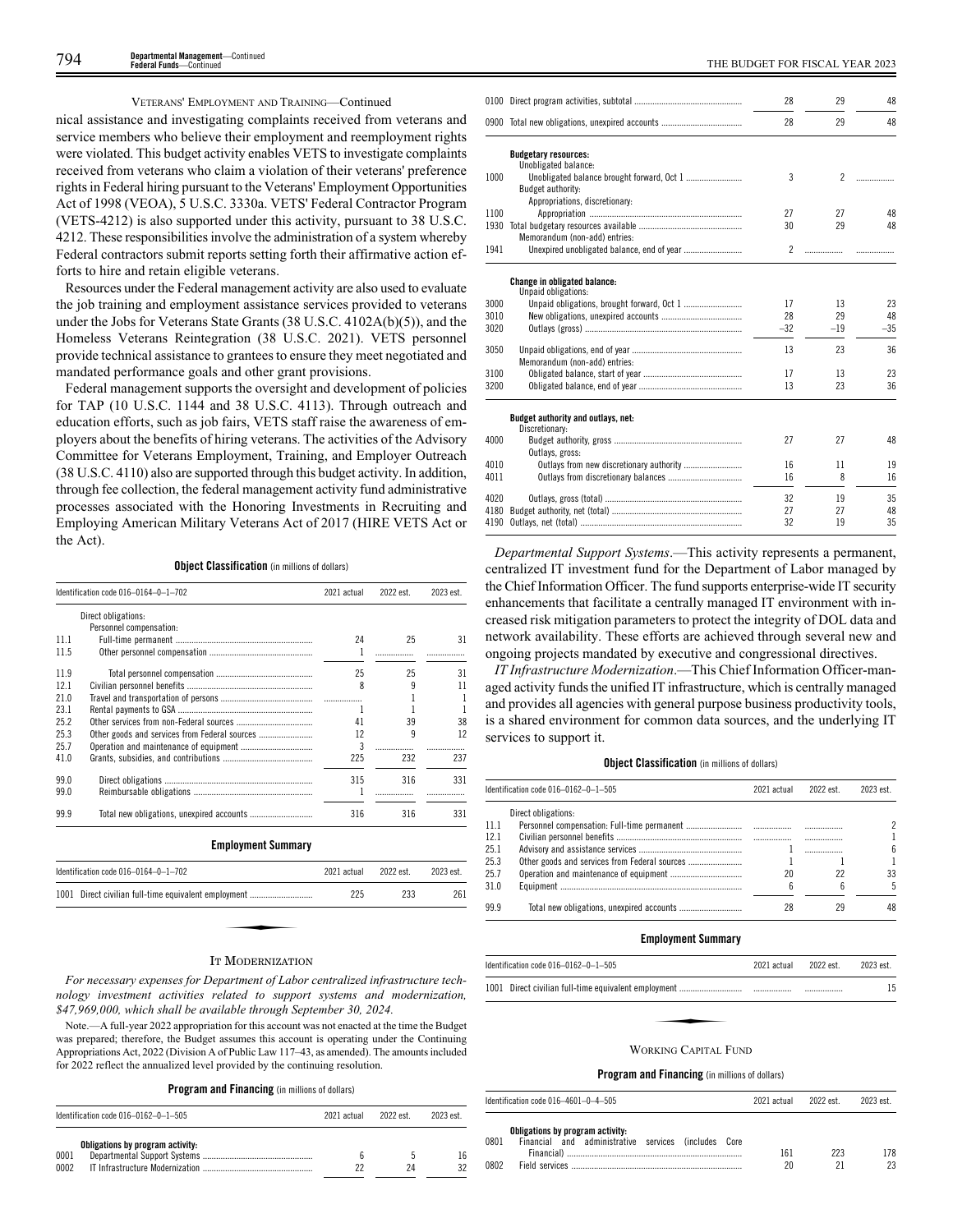VETERANS' EMPLOYMENT AND TRAINING—Continued

nical assistance and investigating complaints received from veterans and service members who believe their employment and reemployment rights were violated. This budget activity enables VETS to investigate complaints received from veterans who claim a violation of their veterans' preference rights in Federal hiring pursuant to the Veterans' Employment Opportunities Act of 1998 (VEOA), 5 U.S.C. 3330a. VETS' Federal Contractor Program (VETS-4212) is also supported under this activity, pursuant to 38 U.S.C. 4212. These responsibilities involve the administration of a system whereby Federal contractors submit reports setting forth their affirmative action efforts to hire and retain eligible veterans.

Resources under the Federal management activity are also used to evaluate the job training and employment assistance services provided to veterans under the Jobs for Veterans State Grants (38 U.S.C. 4102A(b)(5)), and the Homeless Veterans Reintegration (38 U.S.C. 2021). VETS personnel provide technical assistance to grantees to ensure they meet negotiated and mandated performance goals and other grant provisions.

Federal management supports the oversight and development of policies for TAP (10 U.S.C. 1144 and 38 U.S.C. 4113). Through outreach and education efforts, such as job fairs, VETS staff raise the awareness of employers about the benefits of hiring veterans. The activities of the Advisory Committee for Veterans Employment, Training, and Employer Outreach (38 U.S.C. 4110) also are supported through this budget activity. In addition, through fee collection, the federal management activity fund administrative processes associated with the Honoring Investments in Recruiting and Employing American Military Veterans Act of 2017 (HIRE VETS Act or the Act).

**Object Classification** (in millions of dollars)

| Identification code 016–0164–0–1–702 | | 2021 actual | 2022 est. | 2023 est. |
|---|---|---|---|---|
| | Direct obligations: | | | |
| | Personnel compensation: | | | |
| 11.1 | Full-time permanent | 24 | 25 | 31 |
| 11.5 | Other personnel compensation | 1 | | |
| 11.9 | Total personnel compensation | 25 | 25 | 31 |
| 12.1 | Civilian personnel benefits | 8 | 9 | 11 |
| 21.0 | Travel and transportation of persons | | 1 | 1 |
| 23.1 | Rental payments to GSA | 1 | 1 | 1 |
| 25.2 | Other services from non-Federal sources | 41 | 39 | 38 |
| 25.3 | Other goods and services from Federal sources | 12 | 9 | 12 |
| 25.7 | Operation and maintenance of equipment | 3 | | |
| 41.0 | Grants, subsidies, and contributions | 225 | 232 | 237 |
| 99.0 | Direct obligations | 315 | 316 | 331 |
| 99.0 | Reimbursable obligations | 1 | | |
| 99.9 | Total new obligations, unexpired accounts | 316 | 316 | 331 |

**Employment Summary**

| Identification code 016–0164–0–1–702 | | 2021 actual | 2022 est. | 2023 est. |
|---|---|---|---|---|
| 1001 | Direct civilian full-time equivalent employment | 225 | 233 | 261 |

## IT MODERNIZATION

*For necessary expenses for Department of Labor centralized infrastructure technology investment activities related to support systems and modernization, $47,969,000, which shall be available through September 30, 2024.*

Note.—A full-year 2022 appropriation for this account was not enacted at the time the Budget was prepared; therefore, the Budget assumes this account is operating under the Continuing Appropriations Act, 2022 (Division A of Public Law 117–43, as amended). The amounts included for 2022 reflect the annualized level provided by the continuing resolution.

**Program and Financing** (in millions of dollars)

| Identification code 016–0162–0–1–505 | | 2021 actual | 2022 est. | 2023 est. |
|---|---|---|---|---|
| | **Obligations by program activity:** | | | |
| 0001 | Departmental Support Systems | 6 | 5 | 16 |
| 0002 | IT Infrastructure Modernization | 22 | 24 | 32 |
| 0100 | Direct program activities, subtotal | 28 | 29 | 48 |
| 0900 | Total new obligations, unexpired accounts | 28 | 29 | 48 |
| | **Budgetary resources:** | | | |
| | Unobligated balance: | | | |
| 1000 | Unobligated balance brought forward, Oct 1 | 3 | 2 | |
| | Budget authority: | | | |
| | Appropriations, discretionary: | | | |
| 1100 | Appropriation | 27 | 27 | 48 |
| 1930 | Total budgetary resources available | 30 | 29 | 48 |
| | Memorandum (non-add) entries: | | | |
| 1941 | Unexpired unobligated balance, end of year | 2 | | |
| | **Change in obligated balance:** | | | |
| | Unpaid obligations: | | | |
| 3000 | Unpaid obligations, brought forward, Oct 1 | 17 | 13 | 23 |
| 3010 | New obligations, unexpired accounts | 28 | 29 | 48 |
| 3020 | Outlays (gross) | –32 | –19 | –35 |
| 3050 | Unpaid obligations, end of year | 13 | 23 | 36 |
| | Memorandum (non-add) entries: | | | |
| 3100 | Obligated balance, start of year | 17 | 13 | 23 |
| 3200 | Obligated balance, end of year | 13 | 23 | 36 |
| | **Budget authority and outlays, net:** | | | |
| | Discretionary: | | | |
| 4000 | Budget authority, gross | 27 | 27 | 48 |
| | Outlays, gross: | | | |
| 4010 | Outlays from new discretionary authority | 16 | 11 | 19 |
| 4011 | Outlays from discretionary balances | 16 | 8 | 16 |
| 4020 | Outlays, gross (total) | 32 | 19 | 35 |
| 4180 | Budget authority, net (total) | 27 | 27 | 48 |
| 4190 | Outlays, net (total) | 32 | 19 | 35 |

*Departmental Support Systems*.—This activity represents a permanent, centralized IT investment fund for the Department of Labor managed by the Chief Information Officer. The fund supports enterprise-wide IT security enhancements that facilitate a centrally managed IT environment with increased risk mitigation parameters to protect the integrity of DOL data and network availability. These efforts are achieved through several new and ongoing projects mandated by executive and congressional directives.

*IT Infrastructure Modernization*.—This Chief Information Officer-managed activity funds the unified IT infrastructure, which is centrally managed and provides all agencies with general purpose business productivity tools, is a shared environment for common data sources, and the underlying IT services to support it.

**Object Classification** (in millions of dollars)

| Identification code 016–0162–0–1–505 | | 2021 actual | 2022 est. | 2023 est. |
|---|---|---|---|---|
| | Direct obligations: | | | |
| 11.1 | Personnel compensation: Full-time permanent | | | 2 |
| 12.1 | Civilian personnel benefits | | | 1 |
| 25.1 | Advisory and assistance services | 1 | | 6 |
| 25.3 | Other goods and services from Federal sources | 1 | 1 | 1 |
| 25.7 | Operation and maintenance of equipment | 20 | 22 | 33 |
| 31.0 | Equipment | 6 | 6 | 5 |
| 99.9 | Total new obligations, unexpired accounts | 28 | 29 | 48 |

**Employment Summary**

| Identification code 016–0162–0–1–505 | | 2021 actual | 2022 est. | 2023 est. |
|---|---|---|---|---|
| 1001 | Direct civilian full-time equivalent employment | | | 15 |

## WORKING CAPITAL FUND

**Program and Financing** (in millions of dollars)

| Identification code 016–4601–0–4–505 | | 2021 actual | 2022 est. | 2023 est. |
|---|---|---|---|---|
| | **Obligations by program activity:** | | | |
| 0801 | Financial and administrative services (includes Core Financial) | 161 | 223 | 178 |
| 0802 | Field services | 20 | 21 | 23 |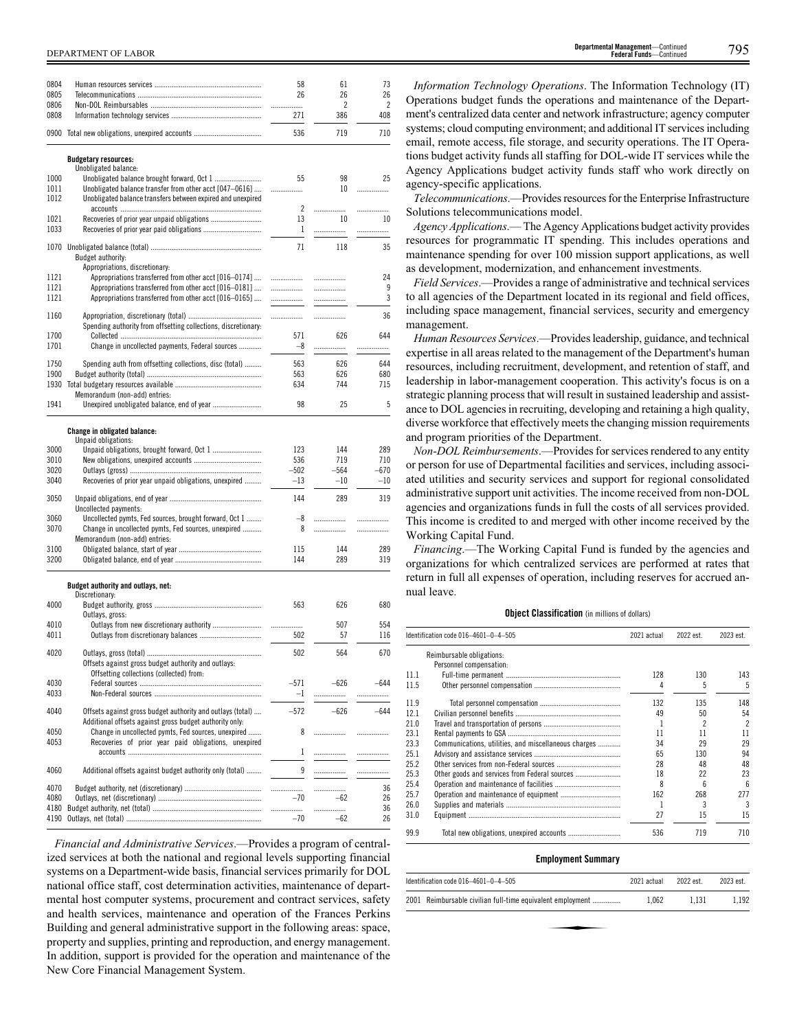| | | | | |
|---|---|---|---|---|
| 0804 | Human resources services | 58 | 61 | 73 |
| 0805 | Telecommunications | 26 | 26 | 26 |
| 0806 | Non-DOL Reimbursables | | 2 | 2 |
| 0808 | Information technology services | 271 | 386 | 408 |
| 0900 | Total new obligations, unexpired accounts | 536 | 719 | 710 |
| | **Budgetary resources:** | | | |
| | Unobligated balance: | | | |
| 1000 | Unobligated balance brought forward, Oct 1 | 55 | 98 | 25 |
| 1011 | Unobligated balance transfer from other acct [047–0616] | | 10 | |
| 1012 | Unobligated balance transfers between expired and unexpired accounts | 2 | | |
| 1021 | Recoveries of prior year unpaid obligations | 13 | 10 | 10 |
| 1033 | Recoveries of prior year paid obligations | 1 | | |
| 1070 | Unobligated balance (total) | 71 | 118 | 35 |
| | Budget authority: | | | |
| | Appropriations, discretionary: | | | |
| 1121 | Appropriations transferred from other acct [016–0174] | | | 24 |
| 1121 | Appropriations transferred from other acct [016–0181] | | | 9 |
| 1121 | Appropriations transferred from other acct [016–0165] | | | 3 |
| 1160 | Appropriation, discretionary (total) | | | 36 |
| | Spending authority from offsetting collections, discretionary: | | | |
| 1700 | Collected | 571 | 626 | 644 |
| 1701 | Change in uncollected payments, Federal sources | –8 | | |
| 1750 | Spending auth from offsetting collections, disc (total) | 563 | 626 | 644 |
| 1900 | Budget authority (total) | 563 | 626 | 680 |
| 1930 | Total budgetary resources available | 634 | 744 | 715 |
| | Memorandum (non-add) entries: | | | |
| 1941 | Unexpired unobligated balance, end of year | 98 | 25 | 5 |
| | **Change in obligated balance:** | | | |
| | Unpaid obligations: | | | |
| 3000 | Unpaid obligations, brought forward, Oct 1 | 123 | 144 | 289 |
| 3010 | New obligations, unexpired accounts | 536 | 719 | 710 |
| 3020 | Outlays (gross) | –502 | –564 | –670 |
| 3040 | Recoveries of prior year unpaid obligations, unexpired | –13 | –10 | –10 |
| 3050 | Unpaid obligations, end of year | 144 | 289 | 319 |
| | Uncollected payments: | | | |
| 3060 | Uncollected pymts, Fed sources, brought forward, Oct 1 | –8 | | |
| 3070 | Change in uncollected pymts, Fed sources, unexpired | 8 | | |
| | Memorandum (non-add) entries: | | | |
| 3100 | Obligated balance, start of year | 115 | 144 | 289 |
| 3200 | Obligated balance, end of year | 144 | 289 | 319 |
| | **Budget authority and outlays, net:** | | | |
| | Discretionary: | | | |
| 4000 | Budget authority, gross | 563 | 626 | 680 |
| | Outlays, gross: | | | |
| 4010 | Outlays from new discretionary authority | | 507 | 554 |
| 4011 | Outlays from discretionary balances | 502 | 57 | 116 |
| 4020 | Outlays, gross (total) | 502 | 564 | 670 |
| | Offsets against gross budget authority and outlays: | | | |
| | Offsetting collections (collected) from: | | | |
| 4030 | Federal sources | –571 | –626 | –644 |
| 4033 | Non-Federal sources | –1 | | |
| 4040 | Offsets against gross budget authority and outlays (total) | –572 | –626 | –644 |
| | Additional offsets against gross budget authority only: | | | |
| 4050 | Change in uncollected pymts, Fed sources, unexpired | 8 | | |
| 4053 | Recoveries of prior year paid obligations, unexpired accounts | 1 | | |
| 4060 | Additional offsets against budget authority only (total) | 9 | | |
| 4070 | Budget authority, net (discretionary) | | | 36 |
| 4080 | Outlays, net (discretionary) | –70 | –62 | 26 |
| 4180 | Budget authority, net (total) | | | 36 |
| 4190 | Outlays, net (total) | –70 | –62 | 26 |

*Financial and Administrative Services*.—Provides a program of centralized services at both the national and regional levels supporting financial systems on a Department-wide basis, financial services primarily for DOL national office staff, cost determination activities, maintenance of departmental host computer systems, procurement and contract services, safety and health services, maintenance and operation of the Frances Perkins Building and general administrative support in the following areas: space, property and supplies, printing and reproduction, and energy management. In addition, support is provided for the operation and maintenance of the New Core Financial Management System.

*Information Technology Operations*. The Information Technology (IT) Operations budget funds the operations and maintenance of the Department's centralized data center and network infrastructure; agency computer systems; cloud computing environment; and additional IT services including email, remote access, file storage, and security operations. The IT Operations budget activity funds all staffing for DOL-wide IT services while the Agency Applications budget activity funds staff who work directly on agency-specific applications.

*Telecommunications*.—Provides resources for the Enterprise Infrastructure Solutions telecommunications model.

*Agency Applications*.— The Agency Applications budget activity provides resources for programmatic IT spending. This includes operations and maintenance spending for over 100 mission support applications, as well as development, modernization, and enhancement investments.

*Field Services*.—Provides a range of administrative and technical services to all agencies of the Department located in its regional and field offices, including space management, financial services, security and emergency management.

*Human Resources Services*.—Provides leadership, guidance, and technical expertise in all areas related to the management of the Department's human resources, including recruitment, development, and retention of staff, and leadership in labor-management cooperation. This activity's focus is on a strategic planning process that will result in sustained leadership and assistance to DOL agencies in recruiting, developing and retaining a high quality, diverse workforce that effectively meets the changing mission requirements and program priorities of the Department.

*Non-DOL Reimbursements*.—Provides for services rendered to any entity or person for use of Departmental facilities and services, including associated utilities and security services and support for regional consolidated administrative support unit activities. The income received from non-DOL agencies and organizations funds in full the costs of all services provided. This income is credited to and merged with other income received by the Working Capital Fund.

*Financing*.—The Working Capital Fund is funded by the agencies and organizations for which centralized services are performed at rates that return in full all expenses of operation, including reserves for accrued annual leave.

**Object Classification** (in millions of dollars)

| Identification code 016–4601–0–4–505 | | 2021 actual | 2022 est. | 2023 est. |
|---|---|---|---|---|
| | Reimbursable obligations: | | | |
| | Personnel compensation: | | | |
| 11.1 | Full-time permanent | 128 | 130 | 143 |
| 11.5 | Other personnel compensation | 4 | 5 | 5 |
| 11.9 | Total personnel compensation | 132 | 135 | 148 |
| 12.1 | Civilian personnel benefits | 49 | 50 | 54 |
| 21.0 | Travel and transportation of persons | 1 | 2 | 2 |
| 23.1 | Rental payments to GSA | 11 | 11 | 11 |
| 23.3 | Communications, utilities, and miscellaneous charges | 34 | 29 | 29 |
| 25.1 | Advisory and assistance services | 65 | 130 | 94 |
| 25.2 | Other services from non-Federal sources | 28 | 48 | 48 |
| 25.3 | Other goods and services from Federal sources | 18 | 22 | 23 |
| 25.4 | Operation and maintenance of facilities | 8 | 6 | 6 |
| 25.7 | Operation and maintenance of equipment | 162 | 268 | 277 |
| 26.0 | Supplies and materials | 1 | 3 | 3 |
| 31.0 | Equipment | 27 | 15 | 15 |
| 99.9 | Total new obligations, unexpired accounts | 536 | 719 | 710 |

**Employment Summary**

| Identification code 016–4601–0–4–505 | | 2021 actual | 2022 est. | 2023 est. |
|---|---|---|---|---|
| 2001 | Reimbursable civilian full-time equivalent employment | 1,062 | 1,131 | 1,192 |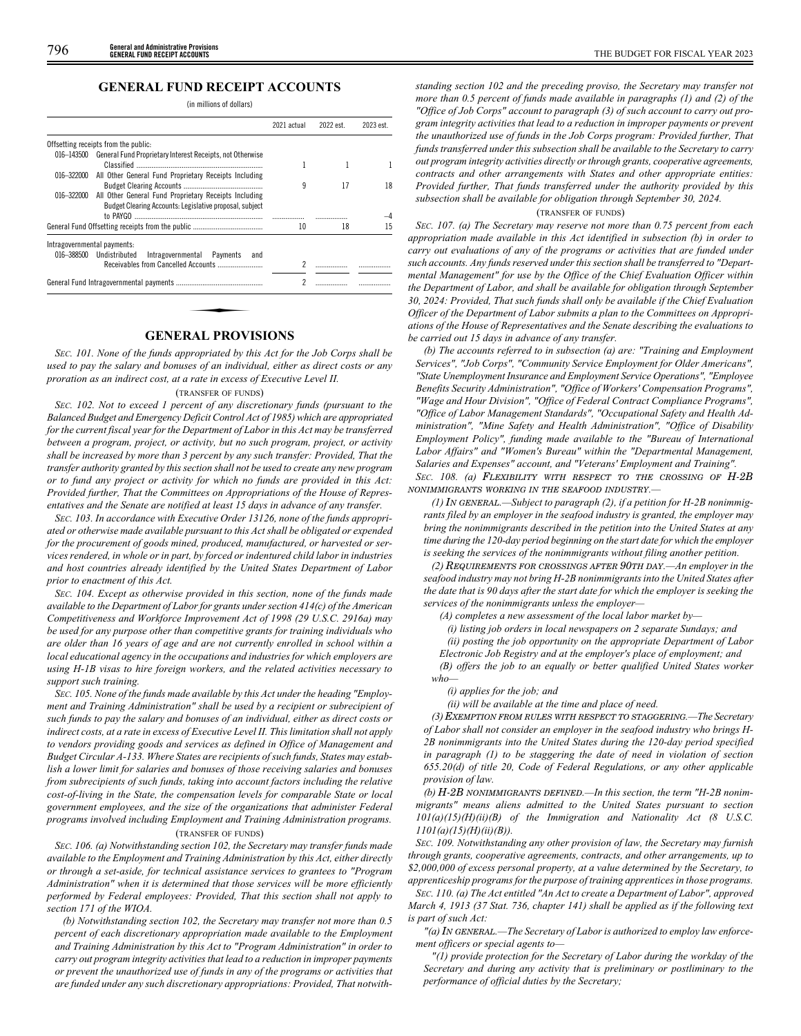## GENERAL FUND RECEIPT ACCOUNTS

(in millions of dollars)

| | 2021 actual | 2022 est. | 2023 est. |
|---|---|---|---|
| Offsetting receipts from the public: | | | |
| 016–143500 General Fund Proprietary Interest Receipts, not Otherwise Classified | 1 | 1 | 1 |
| 016–322000 All Other General Fund Proprietary Receipts Including Budget Clearing Accounts | 9 | 17 | 18 |
| 016–322000 All Other General Fund Proprietary Receipts Including Budget Clearing Accounts: Legislative proposal, subject to PAYGO | | | –4 |
| General Fund Offsetting receipts from the public | 10 | 18 | 15 |
| Intragovernmental payments: | | | |
| 016–388500 Undistributed Intragovernmental Payments and Receivables from Cancelled Accounts | 2 | | |
| General Fund Intragovernmental payments | 2 | | |

## GENERAL PROVISIONS

*SEC. 101. None of the funds appropriated by this Act for the Job Corps shall be used to pay the salary and bonuses of an individual, either as direct costs or any proration as an indirect cost, at a rate in excess of Executive Level II.*

(TRANSFER OF FUNDS)

*SEC. 102. Not to exceed 1 percent of any discretionary funds (pursuant to the Balanced Budget and Emergency Deficit Control Act of 1985) which are appropriated for the current fiscal year for the Department of Labor in this Act may be transferred between a program, project, or activity, but no such program, project, or activity shall be increased by more than 3 percent by any such transfer: Provided, That the transfer authority granted by this section shall not be used to create any new program or to fund any project or activity for which no funds are provided in this Act: Provided further, That the Committees on Appropriations of the House of Representatives and the Senate are notified at least 15 days in advance of any transfer.*

*SEC. 103. In accordance with Executive Order 13126, none of the funds appropriated or otherwise made available pursuant to this Act shall be obligated or expended for the procurement of goods mined, produced, manufactured, or harvested or services rendered, in whole or in part, by forced or indentured child labor in industries and host countries already identified by the United States Department of Labor prior to enactment of this Act.*

*SEC. 104. Except as otherwise provided in this section, none of the funds made available to the Department of Labor for grants under section 414(c) of the American Competitiveness and Workforce Improvement Act of 1998 (29 U.S.C. 2916a) may be used for any purpose other than competitive grants for training individuals who are older than 16 years of age and are not currently enrolled in school within a local educational agency in the occupations and industries for which employers are using H-1B visas to hire foreign workers, and the related activities necessary to support such training.*

*SEC. 105. None of the funds made available by this Act under the heading "Employment and Training Administration" shall be used by a recipient or subrecipient of such funds to pay the salary and bonuses of an individual, either as direct costs or indirect costs, at a rate in excess of Executive Level II. This limitation shall not apply to vendors providing goods and services as defined in Office of Management and Budget Circular A-133. Where States are recipients of such funds, States may establish a lower limit for salaries and bonuses of those receiving salaries and bonuses from subrecipients of such funds, taking into account factors including the relative cost-of-living in the State, the compensation levels for comparable State or local government employees, and the size of the organizations that administer Federal programs involved including Employment and Training Administration programs.*

(TRANSFER OF FUNDS)

*SEC. 106. (a) Notwithstanding section 102, the Secretary may transfer funds made available to the Employment and Training Administration by this Act, either directly or through a set-aside, for technical assistance services to grantees to "Program Administration" when it is determined that those services will be more efficiently performed by Federal employees: Provided, That this section shall not apply to section 171 of the WIOA.*

*(b) Notwithstanding section 102, the Secretary may transfer not more than 0.5 percent of each discretionary appropriation made available to the Employment and Training Administration by this Act to "Program Administration" in order to carry out program integrity activities that lead to a reduction in improper payments or prevent the unauthorized use of funds in any of the programs or activities that are funded under any such discretionary appropriations: Provided, That notwithstanding section 102 and the preceding proviso, the Secretary may transfer not more than 0.5 percent of funds made available in paragraphs (1) and (2) of the "Office of Job Corps" account to paragraph (3) of such account to carry out program integrity activities that lead to a reduction in improper payments or prevent the unauthorized use of funds in the Job Corps program: Provided further, That funds transferred under this subsection shall be available to the Secretary to carry out program integrity activities directly or through grants, cooperative agreements, contracts and other arrangements with States and other appropriate entities: Provided further, That funds transferred under the authority provided by this subsection shall be available for obligation through September 30, 2024.*

(TRANSFER OF FUNDS)

*SEC. 107. (a) The Secretary may reserve not more than 0.75 percent from each appropriation made available in this Act identified in subsection (b) in order to carry out evaluations of any of the programs or activities that are funded under such accounts. Any funds reserved under this section shall be transferred to "Departmental Management" for use by the Office of the Chief Evaluation Officer within the Department of Labor, and shall be available for obligation through September 30, 2024: Provided, That such funds shall only be available if the Chief Evaluation Officer of the Department of Labor submits a plan to the Committees on Appropriations of the House of Representatives and the Senate describing the evaluations to be carried out 15 days in advance of any transfer.*

*(b) The accounts referred to in subsection (a) are: "Training and Employment Services", "Job Corps", "Community Service Employment for Older Americans", "State Unemployment Insurance and Employment Service Operations", "Employee Benefits Security Administration", "Office of Workers' Compensation Programs", "Wage and Hour Division", "Office of Federal Contract Compliance Programs", "Office of Labor Management Standards", "Occupational Safety and Health Administration", "Mine Safety and Health Administration", "Office of Disability Employment Policy", funding made available to the "Bureau of International Labor Affairs" and "Women's Bureau" within the "Departmental Management, Salaries and Expenses" account, and "Veterans' Employment and Training".*

*SEC. 108. (a) FLEXIBILITY WITH RESPECT TO THE CROSSING OF H-2B NONIMMIGRANTS WORKING IN THE SEAFOOD INDUSTRY.—*

*(1) IN GENERAL.—Subject to paragraph (2), if a petition for H-2B nonimmigrants filed by an employer in the seafood industry is granted, the employer may bring the nonimmigrants described in the petition into the United States at any time during the 120-day period beginning on the start date for which the employer is seeking the services of the nonimmigrants without filing another petition.*

*(2) REQUIREMENTS FOR CROSSINGS AFTER 90TH DAY.—An employer in the seafood industry may not bring H-2B nonimmigrants into the United States after the date that is 90 days after the start date for which the employer is seeking the services of the nonimmigrants unless the employer—*

*(A) completes a new assessment of the local labor market by—*

*(i) listing job orders in local newspapers on 2 separate Sundays; and*

*(ii) posting the job opportunity on the appropriate Department of Labor Electronic Job Registry and at the employer's place of employment; and*

*(B) offers the job to an equally or better qualified United States worker who—*

*(i) applies for the job; and*

*(ii) will be available at the time and place of need.*

*(3) EXEMPTION FROM RULES WITH RESPECT TO STAGGERING.—The Secretary of Labor shall not consider an employer in the seafood industry who brings H-2B nonimmigrants into the United States during the 120-day period specified in paragraph (1) to be staggering the date of need in violation of section 655.20(d) of title 20, Code of Federal Regulations, or any other applicable provision of law.*

*(b) H-2B NONIMMIGRANTS DEFINED.—In this section, the term "H-2B nonimmigrants" means aliens admitted to the United States pursuant to section 101(a)(15)(H)(ii)(B) of the Immigration and Nationality Act (8 U.S.C. 1101(a)(15)(H)(ii)(B)).*

*SEC. 109. Notwithstanding any other provision of law, the Secretary may furnish through grants, cooperative agreements, contracts, and other arrangements, up to $2,000,000 of excess personal property, at a value determined by the Secretary, to apprenticeship programs for the purpose of training apprentices in those programs.*

*SEC. 110. (a) The Act entitled "An Act to create a Department of Labor", approved March 4, 1913 (37 Stat. 736, chapter 141) shall be applied as if the following text is part of such Act:*

*"(a) IN GENERAL.—The Secretary of Labor is authorized to employ law enforcement officers or special agents to—*

*"(1) provide protection for the Secretary of Labor during the workday of the Secretary and during any activity that is preliminary or postliminary to the performance of official duties by the Secretary;*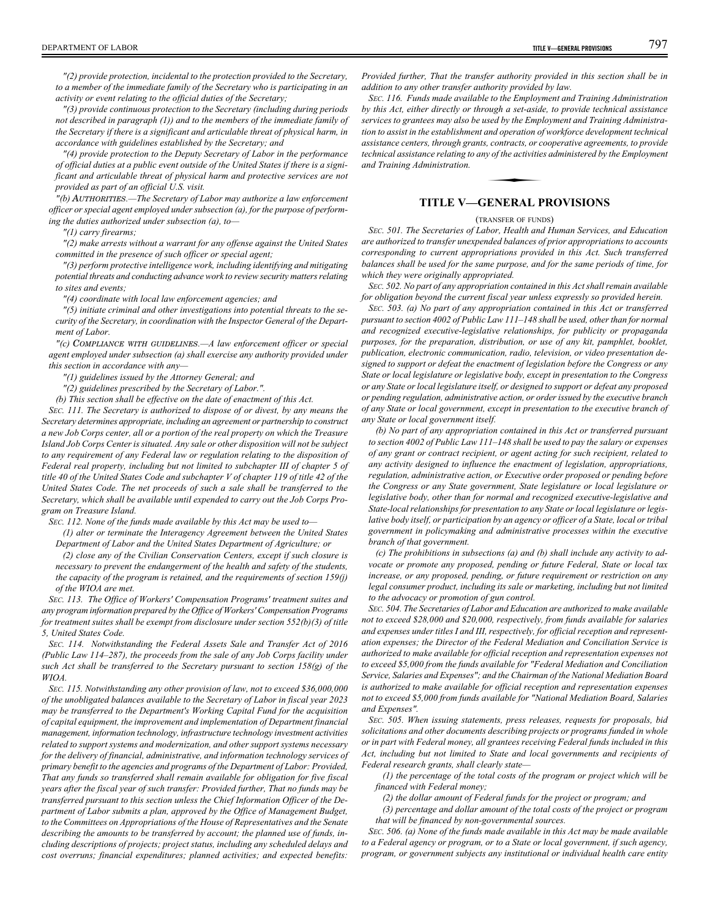*"(2) provide protection, incidental to the protection provided to the Secretary, to a member of the immediate family of the Secretary who is participating in an activity or event relating to the official duties of the Secretary;*

*"(3) provide continuous protection to the Secretary (including during periods not described in paragraph (1)) and to the members of the immediate family of the Secretary if there is a significant and articulable threat of physical harm, in accordance with guidelines established by the Secretary; and*

*"(4) provide protection to the Deputy Secretary of Labor in the performance of official duties at a public event outside of the United States if there is a significant and articulable threat of physical harm and protective services are not provided as part of an official U.S. visit.*

*"(b) AUTHORITIES.—The Secretary of Labor may authorize a law enforcement officer or special agent employed under subsection (a), for the purpose of performing the duties authorized under subsection (a), to—*

*"(1) carry firearms;*

*"(2) make arrests without a warrant for any offense against the United States committed in the presence of such officer or special agent;*

*"(3) perform protective intelligence work, including identifying and mitigating potential threats and conducting advance work to review security matters relating to sites and events;*

*"(4) coordinate with local law enforcement agencies; and*

*"(5) initiate criminal and other investigations into potential threats to the security of the Secretary, in coordination with the Inspector General of the Department of Labor.*

*"(c) COMPLIANCE WITH GUIDELINES.—A law enforcement officer or special agent employed under subsection (a) shall exercise any authority provided under this section in accordance with any—*

*"(1) guidelines issued by the Attorney General; and*

*"(2) guidelines prescribed by the Secretary of Labor.".*

*(b) This section shall be effective on the date of enactment of this Act.*

*SEC. 111. The Secretary is authorized to dispose of or divest, by any means the Secretary determines appropriate, including an agreement or partnership to construct a new Job Corps center, all or a portion of the real property on which the Treasure Island Job Corps Center is situated. Any sale or other disposition will not be subject to any requirement of any Federal law or regulation relating to the disposition of Federal real property, including but not limited to subchapter III of chapter 5 of title 40 of the United States Code and subchapter V of chapter 119 of title 42 of the United States Code. The net proceeds of such a sale shall be transferred to the Secretary, which shall be available until expended to carry out the Job Corps Program on Treasure Island.*

*SEC. 112. None of the funds made available by this Act may be used to—*

*(1) alter or terminate the Interagency Agreement between the United States Department of Labor and the United States Department of Agriculture; or*

*(2) close any of the Civilian Conservation Centers, except if such closure is necessary to prevent the endangerment of the health and safety of the students, the capacity of the program is retained, and the requirements of section 159(j) of the WIOA are met.*

*SEC. 113. The Office of Workers' Compensation Programs' treatment suites and any program information prepared by the Office of Workers' Compensation Programs for treatment suites shall be exempt from disclosure under section 552(b)(3) of title 5, United States Code.*

*SEC. 114. Notwithstanding the Federal Assets Sale and Transfer Act of 2016 (Public Law 114–287), the proceeds from the sale of any Job Corps facility under such Act shall be transferred to the Secretary pursuant to section 158(g) of the WIOA.*

*SEC. 115. Notwithstanding any other provision of law, not to exceed $36,000,000 of the unobligated balances available to the Secretary of Labor in fiscal year 2023 may be transferred to the Department's Working Capital Fund for the acquisition of capital equipment, the improvement and implementation of Department financial management, information technology, infrastructure technology investment activities related to support systems and modernization, and other support systems necessary for the delivery of financial, administrative, and information technology services of primary benefit to the agencies and programs of the Department of Labor: Provided, That any funds so transferred shall remain available for obligation for five fiscal years after the fiscal year of such transfer: Provided further, That no funds may be transferred pursuant to this section unless the Chief Information Officer of the Department of Labor submits a plan, approved by the Office of Management Budget, to the Committees on Appropriations of the House of Representatives and the Senate describing the amounts to be transferred by account; the planned use of funds, including descriptions of projects; project status, including any scheduled delays and cost overruns; financial expenditures; planned activities; and expected benefits: Provided further, That the transfer authority provided in this section shall be in addition to any other transfer authority provided by law.*

*SEC. 116. Funds made available to the Employment and Training Administration by this Act, either directly or through a set-aside, to provide technical assistance services to grantees may also be used by the Employment and Training Administration to assist in the establishment and operation of workforce development technical assistance centers, through grants, contracts, or cooperative agreements, to provide technical assistance relating to any of the activities administered by the Employment and Training Administration.*

## TITLE V—GENERAL PROVISIONS

(TRANSFER OF FUNDS)

*SEC. 501. The Secretaries of Labor, Health and Human Services, and Education are authorized to transfer unexpended balances of prior appropriations to accounts corresponding to current appropriations provided in this Act. Such transferred balances shall be used for the same purpose, and for the same periods of time, for which they were originally appropriated.*

*SEC. 502. No part of any appropriation contained in this Act shall remain available for obligation beyond the current fiscal year unless expressly so provided herein.*

*SEC. 503. (a) No part of any appropriation contained in this Act or transferred pursuant to section 4002 of Public Law 111–148 shall be used, other than for normal and recognized executive-legislative relationships, for publicity or propaganda purposes, for the preparation, distribution, or use of any kit, pamphlet, booklet, publication, electronic communication, radio, television, or video presentation designed to support or defeat the enactment of legislation before the Congress or any State or local legislature or legislative body, except in presentation to the Congress or any State or local legislature itself, or designed to support or defeat any proposed or pending regulation, administrative action, or order issued by the executive branch of any State or local government, except in presentation to the executive branch of any State or local government itself.*

*(b) No part of any appropriation contained in this Act or transferred pursuant to section 4002 of Public Law 111–148 shall be used to pay the salary or expenses of any grant or contract recipient, or agent acting for such recipient, related to any activity designed to influence the enactment of legislation, appropriations, regulation, administrative action, or Executive order proposed or pending before the Congress or any State government, State legislature or local legislature or legislative body, other than for normal and recognized executive-legislative and State-local relationships for presentation to any State or local legislature or legislative body itself, or participation by an agency or officer of a State, local or tribal government in policymaking and administrative processes within the executive branch of that government.*

*(c) The prohibitions in subsections (a) and (b) shall include any activity to advocate or promote any proposed, pending or future Federal, State or local tax increase, or any proposed, pending, or future requirement or restriction on any legal consumer product, including its sale or marketing, including but not limited to the advocacy or promotion of gun control.*

*SEC. 504. The Secretaries of Labor and Education are authorized to make available not to exceed $28,000 and $20,000, respectively, from funds available for salaries and expenses under titles I and III, respectively, for official reception and representation expenses; the Director of the Federal Mediation and Conciliation Service is authorized to make available for official reception and representation expenses not to exceed $5,000 from the funds available for "Federal Mediation and Conciliation Service, Salaries and Expenses"; and the Chairman of the National Mediation Board is authorized to make available for official reception and representation expenses not to exceed $5,000 from funds available for "National Mediation Board, Salaries and Expenses".*

*SEC. 505. When issuing statements, press releases, requests for proposals, bid solicitations and other documents describing projects or programs funded in whole or in part with Federal money, all grantees receiving Federal funds included in this Act, including but not limited to State and local governments and recipients of Federal research grants, shall clearly state—*

*(1) the percentage of the total costs of the program or project which will be financed with Federal money;*

*(2) the dollar amount of Federal funds for the project or program; and*

*(3) percentage and dollar amount of the total costs of the project or program that will be financed by non-governmental sources.*

*SEC. 506. (a) None of the funds made available in this Act may be made available to a Federal agency or program, or to a State or local government, if such agency, program, or government subjects any institutional or individual health care entity*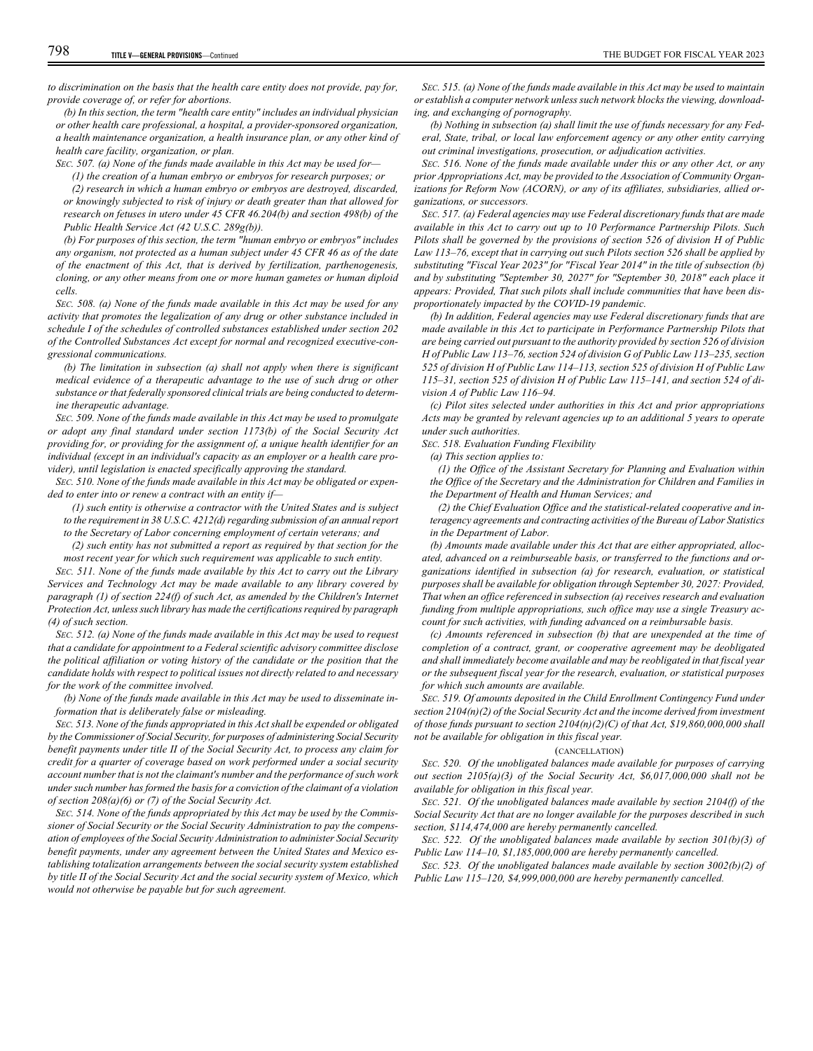*to discrimination on the basis that the health care entity does not provide, pay for, provide coverage of, or refer for abortions.*

*(b) In this section, the term "health care entity" includes an individual physician or other health care professional, a hospital, a provider-sponsored organization, a health maintenance organization, a health insurance plan, or any other kind of health care facility, organization, or plan.*

*SEC. 507. (a) None of the funds made available in this Act may be used for—*

*(1) the creation of a human embryo or embryos for research purposes; or*

*(2) research in which a human embryo or embryos are destroyed, discarded, or knowingly subjected to risk of injury or death greater than that allowed for research on fetuses in utero under 45 CFR 46.204(b) and section 498(b) of the Public Health Service Act (42 U.S.C. 289g(b)).*

*(b) For purposes of this section, the term "human embryo or embryos" includes any organism, not protected as a human subject under 45 CFR 46 as of the date of the enactment of this Act, that is derived by fertilization, parthenogenesis, cloning, or any other means from one or more human gametes or human diploid cells.*

*SEC. 508. (a) None of the funds made available in this Act may be used for any activity that promotes the legalization of any drug or other substance included in schedule I of the schedules of controlled substances established under section 202 of the Controlled Substances Act except for normal and recognized executive-congressional communications.*

*(b) The limitation in subsection (a) shall not apply when there is significant medical evidence of a therapeutic advantage to the use of such drug or other substance or that federally sponsored clinical trials are being conducted to determine therapeutic advantage.*

*SEC. 509. None of the funds made available in this Act may be used to promulgate or adopt any final standard under section 1173(b) of the Social Security Act providing for, or providing for the assignment of, a unique health identifier for an individual (except in an individual's capacity as an employer or a health care provider), until legislation is enacted specifically approving the standard.*

*SEC. 510. None of the funds made available in this Act may be obligated or expended to enter into or renew a contract with an entity if—*

*(1) such entity is otherwise a contractor with the United States and is subject to the requirement in 38 U.S.C. 4212(d) regarding submission of an annual report to the Secretary of Labor concerning employment of certain veterans; and*

*(2) such entity has not submitted a report as required by that section for the most recent year for which such requirement was applicable to such entity.*

*SEC. 511. None of the funds made available by this Act to carry out the Library Services and Technology Act may be made available to any library covered by paragraph (1) of section 224(f) of such Act, as amended by the Children's Internet Protection Act, unless such library has made the certifications required by paragraph (4) of such section.*

*SEC. 512. (a) None of the funds made available in this Act may be used to request that a candidate for appointment to a Federal scientific advisory committee disclose the political affiliation or voting history of the candidate or the position that the candidate holds with respect to political issues not directly related to and necessary for the work of the committee involved.*

*(b) None of the funds made available in this Act may be used to disseminate information that is deliberately false or misleading.*

*SEC. 513. None of the funds appropriated in this Act shall be expended or obligated by the Commissioner of Social Security, for purposes of administering Social Security benefit payments under title II of the Social Security Act, to process any claim for credit for a quarter of coverage based on work performed under a social security account number that is not the claimant's number and the performance of such work under such number has formed the basis for a conviction of the claimant of a violation of section 208(a)(6) or (7) of the Social Security Act.*

*SEC. 514. None of the funds appropriated by this Act may be used by the Commissioner of Social Security or the Social Security Administration to pay the compensation of employees of the Social Security Administration to administer Social Security benefit payments, under any agreement between the United States and Mexico establishing totalization arrangements between the social security system established by title II of the Social Security Act and the social security system of Mexico, which would not otherwise be payable but for such agreement.*

*SEC. 515. (a) None of the funds made available in this Act may be used to maintain or establish a computer network unless such network blocks the viewing, downloading, and exchanging of pornography.*

*(b) Nothing in subsection (a) shall limit the use of funds necessary for any Federal, State, tribal, or local law enforcement agency or any other entity carrying out criminal investigations, prosecution, or adjudication activities.*

*SEC. 516. None of the funds made available under this or any other Act, or any prior Appropriations Act, may be provided to the Association of Community Organizations for Reform Now (ACORN), or any of its affiliates, subsidiaries, allied organizations, or successors.*

*SEC. 517. (a) Federal agencies may use Federal discretionary funds that are made available in this Act to carry out up to 10 Performance Partnership Pilots. Such Pilots shall be governed by the provisions of section 526 of division H of Public Law 113–76, except that in carrying out such Pilots section 526 shall be applied by substituting "Fiscal Year 2023" for "Fiscal Year 2014" in the title of subsection (b) and by substituting "September 30, 2027" for "September 30, 2018" each place it appears: Provided, That such pilots shall include communities that have been disproportionately impacted by the COVID-19 pandemic.*

*(b) In addition, Federal agencies may use Federal discretionary funds that are made available in this Act to participate in Performance Partnership Pilots that are being carried out pursuant to the authority provided by section 526 of division H of Public Law 113–76, section 524 of division G of Public Law 113–235, section 525 of division H of Public Law 114–113, section 525 of division H of Public Law 115–31, section 525 of division H of Public Law 115–141, and section 524 of division A of Public Law 116–94.*

*(c) Pilot sites selected under authorities in this Act and prior appropriations Acts may be granted by relevant agencies up to an additional 5 years to operate under such authorities.*

*SEC. 518. Evaluation Funding Flexibility*

*(a) This section applies to:*

*(1) the Office of the Assistant Secretary for Planning and Evaluation within the Office of the Secretary and the Administration for Children and Families in the Department of Health and Human Services; and*

*(2) the Chief Evaluation Office and the statistical-related cooperative and interagency agreements and contracting activities of the Bureau of Labor Statistics in the Department of Labor.*

*(b) Amounts made available under this Act that are either appropriated, allocated, advanced on a reimburseable basis, or transferred to the functions and organizations identified in subsection (a) for research, evaluation, or statistical purposes shall be available for obligation through September 30, 2027: Provided, That when an office referenced in subsection (a) receives research and evaluation funding from multiple appropriations, such office may use a single Treasury account for such activities, with funding advanced on a reimbursable basis.*

*(c) Amounts referenced in subsection (b) that are unexpended at the time of completion of a contract, grant, or cooperative agreement may be deobligated and shall immediately become available and may be reobligated in that fiscal year or the subsequent fiscal year for the research, evaluation, or statistical purposes for which such amounts are available.*

*SEC. 519. Of amounts deposited in the Child Enrollment Contingency Fund under section 2104(n)(2) of the Social Security Act and the income derived from investment of those funds pursuant to section 2104(n)(2)(C) of that Act, $19,860,000,000 shall not be available for obligation in this fiscal year.*

(CANCELLATION)

*SEC. 520. Of the unobligated balances made available for purposes of carrying out section 2105(a)(3) of the Social Security Act, $6,017,000,000 shall not be available for obligation in this fiscal year.*

*SEC. 521. Of the unobligated balances made available by section 2104(f) of the Social Security Act that are no longer available for the purposes described in such section, $114,474,000 are hereby permanently cancelled.*

*SEC. 522. Of the unobligated balances made available by section 301(b)(3) of Public Law 114–10, $1,185,000,000 are hereby permanently cancelled.*

*SEC. 523. Of the unobligated balances made available by section 3002(b)(2) of Public Law 115–120, $4,999,000,000 are hereby permanently cancelled.*